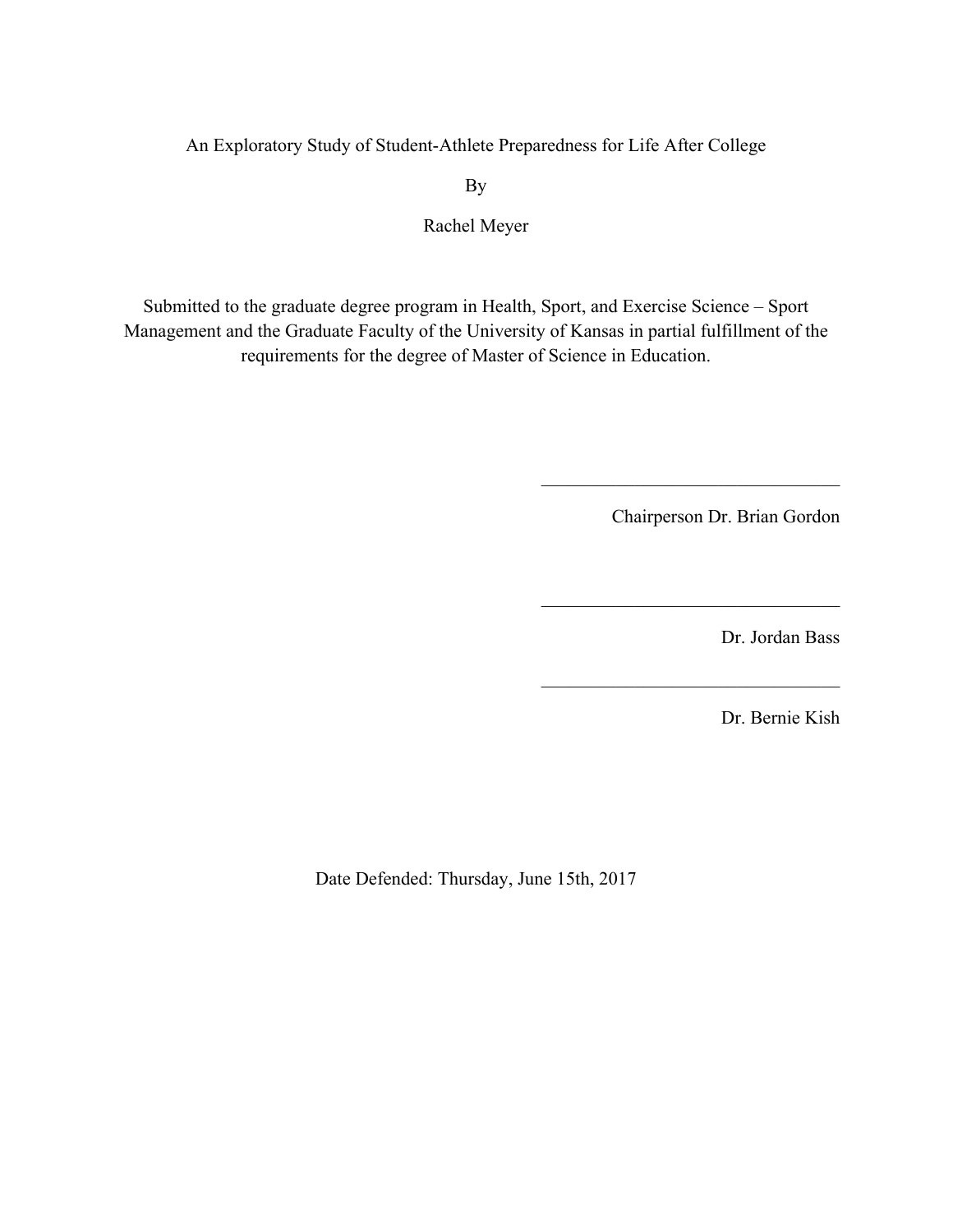# An Exploratory Study of Student-Athlete Preparedness for Life After College

By

Rachel Meyer

Submitted to the graduate degree program in Health, Sport, and Exercise Science – Sport Management and the Graduate Faculty of the University of Kansas in partial fulfillment of the requirements for the degree of Master of Science in Education.

\_\_\_\_\_\_\_\_\_\_\_\_\_\_\_\_\_\_\_\_\_\_\_\_\_\_\_\_\_\_\_\_\_

Chairperson Dr. Brian Gordon

\_\_\_\_\_\_\_\_\_\_\_\_\_\_\_\_\_\_\_\_\_\_\_\_\_\_\_\_\_\_\_\_\_

Dr. Jordan Bass

\_\_\_\_\_\_\_\_\_\_\_\_\_\_\_\_\_\_\_\_\_\_\_\_\_\_\_\_\_\_\_\_\_

Dr. Bernie Kish

Date Defended: Thursday, June 15th, 2017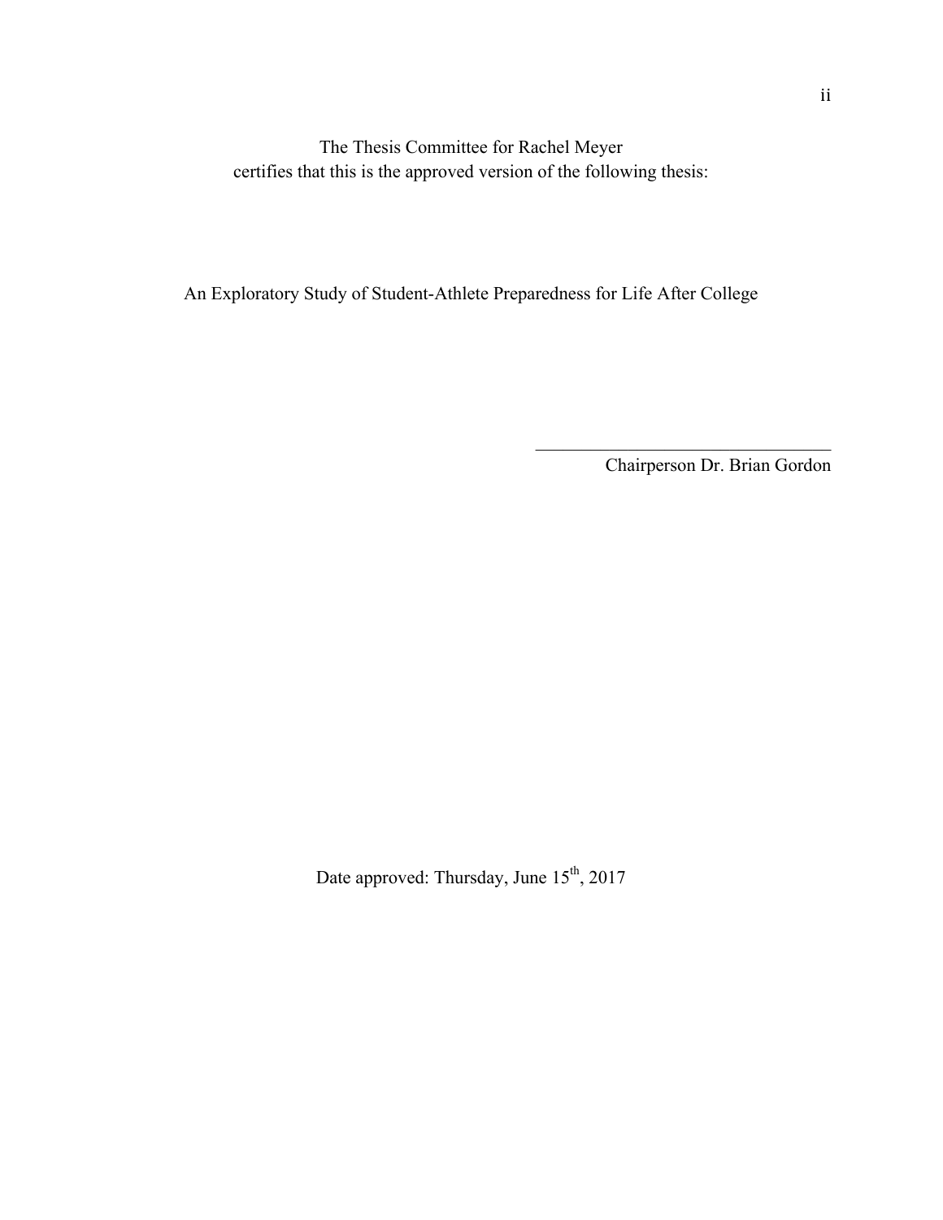The Thesis Committee for Rachel Meyer
certifies that this is the approved version of the following thesis:

An Exploratory Study of Student-Athlete Preparedness for Life After College

\_\_\_\_\_\_\_\_\_\_\_\_\_\_\_\_\_\_\_\_\_\_\_\_\_\_\_\_\_\_\_\_\_\_\_\_

Chairperson Dr. Brian Gordon

Date approved: Thursday, June 15th, 2017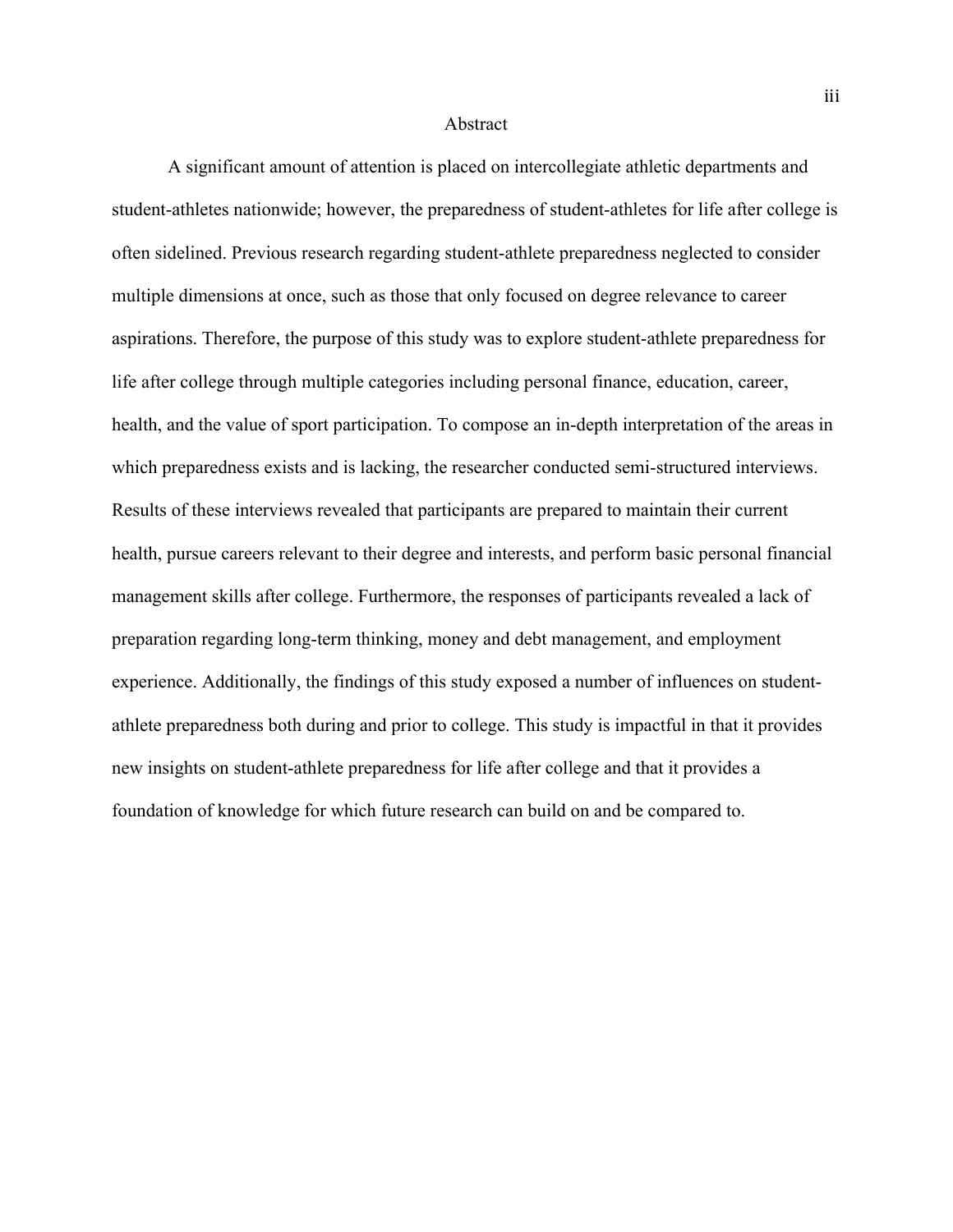# Abstract

A significant amount of attention is placed on intercollegiate athletic departments and student-athletes nationwide; however, the preparedness of student-athletes for life after college is often sidelined. Previous research regarding student-athlete preparedness neglected to consider multiple dimensions at once, such as those that only focused on degree relevance to career aspirations. Therefore, the purpose of this study was to explore student-athlete preparedness for life after college through multiple categories including personal finance, education, career, health, and the value of sport participation. To compose an in-depth interpretation of the areas in which preparedness exists and is lacking, the researcher conducted semi-structured interviews. Results of these interviews revealed that participants are prepared to maintain their current health, pursue careers relevant to their degree and interests, and perform basic personal financial management skills after college. Furthermore, the responses of participants revealed a lack of preparation regarding long-term thinking, money and debt management, and employment experience. Additionally, the findings of this study exposed a number of influences on student-athlete preparedness both during and prior to college. This study is impactful in that it provides new insights on student-athlete preparedness for life after college and that it provides a foundation of knowledge for which future research can build on and be compared to.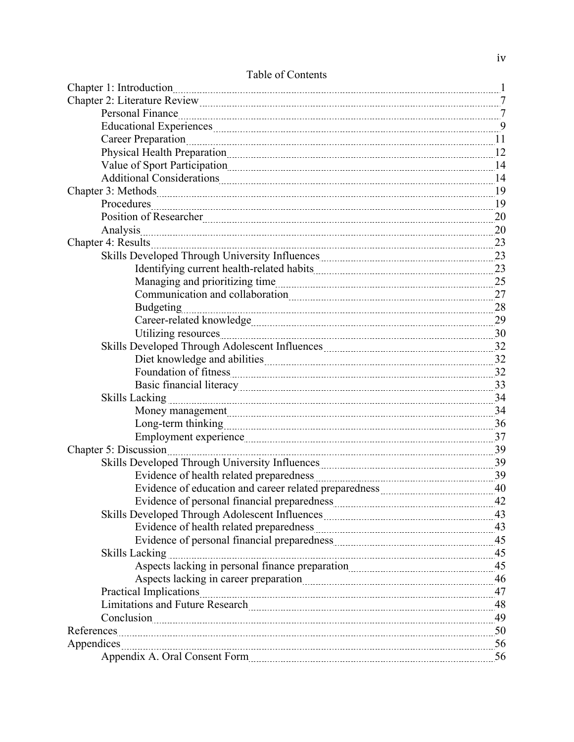# Table of Contents

Chapter 1: Introduction ..... 1

Chapter 2: Literature Review ..... 7

- Personal Finance ..... 7
- Educational Experiences ..... 9
- Career Preparation ..... 11
- Physical Health Preparation ..... 12
- Value of Sport Participation ..... 14
- Additional Considerations ..... 14

Chapter 3: Methods ..... 19

- Procedures ..... 19
- Position of Researcher ..... 20
- Analysis ..... 20

Chapter 4: Results ..... 23

- Skills Developed Through University Influences ..... 23
  - Identifying current health-related habits ..... 23
  - Managing and prioritizing time ..... 25
  - Communication and collaboration ..... 27
  - Budgeting ..... 28
  - Career-related knowledge ..... 29
  - Utilizing resources ..... 30
- Skills Developed Through Adolescent Influences ..... 32
  - Diet knowledge and abilities ..... 32
  - Foundation of fitness ..... 32
  - Basic financial literacy ..... 33
- Skills Lacking ..... 34
  - Money management ..... 34
  - Long-term thinking ..... 36
  - Employment experience ..... 37

Chapter 5: Discussion ..... 39

- Skills Developed Through University Influences ..... 39
  - Evidence of health related preparedness ..... 39
  - Evidence of education and career related preparedness ..... 40
  - Evidence of personal financial preparedness ..... 42
- Skills Developed Through Adolescent Influences ..... 43
  - Evidence of health related preparedness ..... 43
  - Evidence of personal financial preparedness ..... 45
- Skills Lacking ..... 45
  - Aspects lacking in personal finance preparation ..... 45
  - Aspects lacking in career preparation ..... 46
- Practical Implications ..... 47
- Limitations and Future Research ..... 48
- Conclusion ..... 49

References ..... 50

Appendices ..... 56

- Appendix A. Oral Consent Form ..... 56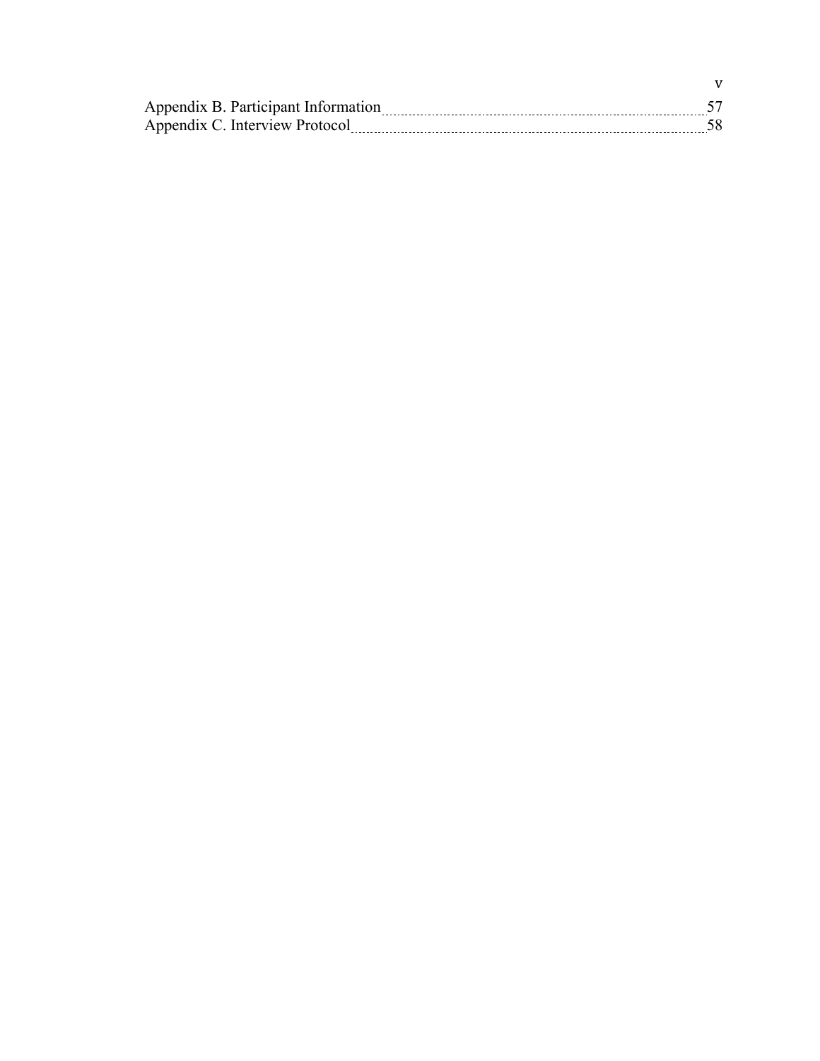Appendix B. Participant Information 57
Appendix C. Interview Protocol 58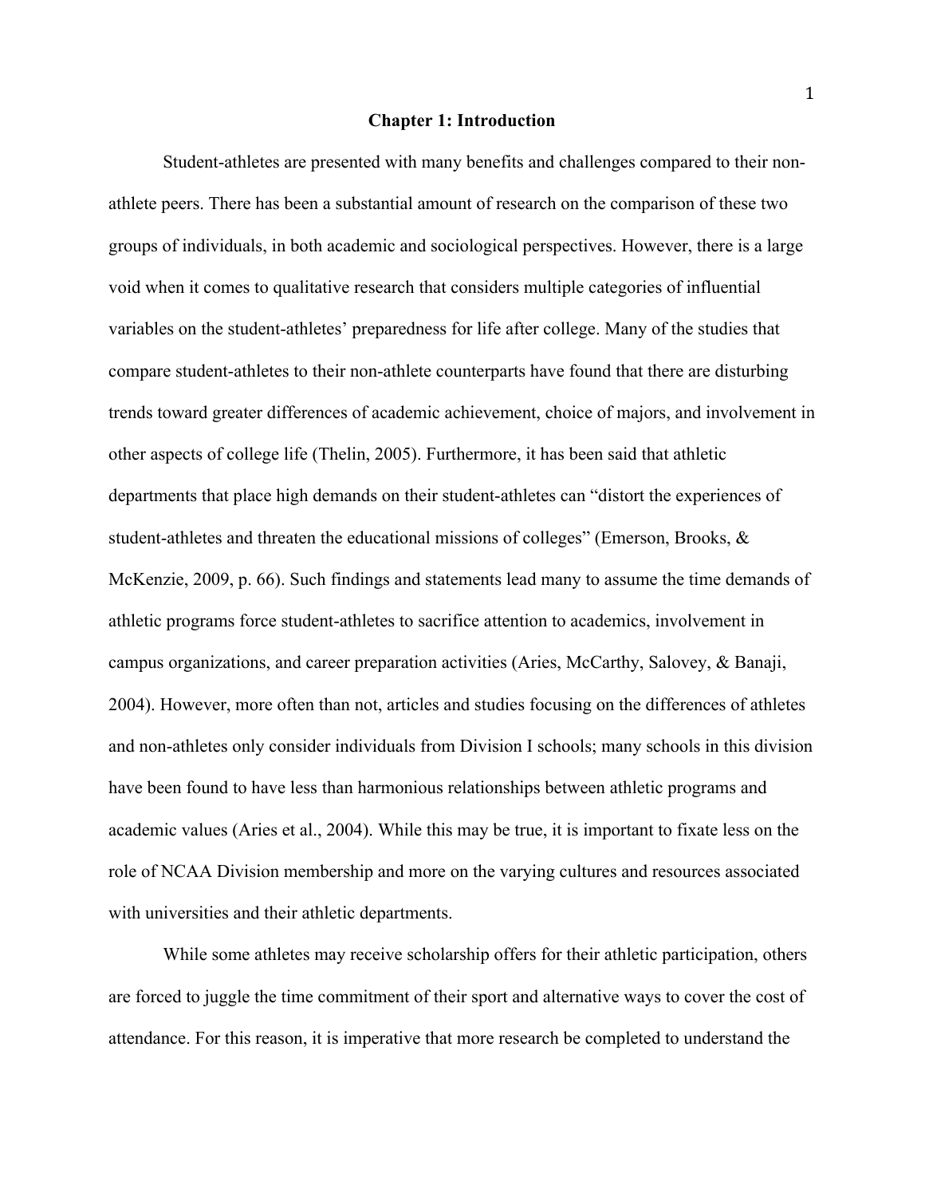# Chapter 1: Introduction

Student-athletes are presented with many benefits and challenges compared to their non-athlete peers. There has been a substantial amount of research on the comparison of these two groups of individuals, in both academic and sociological perspectives. However, there is a large void when it comes to qualitative research that considers multiple categories of influential variables on the student-athletes' preparedness for life after college. Many of the studies that compare student-athletes to their non-athlete counterparts have found that there are disturbing trends toward greater differences of academic achievement, choice of majors, and involvement in other aspects of college life (Thelin, 2005). Furthermore, it has been said that athletic departments that place high demands on their student-athletes can "distort the experiences of student-athletes and threaten the educational missions of colleges" (Emerson, Brooks, & McKenzie, 2009, p. 66). Such findings and statements lead many to assume the time demands of athletic programs force student-athletes to sacrifice attention to academics, involvement in campus organizations, and career preparation activities (Aries, McCarthy, Salovey, & Banaji, 2004). However, more often than not, articles and studies focusing on the differences of athletes and non-athletes only consider individuals from Division I schools; many schools in this division have been found to have less than harmonious relationships between athletic programs and academic values (Aries et al., 2004). While this may be true, it is important to fixate less on the role of NCAA Division membership and more on the varying cultures and resources associated with universities and their athletic departments.

While some athletes may receive scholarship offers for their athletic participation, others are forced to juggle the time commitment of their sport and alternative ways to cover the cost of attendance. For this reason, it is imperative that more research be completed to understand the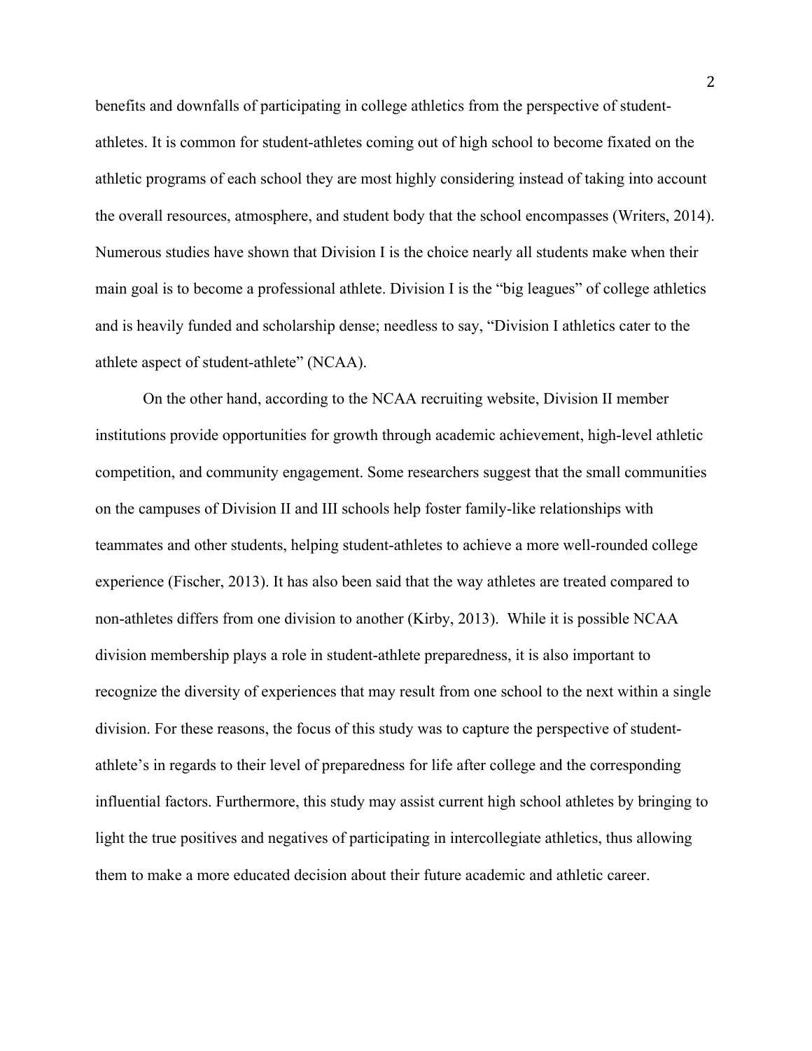benefits and downfalls of participating in college athletics from the perspective of student-athletes. It is common for student-athletes coming out of high school to become fixated on the athletic programs of each school they are most highly considering instead of taking into account the overall resources, atmosphere, and student body that the school encompasses (Writers, 2014). Numerous studies have shown that Division I is the choice nearly all students make when their main goal is to become a professional athlete. Division I is the "big leagues" of college athletics and is heavily funded and scholarship dense; needless to say, "Division I athletics cater to the athlete aspect of student-athlete" (NCAA).

On the other hand, according to the NCAA recruiting website, Division II member institutions provide opportunities for growth through academic achievement, high-level athletic competition, and community engagement. Some researchers suggest that the small communities on the campuses of Division II and III schools help foster family-like relationships with teammates and other students, helping student-athletes to achieve a more well-rounded college experience (Fischer, 2013). It has also been said that the way athletes are treated compared to non-athletes differs from one division to another (Kirby, 2013). While it is possible NCAA division membership plays a role in student-athlete preparedness, it is also important to recognize the diversity of experiences that may result from one school to the next within a single division. For these reasons, the focus of this study was to capture the perspective of student-athlete's in regards to their level of preparedness for life after college and the corresponding influential factors. Furthermore, this study may assist current high school athletes by bringing to light the true positives and negatives of participating in intercollegiate athletics, thus allowing them to make a more educated decision about their future academic and athletic career.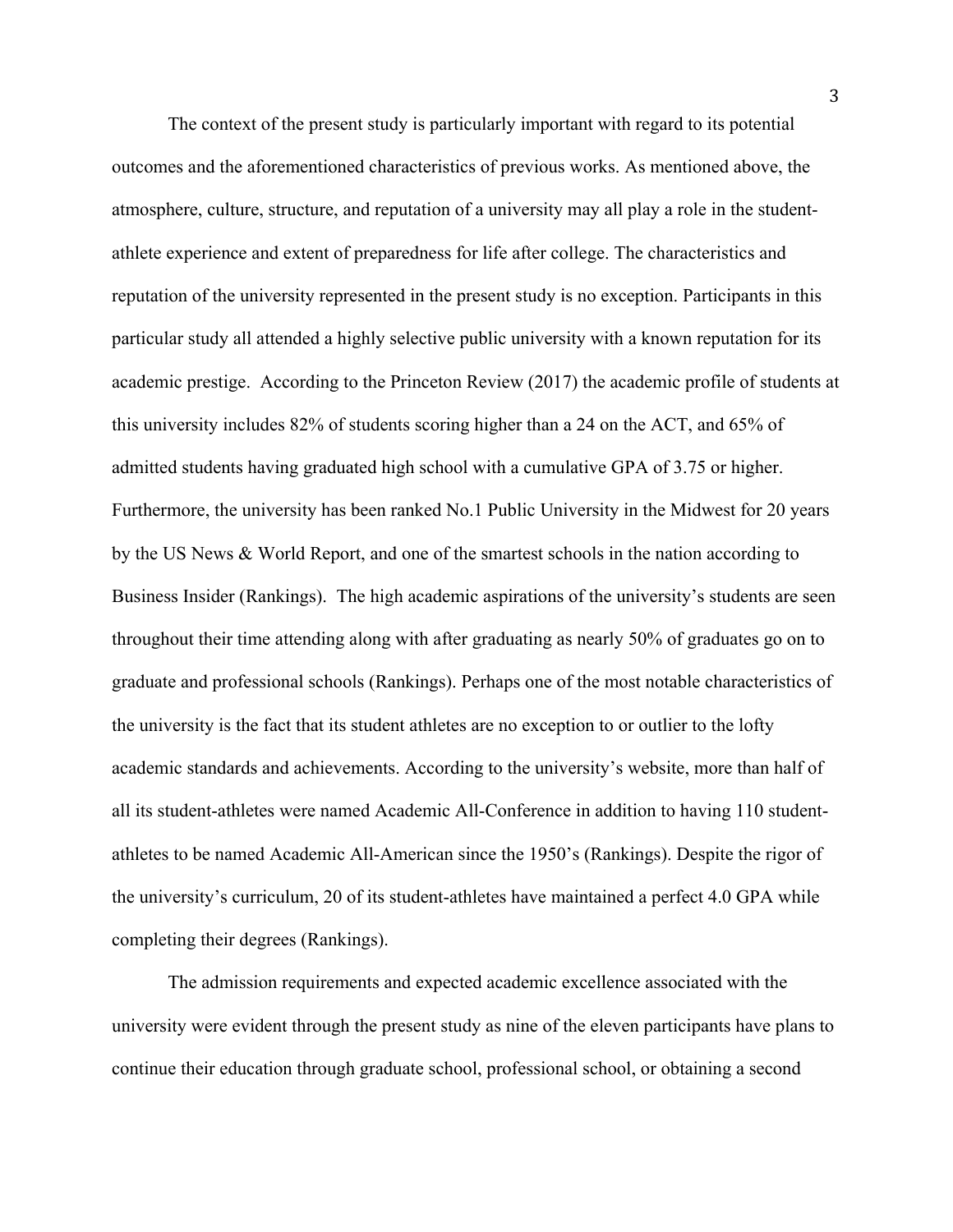The context of the present study is particularly important with regard to its potential outcomes and the aforementioned characteristics of previous works. As mentioned above, the atmosphere, culture, structure, and reputation of a university may all play a role in the student-athlete experience and extent of preparedness for life after college. The characteristics and reputation of the university represented in the present study is no exception. Participants in this particular study all attended a highly selective public university with a known reputation for its academic prestige. According to the Princeton Review (2017) the academic profile of students at this university includes 82% of students scoring higher than a 24 on the ACT, and 65% of admitted students having graduated high school with a cumulative GPA of 3.75 or higher. Furthermore, the university has been ranked No.1 Public University in the Midwest for 20 years by the US News & World Report, and one of the smartest schools in the nation according to Business Insider (Rankings). The high academic aspirations of the university's students are seen throughout their time attending along with after graduating as nearly 50% of graduates go on to graduate and professional schools (Rankings). Perhaps one of the most notable characteristics of the university is the fact that its student athletes are no exception to or outlier to the lofty academic standards and achievements. According to the university's website, more than half of all its student-athletes were named Academic All-Conference in addition to having 110 student-athletes to be named Academic All-American since the 1950's (Rankings). Despite the rigor of the university's curriculum, 20 of its student-athletes have maintained a perfect 4.0 GPA while completing their degrees (Rankings).

The admission requirements and expected academic excellence associated with the university were evident through the present study as nine of the eleven participants have plans to continue their education through graduate school, professional school, or obtaining a second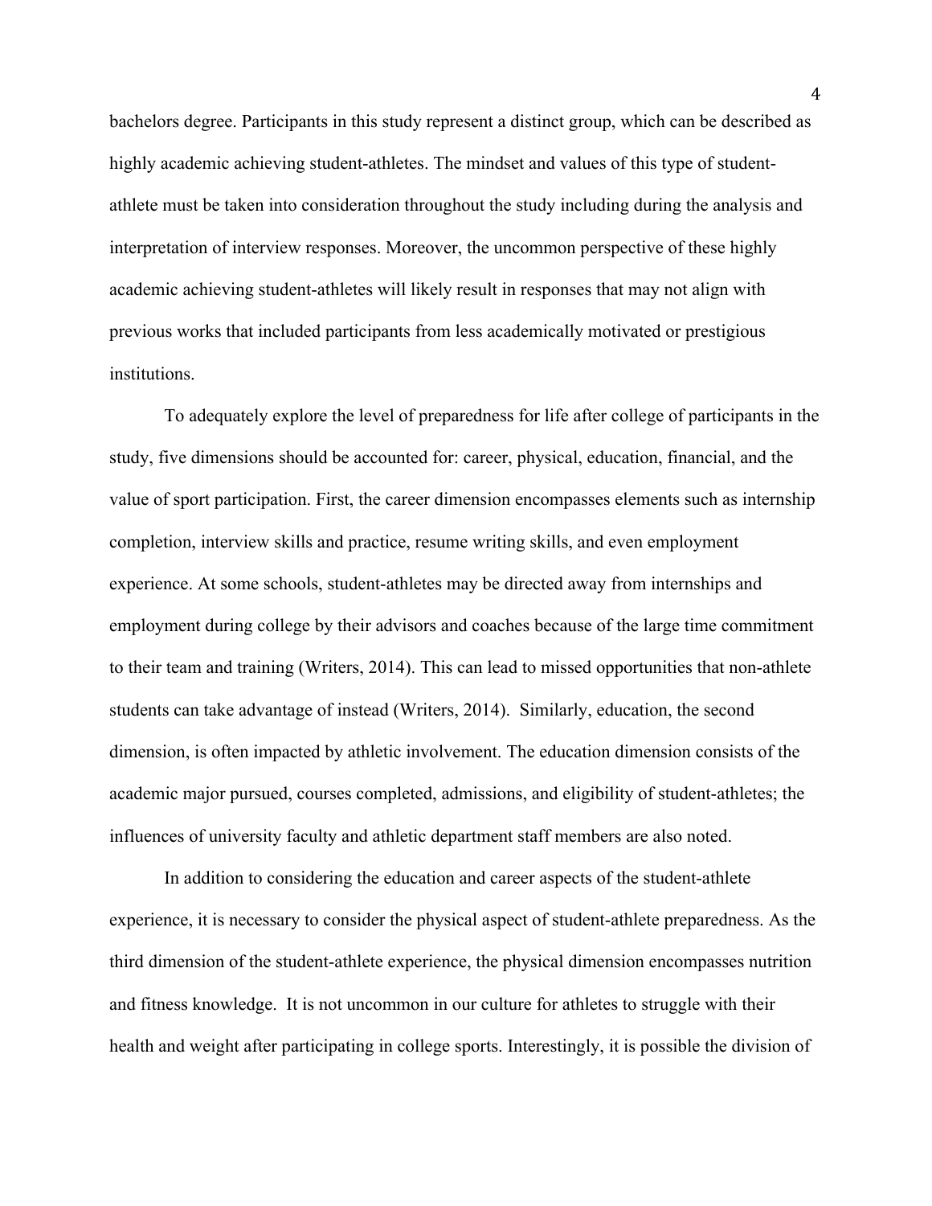bachelors degree. Participants in this study represent a distinct group, which can be described as highly academic achieving student-athletes. The mindset and values of this type of student-athlete must be taken into consideration throughout the study including during the analysis and interpretation of interview responses. Moreover, the uncommon perspective of these highly academic achieving student-athletes will likely result in responses that may not align with previous works that included participants from less academically motivated or prestigious institutions.

To adequately explore the level of preparedness for life after college of participants in the study, five dimensions should be accounted for: career, physical, education, financial, and the value of sport participation. First, the career dimension encompasses elements such as internship completion, interview skills and practice, resume writing skills, and even employment experience. At some schools, student-athletes may be directed away from internships and employment during college by their advisors and coaches because of the large time commitment to their team and training (Writers, 2014). This can lead to missed opportunities that non-athlete students can take advantage of instead (Writers, 2014). Similarly, education, the second dimension, is often impacted by athletic involvement. The education dimension consists of the academic major pursued, courses completed, admissions, and eligibility of student-athletes; the influences of university faculty and athletic department staff members are also noted.

In addition to considering the education and career aspects of the student-athlete experience, it is necessary to consider the physical aspect of student-athlete preparedness. As the third dimension of the student-athlete experience, the physical dimension encompasses nutrition and fitness knowledge. It is not uncommon in our culture for athletes to struggle with their health and weight after participating in college sports. Interestingly, it is possible the division of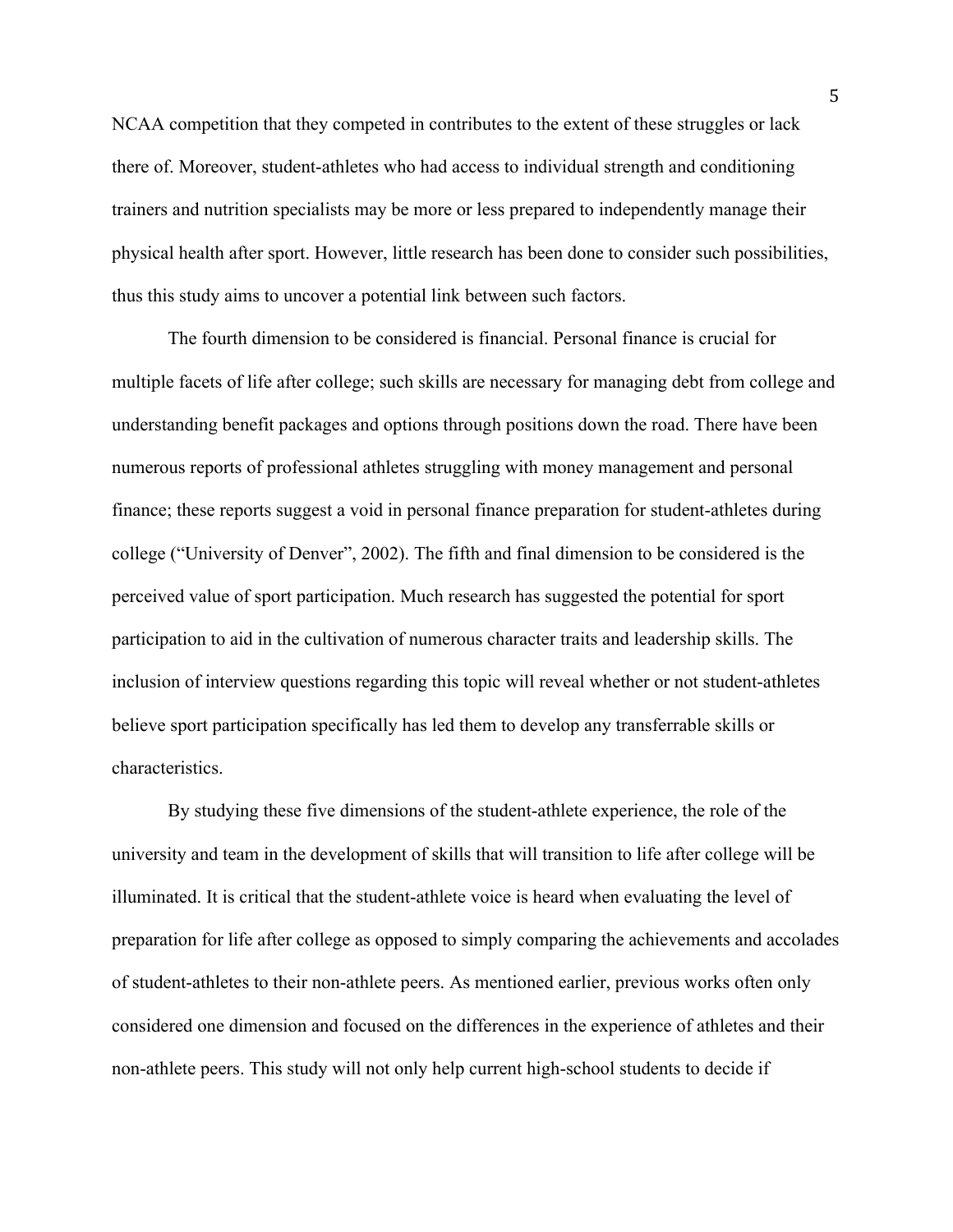NCAA competition that they competed in contributes to the extent of these struggles or lack there of. Moreover, student-athletes who had access to individual strength and conditioning trainers and nutrition specialists may be more or less prepared to independently manage their physical health after sport. However, little research has been done to consider such possibilities, thus this study aims to uncover a potential link between such factors.

The fourth dimension to be considered is financial. Personal finance is crucial for multiple facets of life after college; such skills are necessary for managing debt from college and understanding benefit packages and options through positions down the road. There have been numerous reports of professional athletes struggling with money management and personal finance; these reports suggest a void in personal finance preparation for student-athletes during college ("University of Denver", 2002). The fifth and final dimension to be considered is the perceived value of sport participation. Much research has suggested the potential for sport participation to aid in the cultivation of numerous character traits and leadership skills. The inclusion of interview questions regarding this topic will reveal whether or not student-athletes believe sport participation specifically has led them to develop any transferrable skills or characteristics.

By studying these five dimensions of the student-athlete experience, the role of the university and team in the development of skills that will transition to life after college will be illuminated. It is critical that the student-athlete voice is heard when evaluating the level of preparation for life after college as opposed to simply comparing the achievements and accolades of student-athletes to their non-athlete peers. As mentioned earlier, previous works often only considered one dimension and focused on the differences in the experience of athletes and their non-athlete peers. This study will not only help current high-school students to decide if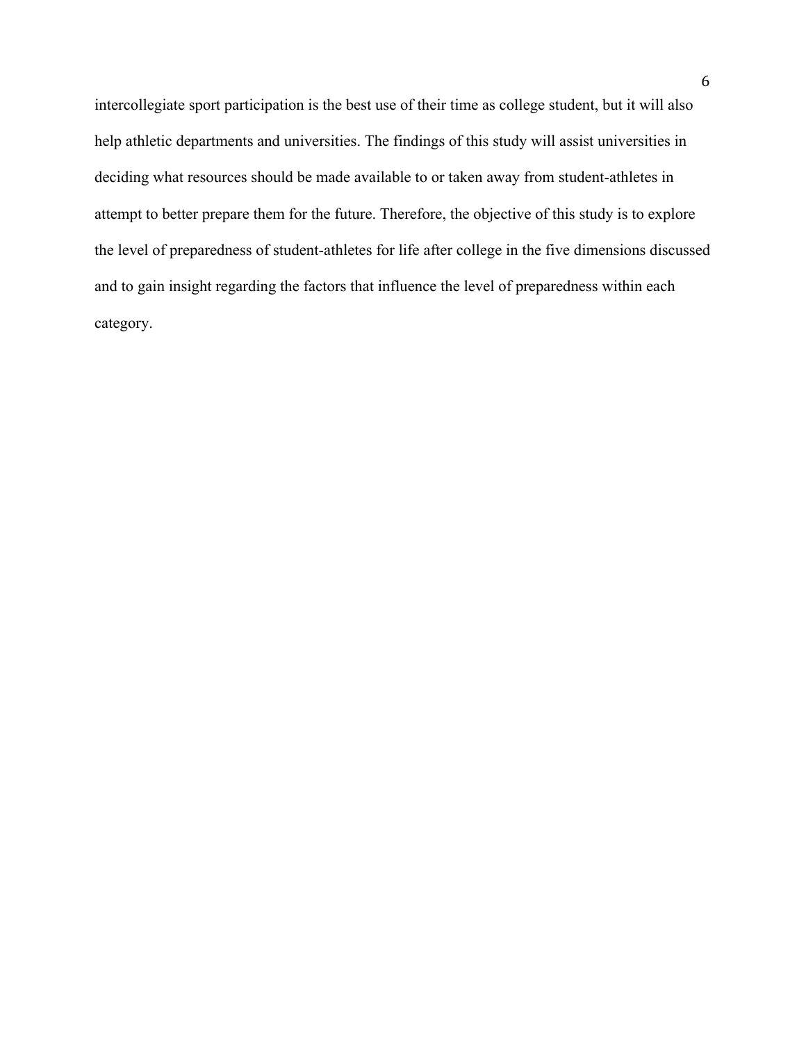intercollegiate sport participation is the best use of their time as college student, but it will also help athletic departments and universities. The findings of this study will assist universities in deciding what resources should be made available to or taken away from student-athletes in attempt to better prepare them for the future. Therefore, the objective of this study is to explore the level of preparedness of student-athletes for life after college in the five dimensions discussed and to gain insight regarding the factors that influence the level of preparedness within each category.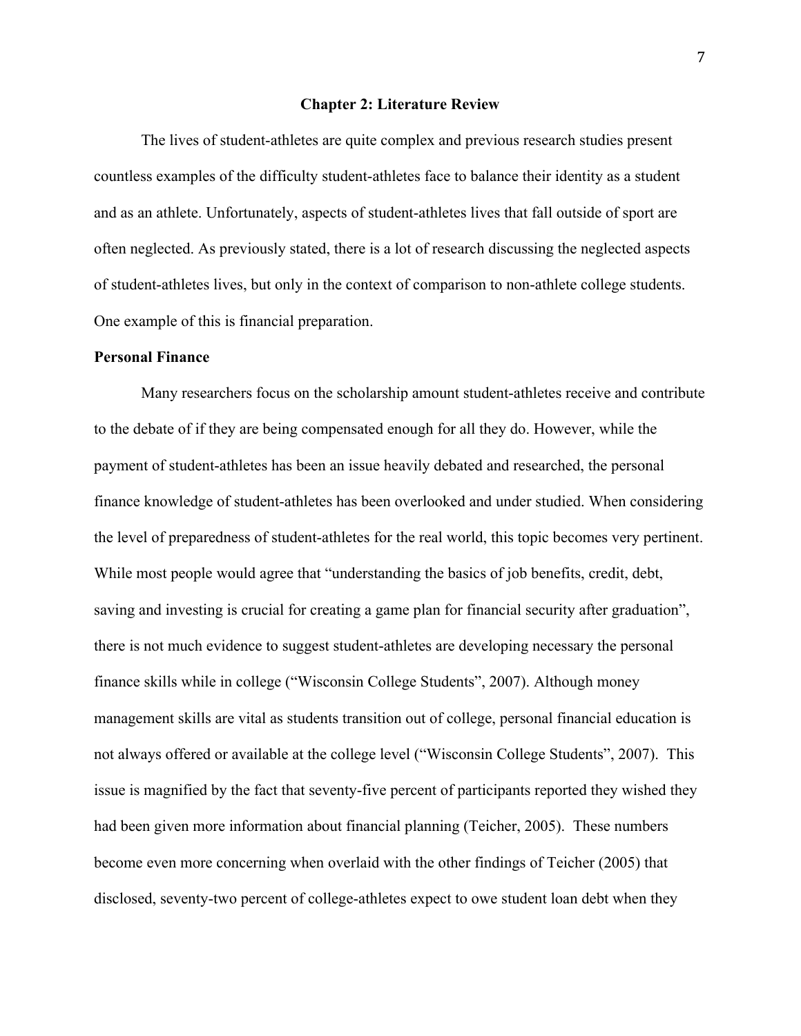# Chapter 2: Literature Review

The lives of student-athletes are quite complex and previous research studies present countless examples of the difficulty student-athletes face to balance their identity as a student and as an athlete. Unfortunately, aspects of student-athletes lives that fall outside of sport are often neglected. As previously stated, there is a lot of research discussing the neglected aspects of student-athletes lives, but only in the context of comparison to non-athlete college students. One example of this is financial preparation.

## Personal Finance

Many researchers focus on the scholarship amount student-athletes receive and contribute to the debate of if they are being compensated enough for all they do. However, while the payment of student-athletes has been an issue heavily debated and researched, the personal finance knowledge of student-athletes has been overlooked and under studied. When considering the level of preparedness of student-athletes for the real world, this topic becomes very pertinent. While most people would agree that "understanding the basics of job benefits, credit, debt, saving and investing is crucial for creating a game plan for financial security after graduation", there is not much evidence to suggest student-athletes are developing necessary the personal finance skills while in college ("Wisconsin College Students", 2007). Although money management skills are vital as students transition out of college, personal financial education is not always offered or available at the college level ("Wisconsin College Students", 2007). This issue is magnified by the fact that seventy-five percent of participants reported they wished they had been given more information about financial planning (Teicher, 2005). These numbers become even more concerning when overlaid with the other findings of Teicher (2005) that disclosed, seventy-two percent of college-athletes expect to owe student loan debt when they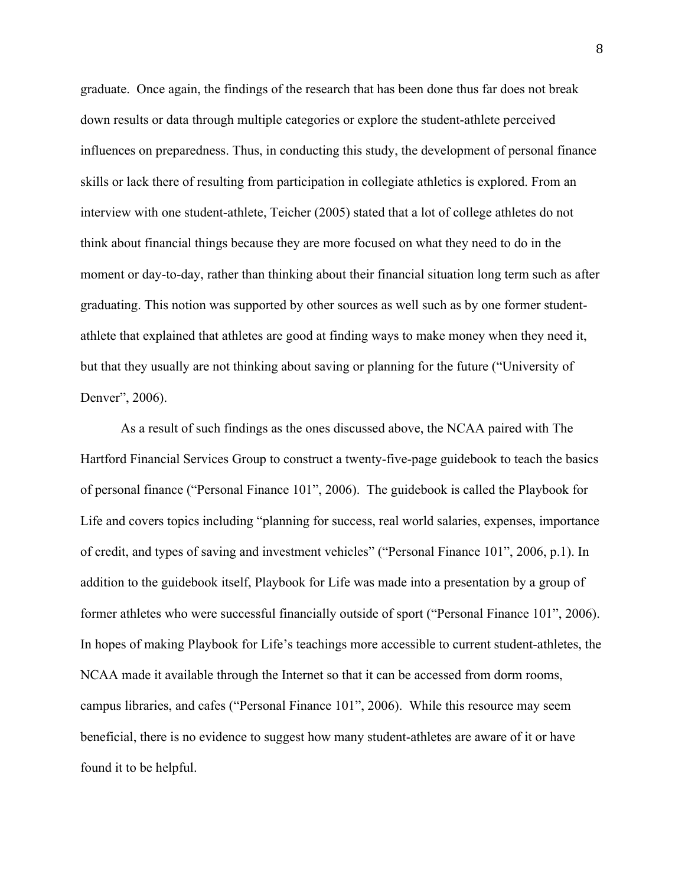graduate. Once again, the findings of the research that has been done thus far does not break down results or data through multiple categories or explore the student-athlete perceived influences on preparedness. Thus, in conducting this study, the development of personal finance skills or lack there of resulting from participation in collegiate athletics is explored. From an interview with one student-athlete, Teicher (2005) stated that a lot of college athletes do not think about financial things because they are more focused on what they need to do in the moment or day-to-day, rather than thinking about their financial situation long term such as after graduating. This notion was supported by other sources as well such as by one former student-athlete that explained that athletes are good at finding ways to make money when they need it, but that they usually are not thinking about saving or planning for the future ("University of Denver", 2006).

As a result of such findings as the ones discussed above, the NCAA paired with The Hartford Financial Services Group to construct a twenty-five-page guidebook to teach the basics of personal finance ("Personal Finance 101", 2006). The guidebook is called the Playbook for Life and covers topics including "planning for success, real world salaries, expenses, importance of credit, and types of saving and investment vehicles" ("Personal Finance 101", 2006, p.1). In addition to the guidebook itself, Playbook for Life was made into a presentation by a group of former athletes who were successful financially outside of sport ("Personal Finance 101", 2006). In hopes of making Playbook for Life's teachings more accessible to current student-athletes, the NCAA made it available through the Internet so that it can be accessed from dorm rooms, campus libraries, and cafes ("Personal Finance 101", 2006). While this resource may seem beneficial, there is no evidence to suggest how many student-athletes are aware of it or have found it to be helpful.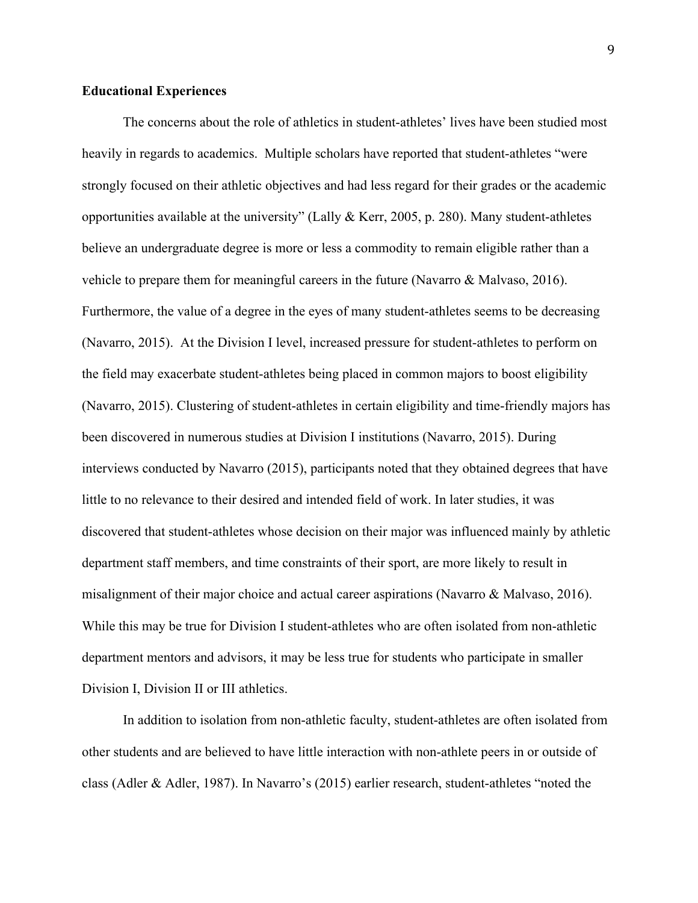**Educational Experiences**

The concerns about the role of athletics in student-athletes' lives have been studied most heavily in regards to academics. Multiple scholars have reported that student-athletes "were strongly focused on their athletic objectives and had less regard for their grades or the academic opportunities available at the university" (Lally & Kerr, 2005, p. 280). Many student-athletes believe an undergraduate degree is more or less a commodity to remain eligible rather than a vehicle to prepare them for meaningful careers in the future (Navarro & Malvaso, 2016). Furthermore, the value of a degree in the eyes of many student-athletes seems to be decreasing (Navarro, 2015). At the Division I level, increased pressure for student-athletes to perform on the field may exacerbate student-athletes being placed in common majors to boost eligibility (Navarro, 2015). Clustering of student-athletes in certain eligibility and time-friendly majors has been discovered in numerous studies at Division I institutions (Navarro, 2015). During interviews conducted by Navarro (2015), participants noted that they obtained degrees that have little to no relevance to their desired and intended field of work. In later studies, it was discovered that student-athletes whose decision on their major was influenced mainly by athletic department staff members, and time constraints of their sport, are more likely to result in misalignment of their major choice and actual career aspirations (Navarro & Malvaso, 2016). While this may be true for Division I student-athletes who are often isolated from non-athletic department mentors and advisors, it may be less true for students who participate in smaller Division I, Division II or III athletics.

In addition to isolation from non-athletic faculty, student-athletes are often isolated from other students and are believed to have little interaction with non-athlete peers in or outside of class (Adler & Adler, 1987). In Navarro's (2015) earlier research, student-athletes "noted the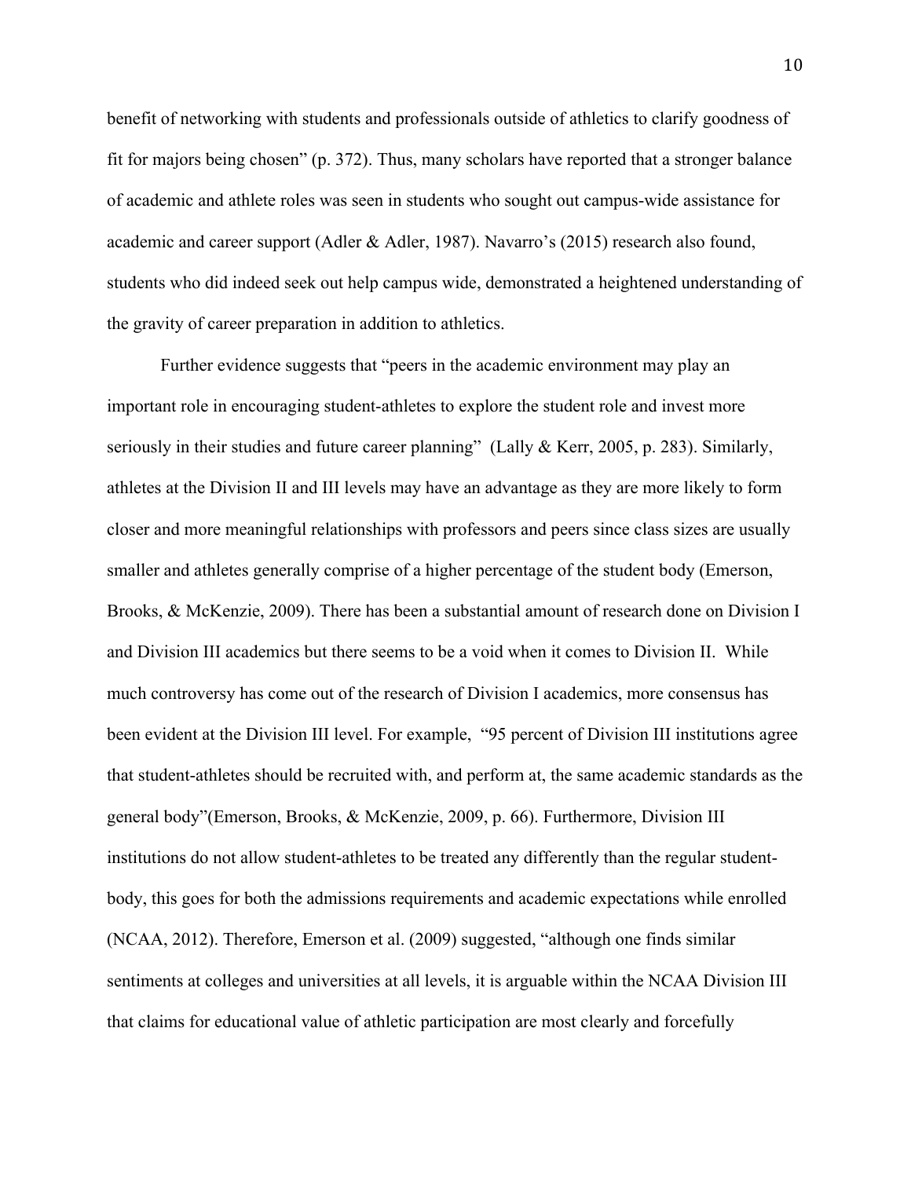benefit of networking with students and professionals outside of athletics to clarify goodness of fit for majors being chosen" (p. 372). Thus, many scholars have reported that a stronger balance of academic and athlete roles was seen in students who sought out campus-wide assistance for academic and career support (Adler & Adler, 1987). Navarro's (2015) research also found, students who did indeed seek out help campus wide, demonstrated a heightened understanding of the gravity of career preparation in addition to athletics.

Further evidence suggests that "peers in the academic environment may play an important role in encouraging student-athletes to explore the student role and invest more seriously in their studies and future career planning"  (Lally & Kerr, 2005, p. 283). Similarly, athletes at the Division II and III levels may have an advantage as they are more likely to form closer and more meaningful relationships with professors and peers since class sizes are usually smaller and athletes generally comprise of a higher percentage of the student body (Emerson, Brooks, & McKenzie, 2009). There has been a substantial amount of research done on Division I and Division III academics but there seems to be a void when it comes to Division II.  While much controversy has come out of the research of Division I academics, more consensus has been evident at the Division III level. For example,  "95 percent of Division III institutions agree that student-athletes should be recruited with, and perform at, the same academic standards as the general body"(Emerson, Brooks, & McKenzie, 2009, p. 66). Furthermore, Division III institutions do not allow student-athletes to be treated any differently than the regular student-body, this goes for both the admissions requirements and academic expectations while enrolled (NCAA, 2012). Therefore, Emerson et al. (2009) suggested, "although one finds similar sentiments at colleges and universities at all levels, it is arguable within the NCAA Division III that claims for educational value of athletic participation are most clearly and forcefully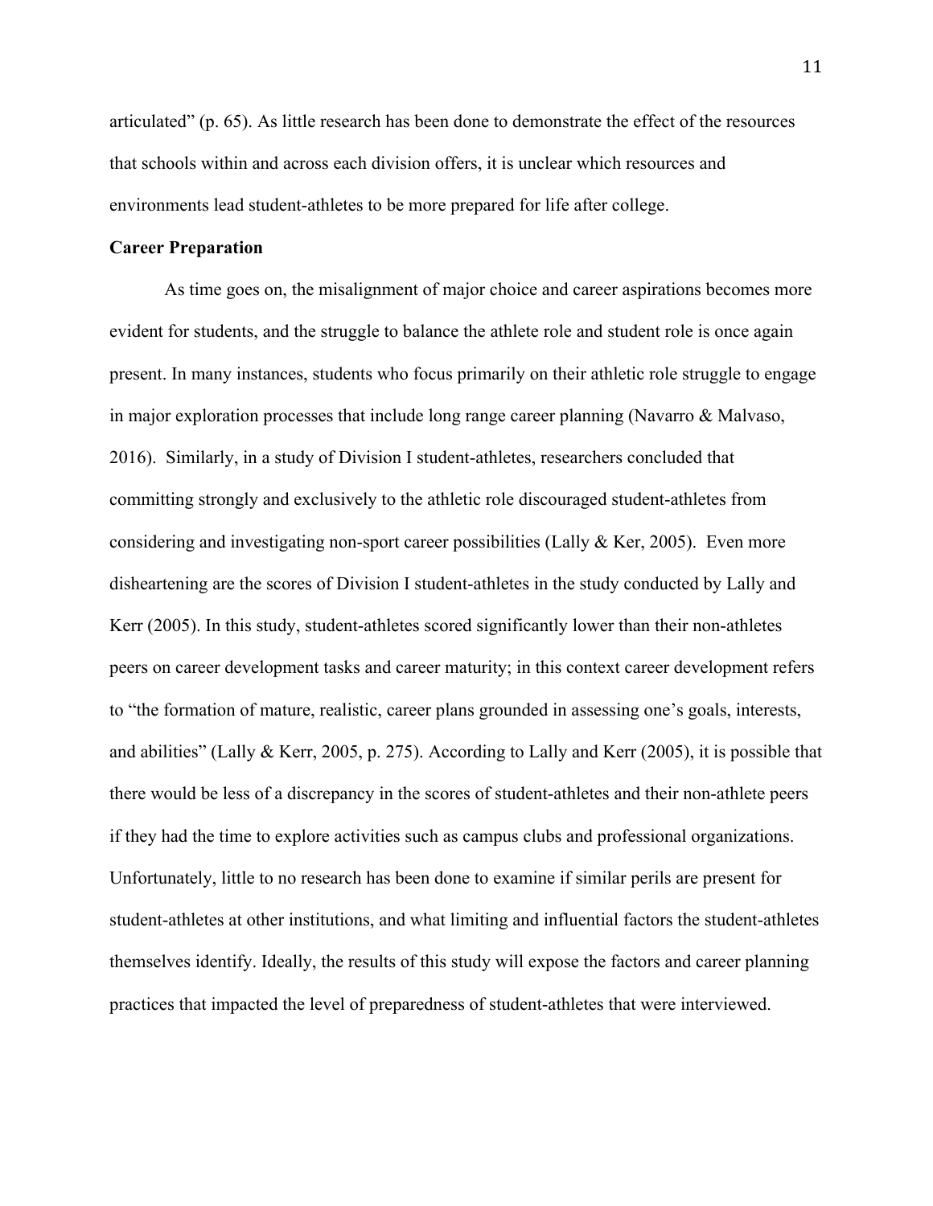articulated" (p. 65). As little research has been done to demonstrate the effect of the resources that schools within and across each division offers, it is unclear which resources and environments lead student-athletes to be more prepared for life after college.

**Career Preparation**

As time goes on, the misalignment of major choice and career aspirations becomes more evident for students, and the struggle to balance the athlete role and student role is once again present. In many instances, students who focus primarily on their athletic role struggle to engage in major exploration processes that include long range career planning (Navarro & Malvaso, 2016). Similarly, in a study of Division I student-athletes, researchers concluded that committing strongly and exclusively to the athletic role discouraged student-athletes from considering and investigating non-sport career possibilities (Lally & Ker, 2005). Even more disheartening are the scores of Division I student-athletes in the study conducted by Lally and Kerr (2005). In this study, student-athletes scored significantly lower than their non-athletes peers on career development tasks and career maturity; in this context career development refers to "the formation of mature, realistic, career plans grounded in assessing one's goals, interests, and abilities" (Lally & Kerr, 2005, p. 275). According to Lally and Kerr (2005), it is possible that there would be less of a discrepancy in the scores of student-athletes and their non-athlete peers if they had the time to explore activities such as campus clubs and professional organizations. Unfortunately, little to no research has been done to examine if similar perils are present for student-athletes at other institutions, and what limiting and influential factors the student-athletes themselves identify. Ideally, the results of this study will expose the factors and career planning practices that impacted the level of preparedness of student-athletes that were interviewed.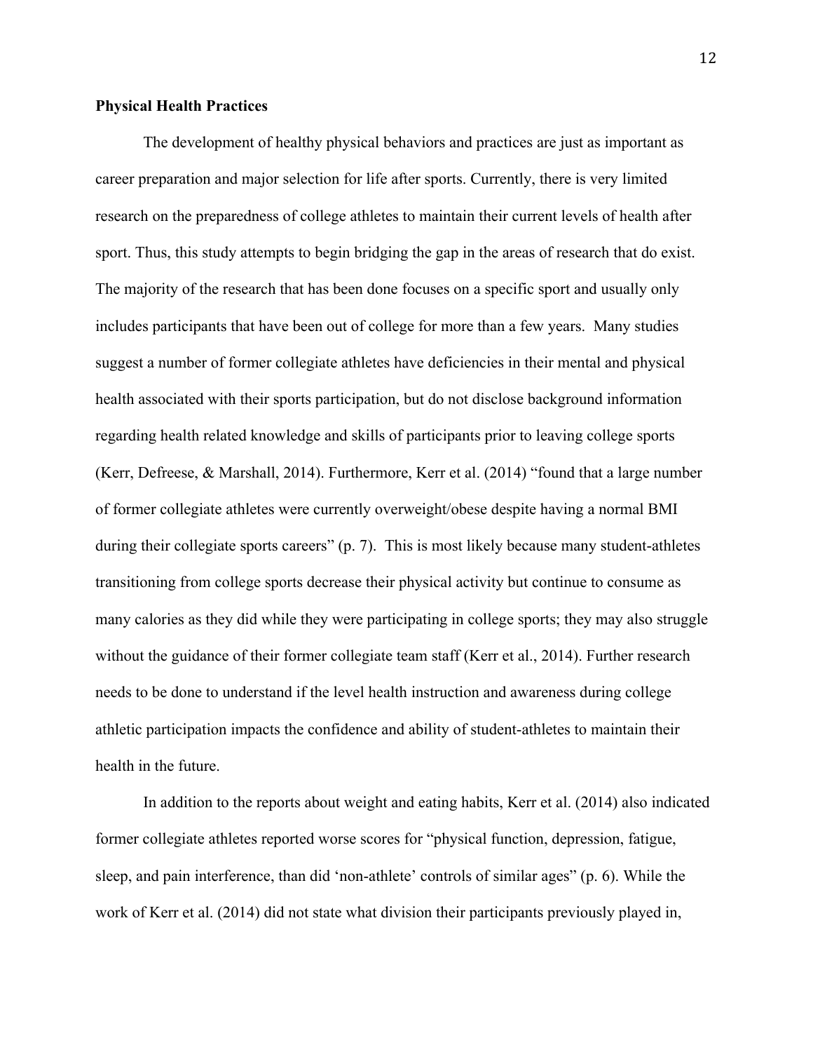**Physical Health Practices**

The development of healthy physical behaviors and practices are just as important as career preparation and major selection for life after sports. Currently, there is very limited research on the preparedness of college athletes to maintain their current levels of health after sport. Thus, this study attempts to begin bridging the gap in the areas of research that do exist. The majority of the research that has been done focuses on a specific sport and usually only includes participants that have been out of college for more than a few years. Many studies suggest a number of former collegiate athletes have deficiencies in their mental and physical health associated with their sports participation, but do not disclose background information regarding health related knowledge and skills of participants prior to leaving college sports (Kerr, Defreese, & Marshall, 2014). Furthermore, Kerr et al. (2014) "found that a large number of former collegiate athletes were currently overweight/obese despite having a normal BMI during their collegiate sports careers" (p. 7). This is most likely because many student-athletes transitioning from college sports decrease their physical activity but continue to consume as many calories as they did while they were participating in college sports; they may also struggle without the guidance of their former collegiate team staff (Kerr et al., 2014). Further research needs to be done to understand if the level health instruction and awareness during college athletic participation impacts the confidence and ability of student-athletes to maintain their health in the future.

In addition to the reports about weight and eating habits, Kerr et al. (2014) also indicated former collegiate athletes reported worse scores for "physical function, depression, fatigue, sleep, and pain interference, than did 'non-athlete' controls of similar ages" (p. 6). While the work of Kerr et al. (2014) did not state what division their participants previously played in,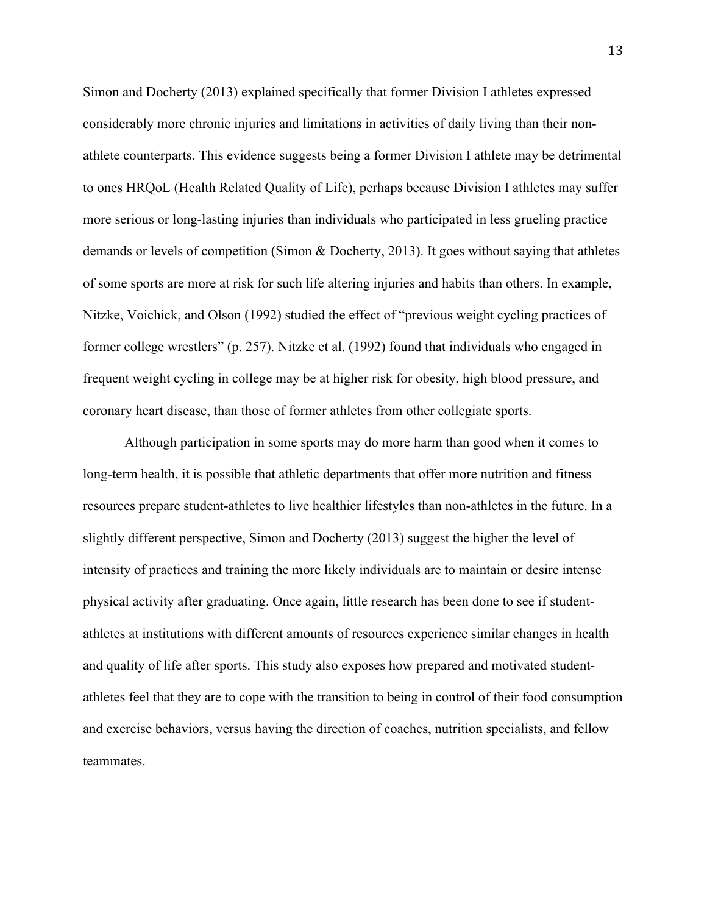Simon and Docherty (2013) explained specifically that former Division I athletes expressed considerably more chronic injuries and limitations in activities of daily living than their non-athlete counterparts. This evidence suggests being a former Division I athlete may be detrimental to ones HRQoL (Health Related Quality of Life), perhaps because Division I athletes may suffer more serious or long-lasting injuries than individuals who participated in less grueling practice demands or levels of competition (Simon & Docherty, 2013). It goes without saying that athletes of some sports are more at risk for such life altering injuries and habits than others. In example, Nitzke, Voichick, and Olson (1992) studied the effect of "previous weight cycling practices of former college wrestlers" (p. 257). Nitzke et al. (1992) found that individuals who engaged in frequent weight cycling in college may be at higher risk for obesity, high blood pressure, and coronary heart disease, than those of former athletes from other collegiate sports.

Although participation in some sports may do more harm than good when it comes to long-term health, it is possible that athletic departments that offer more nutrition and fitness resources prepare student-athletes to live healthier lifestyles than non-athletes in the future. In a slightly different perspective, Simon and Docherty (2013) suggest the higher the level of intensity of practices and training the more likely individuals are to maintain or desire intense physical activity after graduating. Once again, little research has been done to see if student-athletes at institutions with different amounts of resources experience similar changes in health and quality of life after sports. This study also exposes how prepared and motivated student-athletes feel that they are to cope with the transition to being in control of their food consumption and exercise behaviors, versus having the direction of coaches, nutrition specialists, and fellow teammates.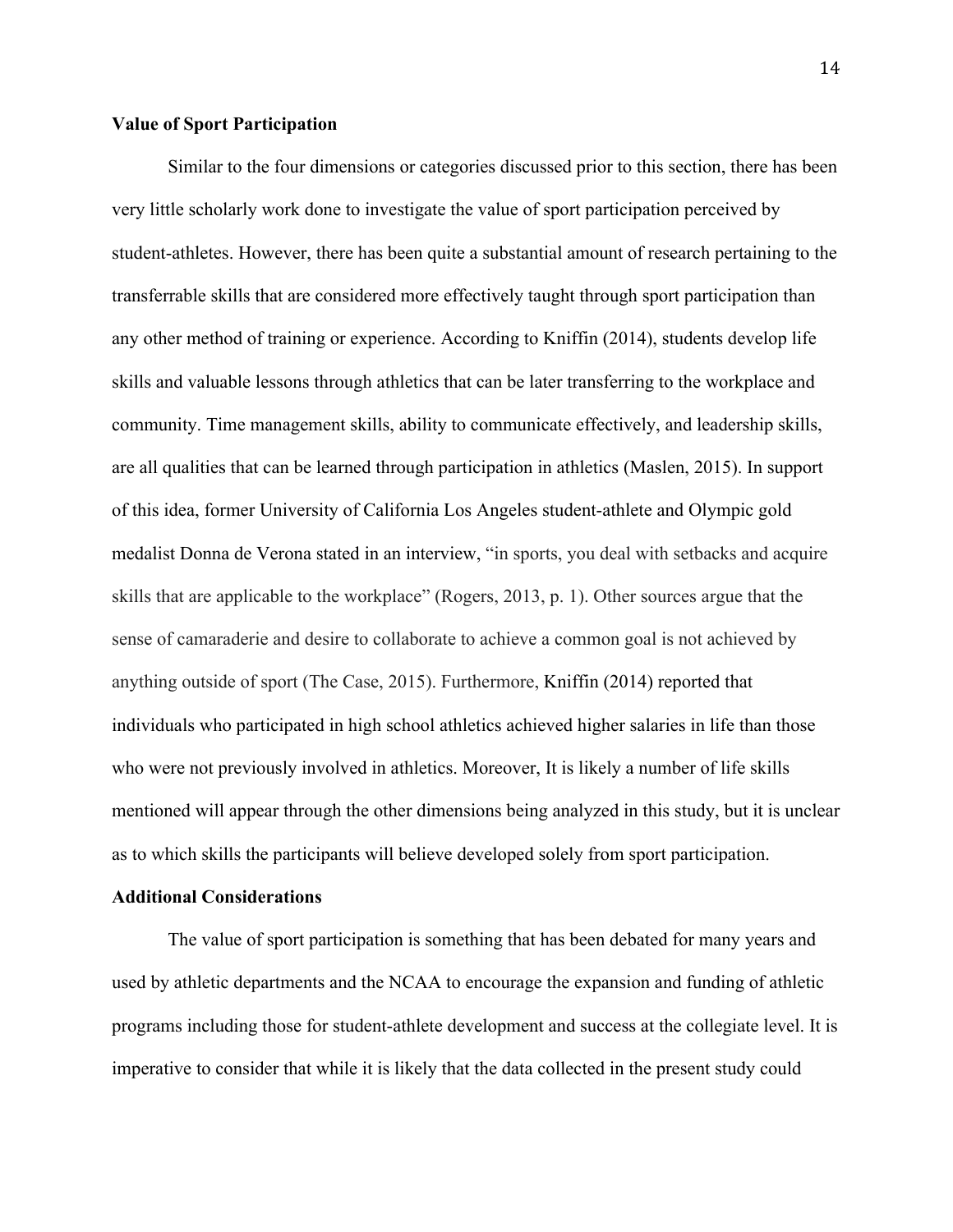**Value of Sport Participation**

Similar to the four dimensions or categories discussed prior to this section, there has been very little scholarly work done to investigate the value of sport participation perceived by student-athletes. However, there has been quite a substantial amount of research pertaining to the transferrable skills that are considered more effectively taught through sport participation than any other method of training or experience. According to Kniffin (2014), students develop life skills and valuable lessons through athletics that can be later transferring to the workplace and community. Time management skills, ability to communicate effectively, and leadership skills, are all qualities that can be learned through participation in athletics (Maslen, 2015). In support of this idea, former University of California Los Angeles student-athlete and Olympic gold medalist Donna de Verona stated in an interview, "in sports, you deal with setbacks and acquire skills that are applicable to the workplace" (Rogers, 2013, p. 1). Other sources argue that the sense of camaraderie and desire to collaborate to achieve a common goal is not achieved by anything outside of sport (The Case, 2015). Furthermore, Kniffin (2014) reported that individuals who participated in high school athletics achieved higher salaries in life than those who were not previously involved in athletics. Moreover, It is likely a number of life skills mentioned will appear through the other dimensions being analyzed in this study, but it is unclear as to which skills the participants will believe developed solely from sport participation.

**Additional Considerations**

The value of sport participation is something that has been debated for many years and used by athletic departments and the NCAA to encourage the expansion and funding of athletic programs including those for student-athlete development and success at the collegiate level. It is imperative to consider that while it is likely that the data collected in the present study could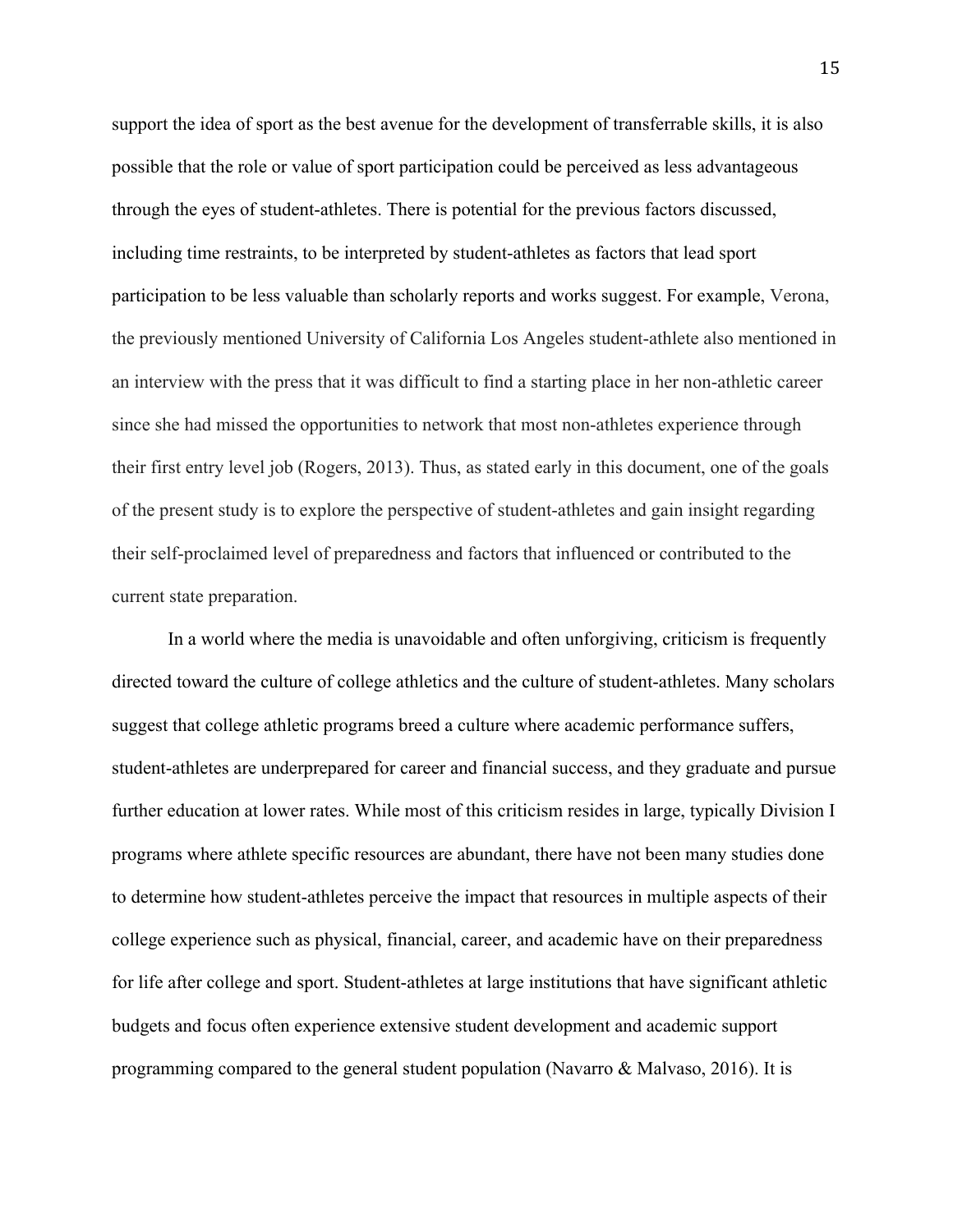support the idea of sport as the best avenue for the development of transferrable skills, it is also possible that the role or value of sport participation could be perceived as less advantageous through the eyes of student-athletes. There is potential for the previous factors discussed, including time restraints, to be interpreted by student-athletes as factors that lead sport participation to be less valuable than scholarly reports and works suggest. For example, Verona, the previously mentioned University of California Los Angeles student-athlete also mentioned in an interview with the press that it was difficult to find a starting place in her non-athletic career since she had missed the opportunities to network that most non-athletes experience through their first entry level job (Rogers, 2013). Thus, as stated early in this document, one of the goals of the present study is to explore the perspective of student-athletes and gain insight regarding their self-proclaimed level of preparedness and factors that influenced or contributed to the current state preparation.

In a world where the media is unavoidable and often unforgiving, criticism is frequently directed toward the culture of college athletics and the culture of student-athletes. Many scholars suggest that college athletic programs breed a culture where academic performance suffers, student-athletes are underprepared for career and financial success, and they graduate and pursue further education at lower rates. While most of this criticism resides in large, typically Division I programs where athlete specific resources are abundant, there have not been many studies done to determine how student-athletes perceive the impact that resources in multiple aspects of their college experience such as physical, financial, career, and academic have on their preparedness for life after college and sport. Student-athletes at large institutions that have significant athletic budgets and focus often experience extensive student development and academic support programming compared to the general student population (Navarro & Malvaso, 2016). It is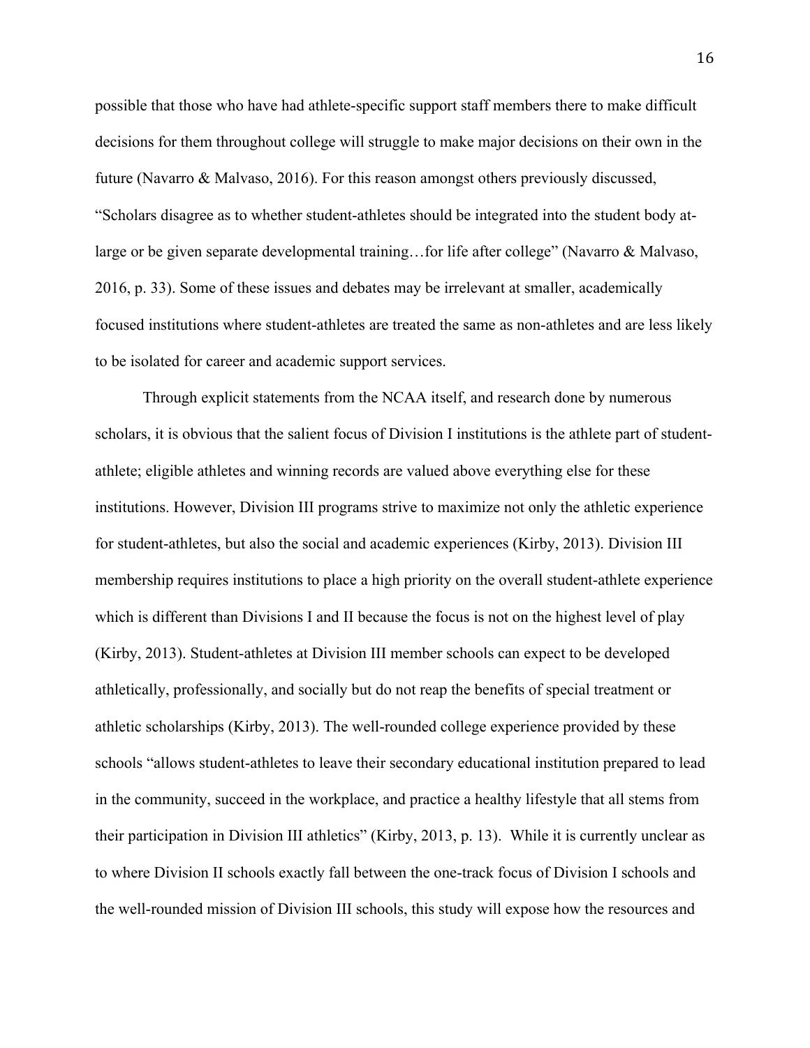possible that those who have had athlete-specific support staff members there to make difficult decisions for them throughout college will struggle to make major decisions on their own in the future (Navarro & Malvaso, 2016). For this reason amongst others previously discussed, "Scholars disagree as to whether student-athletes should be integrated into the student body at-large or be given separate developmental training…for life after college" (Navarro & Malvaso, 2016, p. 33). Some of these issues and debates may be irrelevant at smaller, academically focused institutions where student-athletes are treated the same as non-athletes and are less likely to be isolated for career and academic support services.

Through explicit statements from the NCAA itself, and research done by numerous scholars, it is obvious that the salient focus of Division I institutions is the athlete part of student-athlete; eligible athletes and winning records are valued above everything else for these institutions. However, Division III programs strive to maximize not only the athletic experience for student-athletes, but also the social and academic experiences (Kirby, 2013). Division III membership requires institutions to place a high priority on the overall student-athlete experience which is different than Divisions I and II because the focus is not on the highest level of play (Kirby, 2013). Student-athletes at Division III member schools can expect to be developed athletically, professionally, and socially but do not reap the benefits of special treatment or athletic scholarships (Kirby, 2013). The well-rounded college experience provided by these schools "allows student-athletes to leave their secondary educational institution prepared to lead in the community, succeed in the workplace, and practice a healthy lifestyle that all stems from their participation in Division III athletics" (Kirby, 2013, p. 13). While it is currently unclear as to where Division II schools exactly fall between the one-track focus of Division I schools and the well-rounded mission of Division III schools, this study will expose how the resources and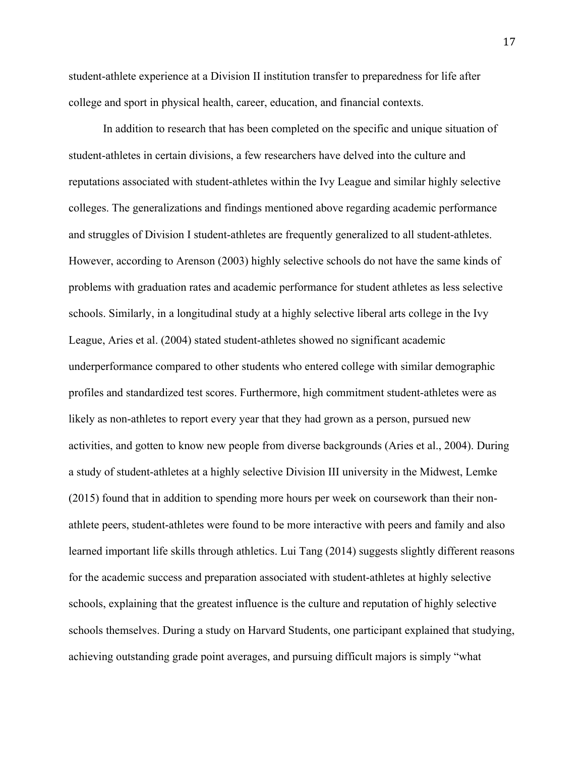student-athlete experience at a Division II institution transfer to preparedness for life after college and sport in physical health, career, education, and financial contexts.

In addition to research that has been completed on the specific and unique situation of student-athletes in certain divisions, a few researchers have delved into the culture and reputations associated with student-athletes within the Ivy League and similar highly selective colleges. The generalizations and findings mentioned above regarding academic performance and struggles of Division I student-athletes are frequently generalized to all student-athletes. However, according to Arenson (2003) highly selective schools do not have the same kinds of problems with graduation rates and academic performance for student athletes as less selective schools. Similarly, in a longitudinal study at a highly selective liberal arts college in the Ivy League, Aries et al. (2004) stated student-athletes showed no significant academic underperformance compared to other students who entered college with similar demographic profiles and standardized test scores. Furthermore, high commitment student-athletes were as likely as non-athletes to report every year that they had grown as a person, pursued new activities, and gotten to know new people from diverse backgrounds (Aries et al., 2004). During a study of student-athletes at a highly selective Division III university in the Midwest, Lemke (2015) found that in addition to spending more hours per week on coursework than their non-athlete peers, student-athletes were found to be more interactive with peers and family and also learned important life skills through athletics. Lui Tang (2014) suggests slightly different reasons for the academic success and preparation associated with student-athletes at highly selective schools, explaining that the greatest influence is the culture and reputation of highly selective schools themselves. During a study on Harvard Students, one participant explained that studying, achieving outstanding grade point averages, and pursuing difficult majors is simply "what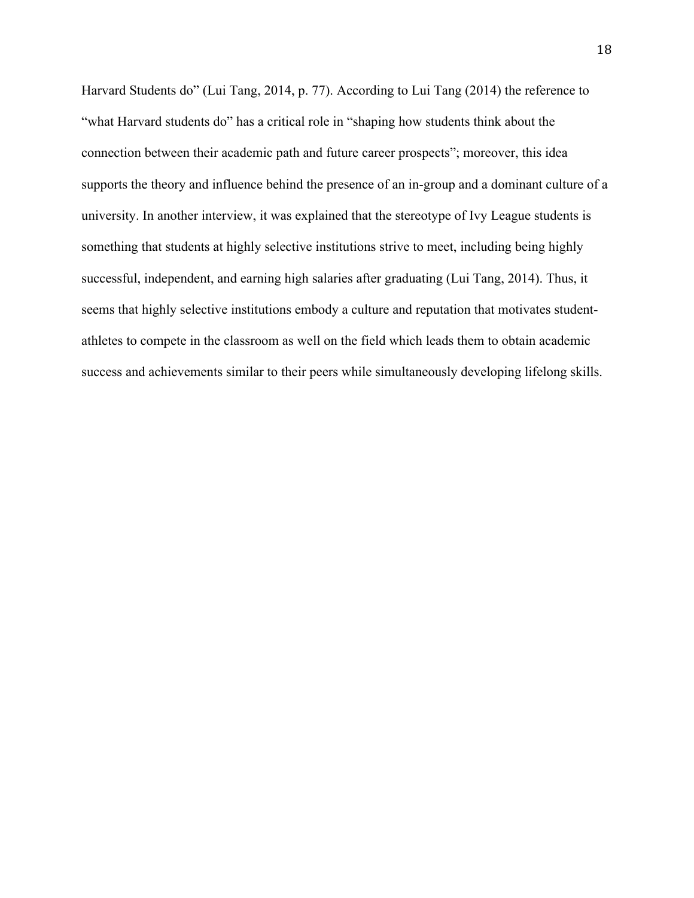Harvard Students do" (Lui Tang, 2014, p. 77). According to Lui Tang (2014) the reference to "what Harvard students do" has a critical role in "shaping how students think about the connection between their academic path and future career prospects"; moreover, this idea supports the theory and influence behind the presence of an in-group and a dominant culture of a university. In another interview, it was explained that the stereotype of Ivy League students is something that students at highly selective institutions strive to meet, including being highly successful, independent, and earning high salaries after graduating (Lui Tang, 2014). Thus, it seems that highly selective institutions embody a culture and reputation that motivates student-athletes to compete in the classroom as well on the field which leads them to obtain academic success and achievements similar to their peers while simultaneously developing lifelong skills.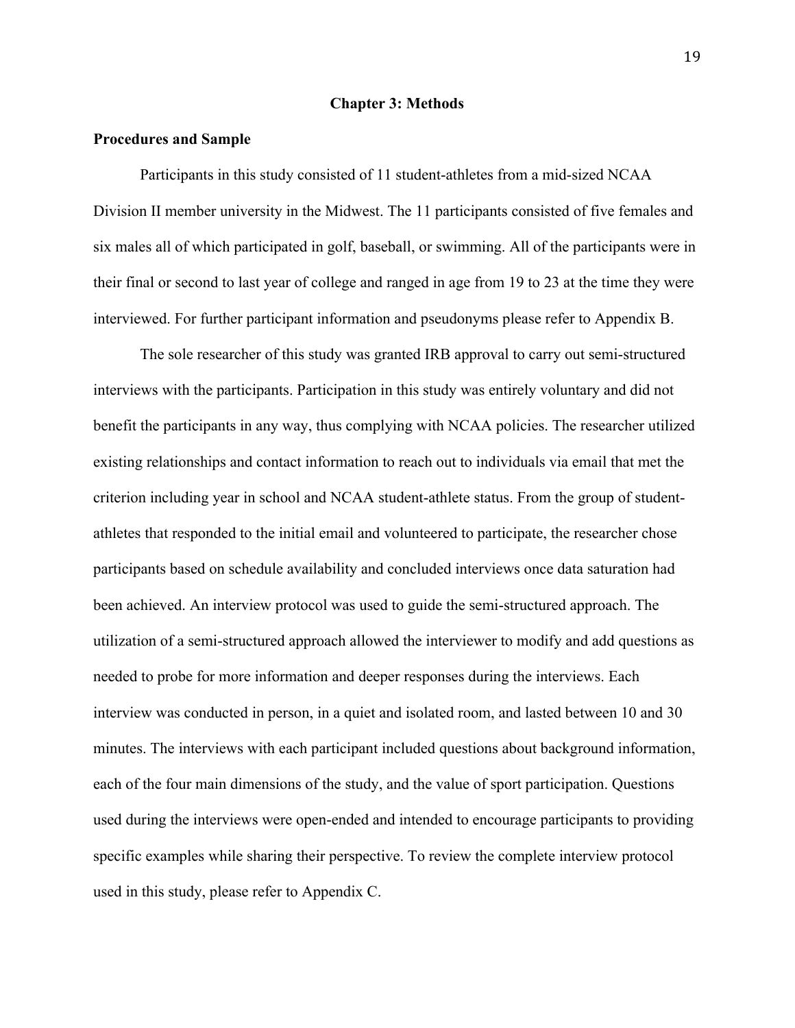## Chapter 3: Methods

### Procedures and Sample

Participants in this study consisted of 11 student-athletes from a mid-sized NCAA Division II member university in the Midwest. The 11 participants consisted of five females and six males all of which participated in golf, baseball, or swimming. All of the participants were in their final or second to last year of college and ranged in age from 19 to 23 at the time they were interviewed. For further participant information and pseudonyms please refer to Appendix B.

The sole researcher of this study was granted IRB approval to carry out semi-structured interviews with the participants. Participation in this study was entirely voluntary and did not benefit the participants in any way, thus complying with NCAA policies. The researcher utilized existing relationships and contact information to reach out to individuals via email that met the criterion including year in school and NCAA student-athlete status. From the group of student-athletes that responded to the initial email and volunteered to participate, the researcher chose participants based on schedule availability and concluded interviews once data saturation had been achieved. An interview protocol was used to guide the semi-structured approach. The utilization of a semi-structured approach allowed the interviewer to modify and add questions as needed to probe for more information and deeper responses during the interviews. Each interview was conducted in person, in a quiet and isolated room, and lasted between 10 and 30 minutes. The interviews with each participant included questions about background information, each of the four main dimensions of the study, and the value of sport participation. Questions used during the interviews were open-ended and intended to encourage participants to providing specific examples while sharing their perspective. To review the complete interview protocol used in this study, please refer to Appendix C.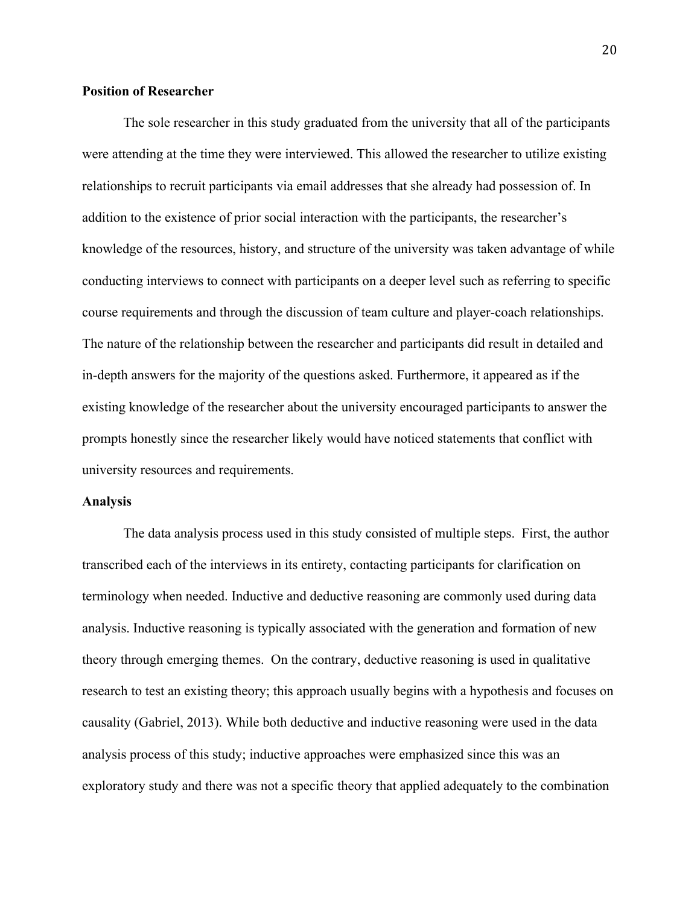**Position of Researcher**

The sole researcher in this study graduated from the university that all of the participants were attending at the time they were interviewed. This allowed the researcher to utilize existing relationships to recruit participants via email addresses that she already had possession of. In addition to the existence of prior social interaction with the participants, the researcher's knowledge of the resources, history, and structure of the university was taken advantage of while conducting interviews to connect with participants on a deeper level such as referring to specific course requirements and through the discussion of team culture and player-coach relationships. The nature of the relationship between the researcher and participants did result in detailed and in-depth answers for the majority of the questions asked. Furthermore, it appeared as if the existing knowledge of the researcher about the university encouraged participants to answer the prompts honestly since the researcher likely would have noticed statements that conflict with university resources and requirements.

**Analysis**

The data analysis process used in this study consisted of multiple steps. First, the author transcribed each of the interviews in its entirety, contacting participants for clarification on terminology when needed. Inductive and deductive reasoning are commonly used during data analysis. Inductive reasoning is typically associated with the generation and formation of new theory through emerging themes. On the contrary, deductive reasoning is used in qualitative research to test an existing theory; this approach usually begins with a hypothesis and focuses on causality (Gabriel, 2013). While both deductive and inductive reasoning were used in the data analysis process of this study; inductive approaches were emphasized since this was an exploratory study and there was not a specific theory that applied adequately to the combination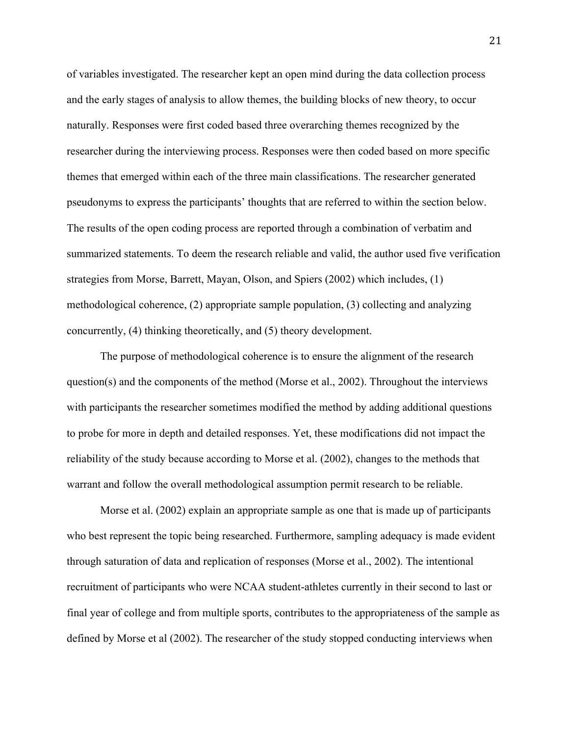of variables investigated. The researcher kept an open mind during the data collection process and the early stages of analysis to allow themes, the building blocks of new theory, to occur naturally. Responses were first coded based three overarching themes recognized by the researcher during the interviewing process. Responses were then coded based on more specific themes that emerged within each of the three main classifications. The researcher generated pseudonyms to express the participants' thoughts that are referred to within the section below. The results of the open coding process are reported through a combination of verbatim and summarized statements. To deem the research reliable and valid, the author used five verification strategies from Morse, Barrett, Mayan, Olson, and Spiers (2002) which includes, (1) methodological coherence, (2) appropriate sample population, (3) collecting and analyzing concurrently, (4) thinking theoretically, and (5) theory development.

The purpose of methodological coherence is to ensure the alignment of the research question(s) and the components of the method (Morse et al., 2002). Throughout the interviews with participants the researcher sometimes modified the method by adding additional questions to probe for more in depth and detailed responses. Yet, these modifications did not impact the reliability of the study because according to Morse et al. (2002), changes to the methods that warrant and follow the overall methodological assumption permit research to be reliable.

Morse et al. (2002) explain an appropriate sample as one that is made up of participants who best represent the topic being researched. Furthermore, sampling adequacy is made evident through saturation of data and replication of responses (Morse et al., 2002). The intentional recruitment of participants who were NCAA student-athletes currently in their second to last or final year of college and from multiple sports, contributes to the appropriateness of the sample as defined by Morse et al (2002). The researcher of the study stopped conducting interviews when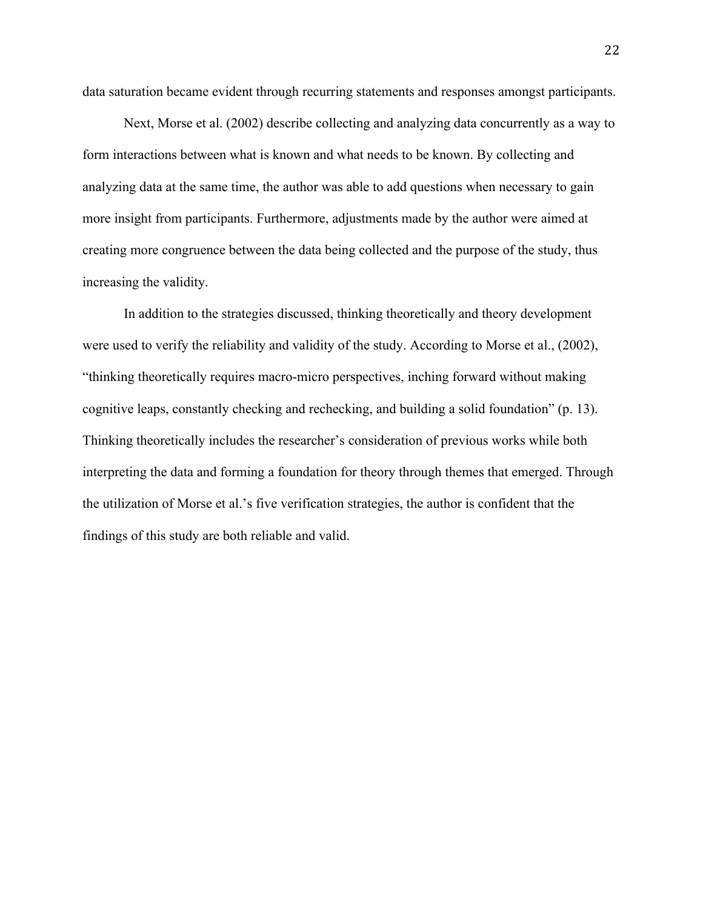data saturation became evident through recurring statements and responses amongst participants.

Next, Morse et al. (2002) describe collecting and analyzing data concurrently as a way to form interactions between what is known and what needs to be known. By collecting and analyzing data at the same time, the author was able to add questions when necessary to gain more insight from participants. Furthermore, adjustments made by the author were aimed at creating more congruence between the data being collected and the purpose of the study, thus increasing the validity.

In addition to the strategies discussed, thinking theoretically and theory development were used to verify the reliability and validity of the study. According to Morse et al., (2002), "thinking theoretically requires macro-micro perspectives, inching forward without making cognitive leaps, constantly checking and rechecking, and building a solid foundation" (p. 13). Thinking theoretically includes the researcher's consideration of previous works while both interpreting the data and forming a foundation for theory through themes that emerged. Through the utilization of Morse et al.'s five verification strategies, the author is confident that the findings of this study are both reliable and valid.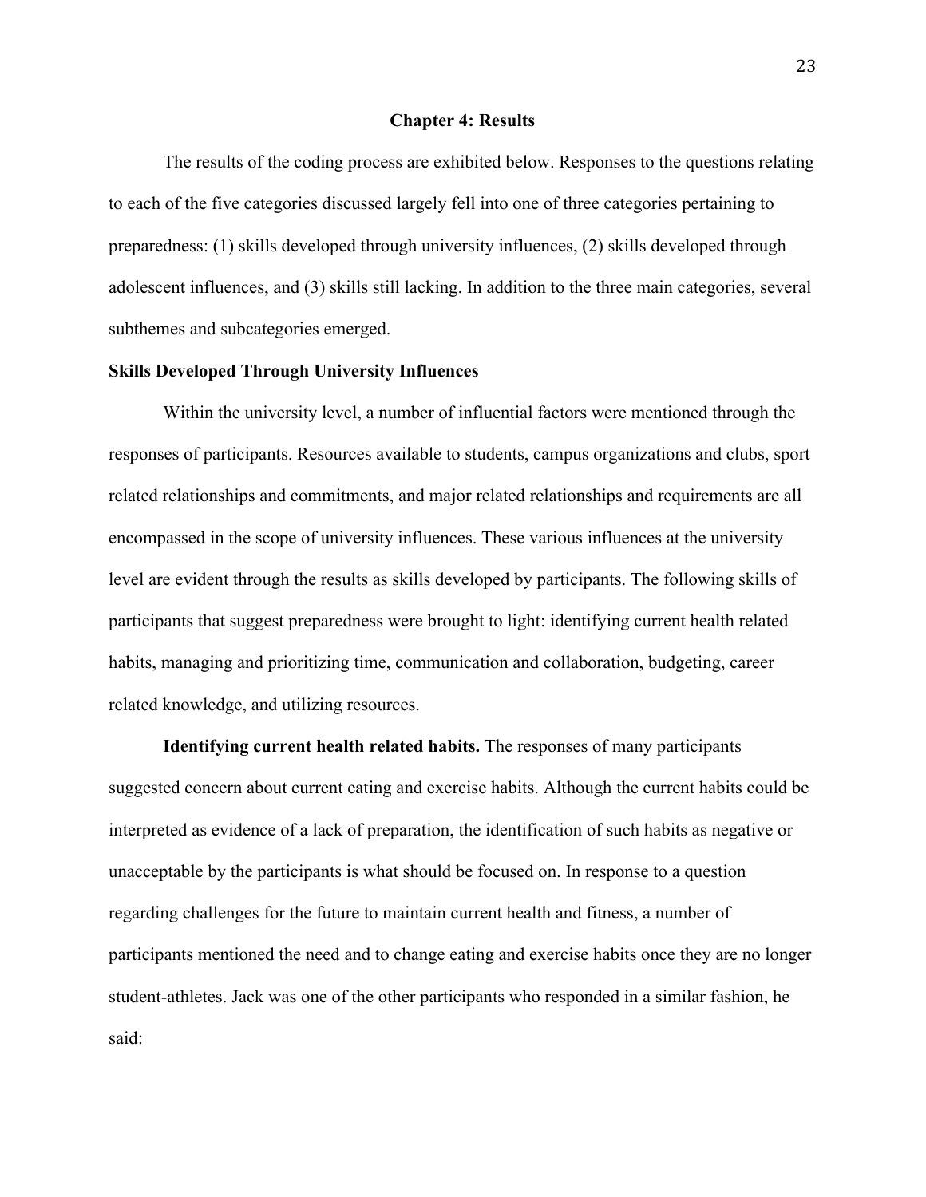## Chapter 4: Results

The results of the coding process are exhibited below. Responses to the questions relating to each of the five categories discussed largely fell into one of three categories pertaining to preparedness: (1) skills developed through university influences, (2) skills developed through adolescent influences, and (3) skills still lacking. In addition to the three main categories, several subthemes and subcategories emerged.

### Skills Developed Through University Influences

Within the university level, a number of influential factors were mentioned through the responses of participants. Resources available to students, campus organizations and clubs, sport related relationships and commitments, and major related relationships and requirements are all encompassed in the scope of university influences. These various influences at the university level are evident through the results as skills developed by participants. The following skills of participants that suggest preparedness were brought to light: identifying current health related habits, managing and prioritizing time, communication and collaboration, budgeting, career related knowledge, and utilizing resources.

**Identifying current health related habits.** The responses of many participants suggested concern about current eating and exercise habits. Although the current habits could be interpreted as evidence of a lack of preparation, the identification of such habits as negative or unacceptable by the participants is what should be focused on. In response to a question regarding challenges for the future to maintain current health and fitness, a number of participants mentioned the need and to change eating and exercise habits once they are no longer student-athletes. Jack was one of the other participants who responded in a similar fashion, he said: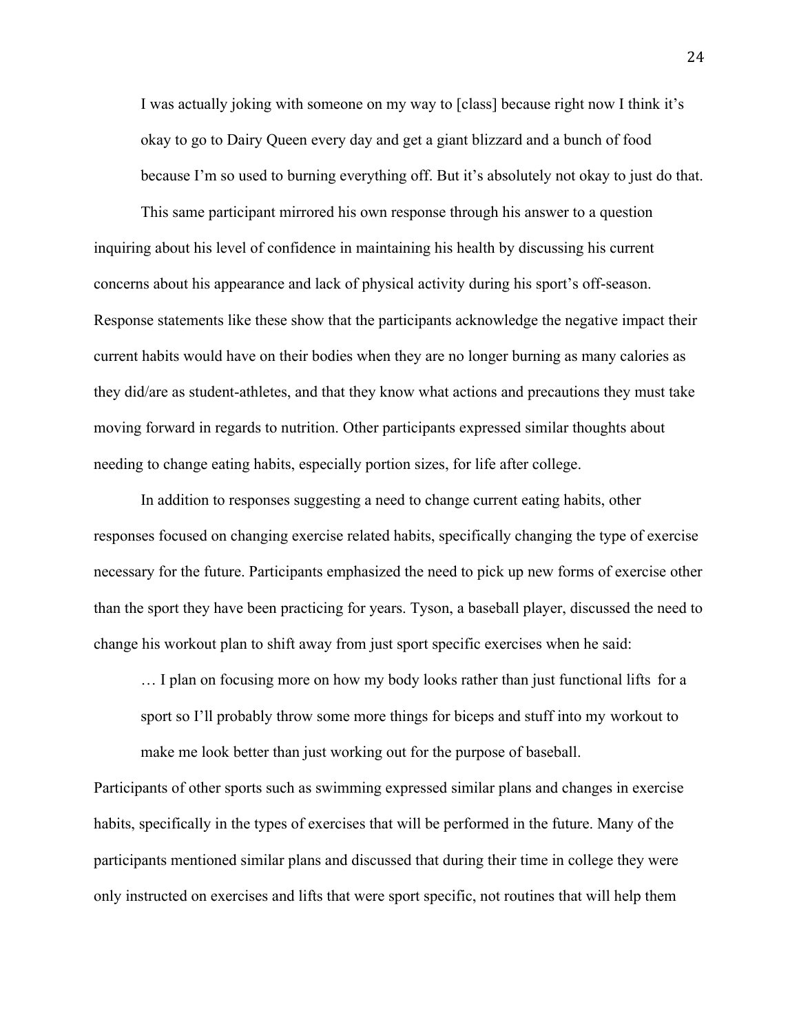> I was actually joking with someone on my way to [class] because right now I think it's okay to go to Dairy Queen every day and get a giant blizzard and a bunch of food because I'm so used to burning everything off. But it's absolutely not okay to just do that.

This same participant mirrored his own response through his answer to a question inquiring about his level of confidence in maintaining his health by discussing his current concerns about his appearance and lack of physical activity during his sport's off-season. Response statements like these show that the participants acknowledge the negative impact their current habits would have on their bodies when they are no longer burning as many calories as they did/are as student-athletes, and that they know what actions and precautions they must take moving forward in regards to nutrition. Other participants expressed similar thoughts about needing to change eating habits, especially portion sizes, for life after college.

In addition to responses suggesting a need to change current eating habits, other responses focused on changing exercise related habits, specifically changing the type of exercise necessary for the future. Participants emphasized the need to pick up new forms of exercise other than the sport they have been practicing for years. Tyson, a baseball player, discussed the need to change his workout plan to shift away from just sport specific exercises when he said:

> … I plan on focusing more on how my body looks rather than just functional lifts for a sport so I'll probably throw some more things for biceps and stuff into my workout to make me look better than just working out for the purpose of baseball.

Participants of other sports such as swimming expressed similar plans and changes in exercise habits, specifically in the types of exercises that will be performed in the future. Many of the participants mentioned similar plans and discussed that during their time in college they were only instructed on exercises and lifts that were sport specific, not routines that will help them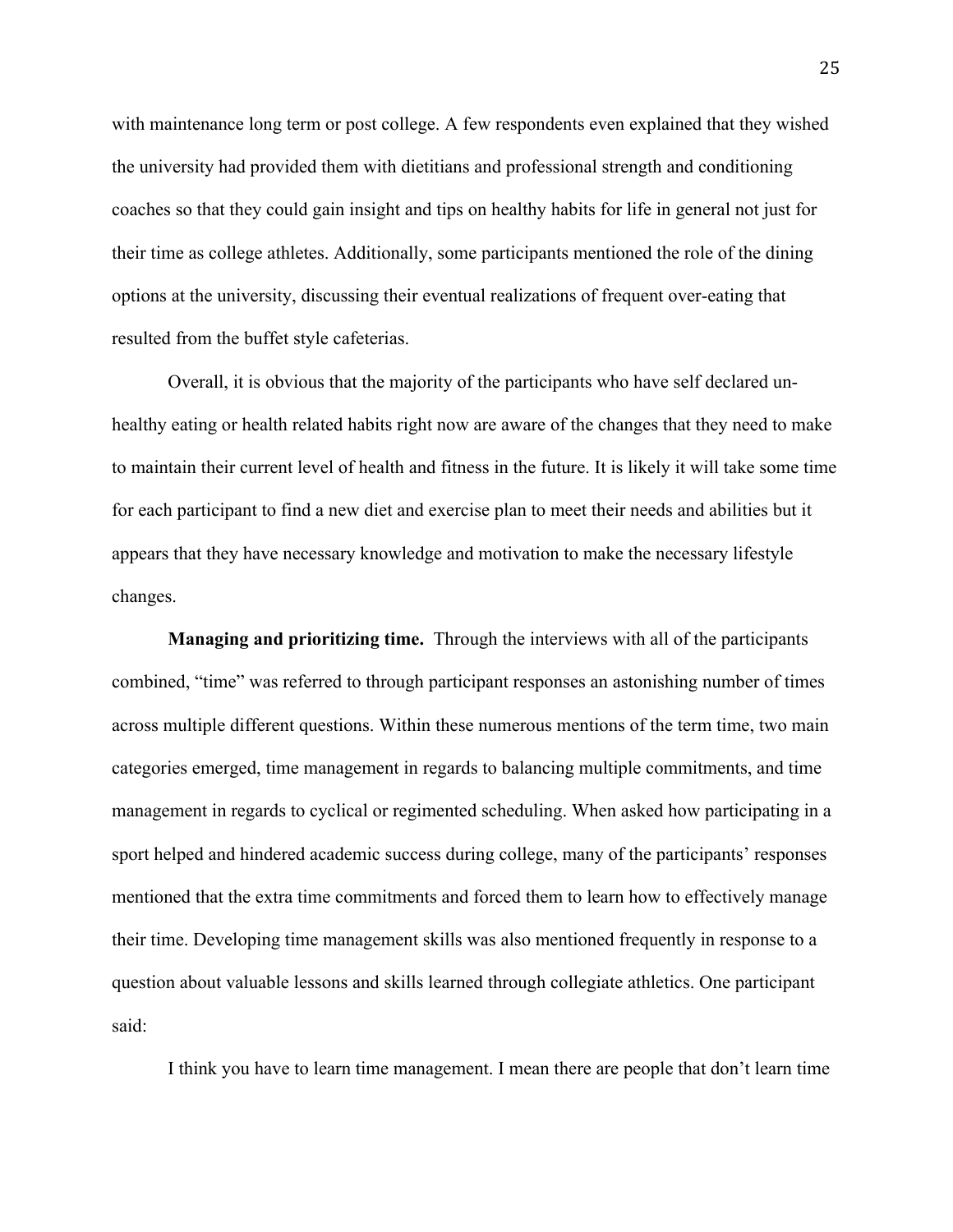with maintenance long term or post college. A few respondents even explained that they wished the university had provided them with dietitians and professional strength and conditioning coaches so that they could gain insight and tips on healthy habits for life in general not just for their time as college athletes. Additionally, some participants mentioned the role of the dining options at the university, discussing their eventual realizations of frequent over-eating that resulted from the buffet style cafeterias.

Overall, it is obvious that the majority of the participants who have self declared un-healthy eating or health related habits right now are aware of the changes that they need to make to maintain their current level of health and fitness in the future. It is likely it will take some time for each participant to find a new diet and exercise plan to meet their needs and abilities but it appears that they have necessary knowledge and motivation to make the necessary lifestyle changes.

**Managing and prioritizing time.** Through the interviews with all of the participants combined, "time" was referred to through participant responses an astonishing number of times across multiple different questions. Within these numerous mentions of the term time, two main categories emerged, time management in regards to balancing multiple commitments, and time management in regards to cyclical or regimented scheduling. When asked how participating in a sport helped and hindered academic success during college, many of the participants' responses mentioned that the extra time commitments and forced them to learn how to effectively manage their time. Developing time management skills was also mentioned frequently in response to a question about valuable lessons and skills learned through collegiate athletics. One participant said:

I think you have to learn time management. I mean there are people that don't learn time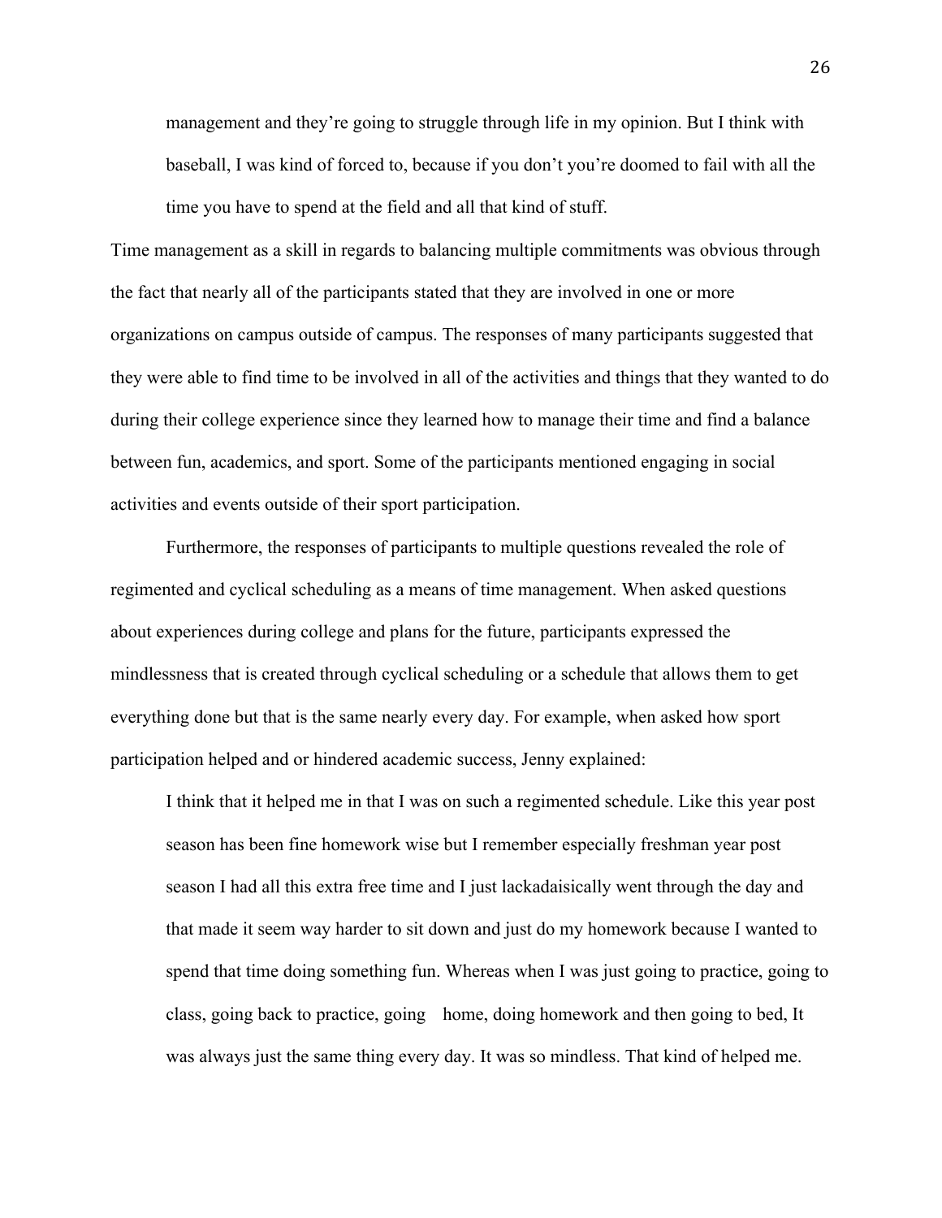> management and they're going to struggle through life in my opinion. But I think with baseball, I was kind of forced to, because if you don't you're doomed to fail with all the time you have to spend at the field and all that kind of stuff.

Time management as a skill in regards to balancing multiple commitments was obvious through the fact that nearly all of the participants stated that they are involved in one or more organizations on campus outside of campus. The responses of many participants suggested that they were able to find time to be involved in all of the activities and things that they wanted to do during their college experience since they learned how to manage their time and find a balance between fun, academics, and sport. Some of the participants mentioned engaging in social activities and events outside of their sport participation.

Furthermore, the responses of participants to multiple questions revealed the role of regimented and cyclical scheduling as a means of time management. When asked questions about experiences during college and plans for the future, participants expressed the mindlessness that is created through cyclical scheduling or a schedule that allows them to get everything done but that is the same nearly every day. For example, when asked how sport participation helped and or hindered academic success, Jenny explained:

> I think that it helped me in that I was on such a regimented schedule. Like this year post season has been fine homework wise but I remember especially freshman year post season I had all this extra free time and I just lackadaisically went through the day and that made it seem way harder to sit down and just do my homework because I wanted to spend that time doing something fun. Whereas when I was just going to practice, going to class, going back to practice, going home, doing homework and then going to bed, It was always just the same thing every day. It was so mindless. That kind of helped me.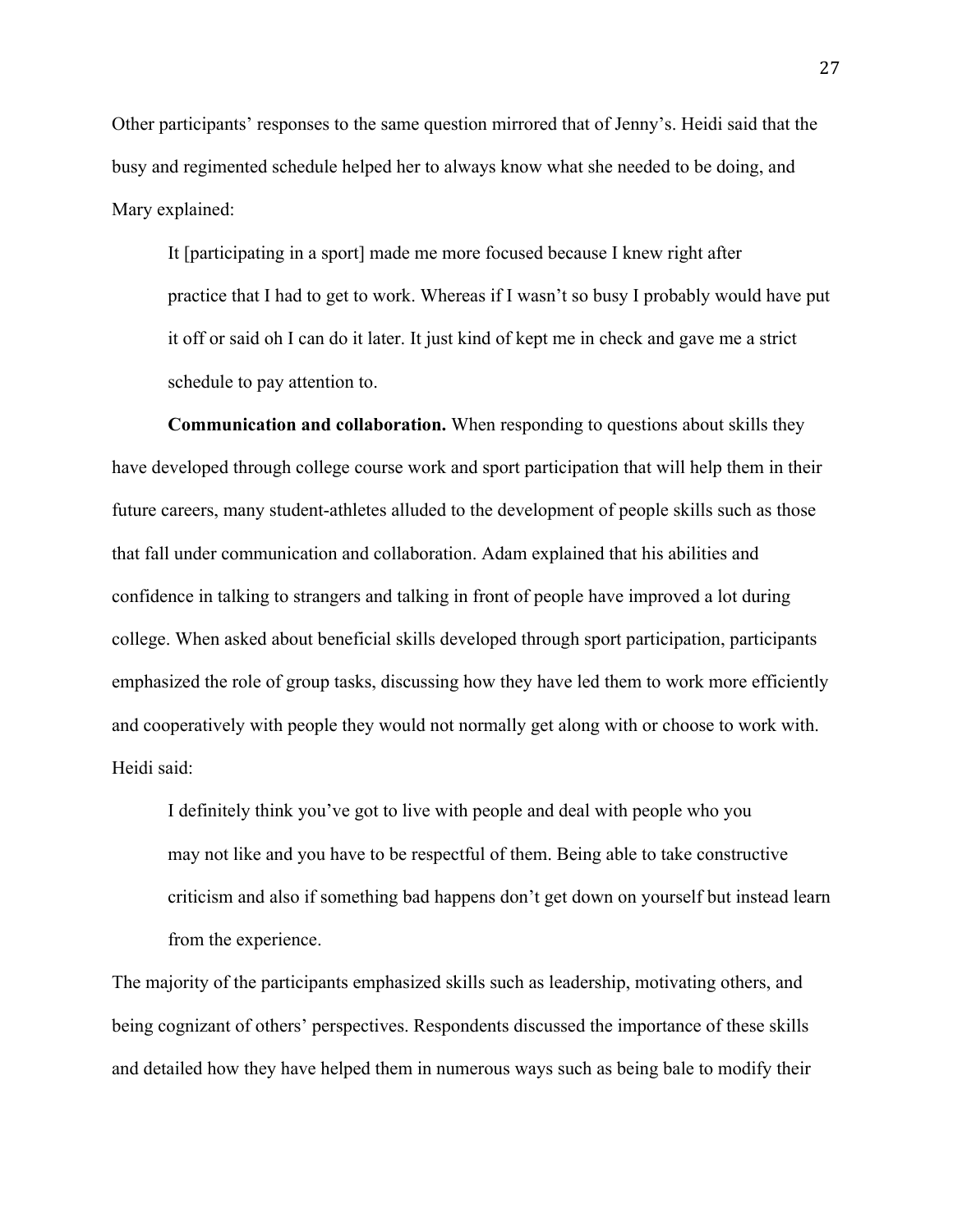Other participants' responses to the same question mirrored that of Jenny's. Heidi said that the busy and regimented schedule helped her to always know what she needed to be doing, and Mary explained:

> It [participating in a sport] made me more focused because I knew right after practice that I had to get to work. Whereas if I wasn't so busy I probably would have put it off or said oh I can do it later. It just kind of kept me in check and gave me a strict schedule to pay attention to.

**Communication and collaboration.** When responding to questions about skills they have developed through college course work and sport participation that will help them in their future careers, many student-athletes alluded to the development of people skills such as those that fall under communication and collaboration. Adam explained that his abilities and confidence in talking to strangers and talking in front of people have improved a lot during college. When asked about beneficial skills developed through sport participation, participants emphasized the role of group tasks, discussing how they have led them to work more efficiently and cooperatively with people they would not normally get along with or choose to work with. Heidi said:

> I definitely think you've got to live with people and deal with people who you may not like and you have to be respectful of them. Being able to take constructive criticism and also if something bad happens don't get down on yourself but instead learn from the experience.

The majority of the participants emphasized skills such as leadership, motivating others, and being cognizant of others' perspectives. Respondents discussed the importance of these skills and detailed how they have helped them in numerous ways such as being bale to modify their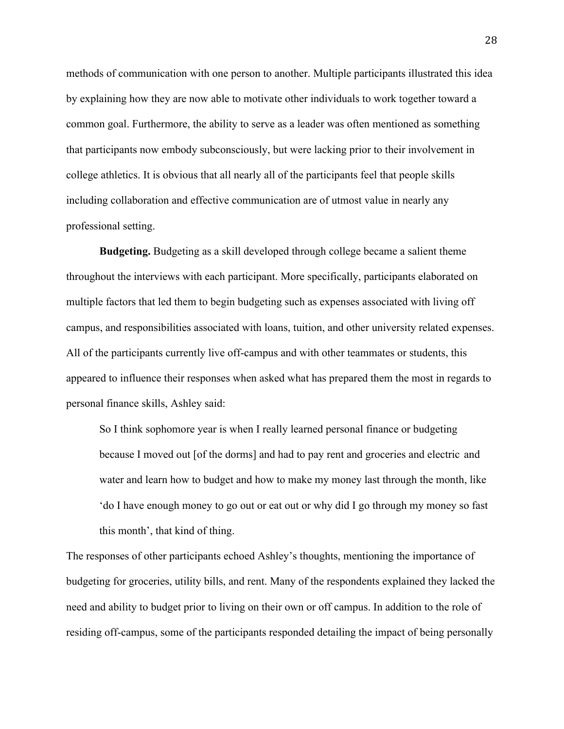methods of communication with one person to another. Multiple participants illustrated this idea by explaining how they are now able to motivate other individuals to work together toward a common goal. Furthermore, the ability to serve as a leader was often mentioned as something that participants now embody subconsciously, but were lacking prior to their involvement in college athletics. It is obvious that all nearly all of the participants feel that people skills including collaboration and effective communication are of utmost value in nearly any professional setting.

**Budgeting.** Budgeting as a skill developed through college became a salient theme throughout the interviews with each participant. More specifically, participants elaborated on multiple factors that led them to begin budgeting such as expenses associated with living off campus, and responsibilities associated with loans, tuition, and other university related expenses. All of the participants currently live off-campus and with other teammates or students, this appeared to influence their responses when asked what has prepared them the most in regards to personal finance skills, Ashley said:

> So I think sophomore year is when I really learned personal finance or budgeting because I moved out [of the dorms] and had to pay rent and groceries and electric and water and learn how to budget and how to make my money last through the month, like 'do I have enough money to go out or eat out or why did I go through my money so fast this month', that kind of thing.

The responses of other participants echoed Ashley's thoughts, mentioning the importance of budgeting for groceries, utility bills, and rent. Many of the respondents explained they lacked the need and ability to budget prior to living on their own or off campus. In addition to the role of residing off-campus, some of the participants responded detailing the impact of being personally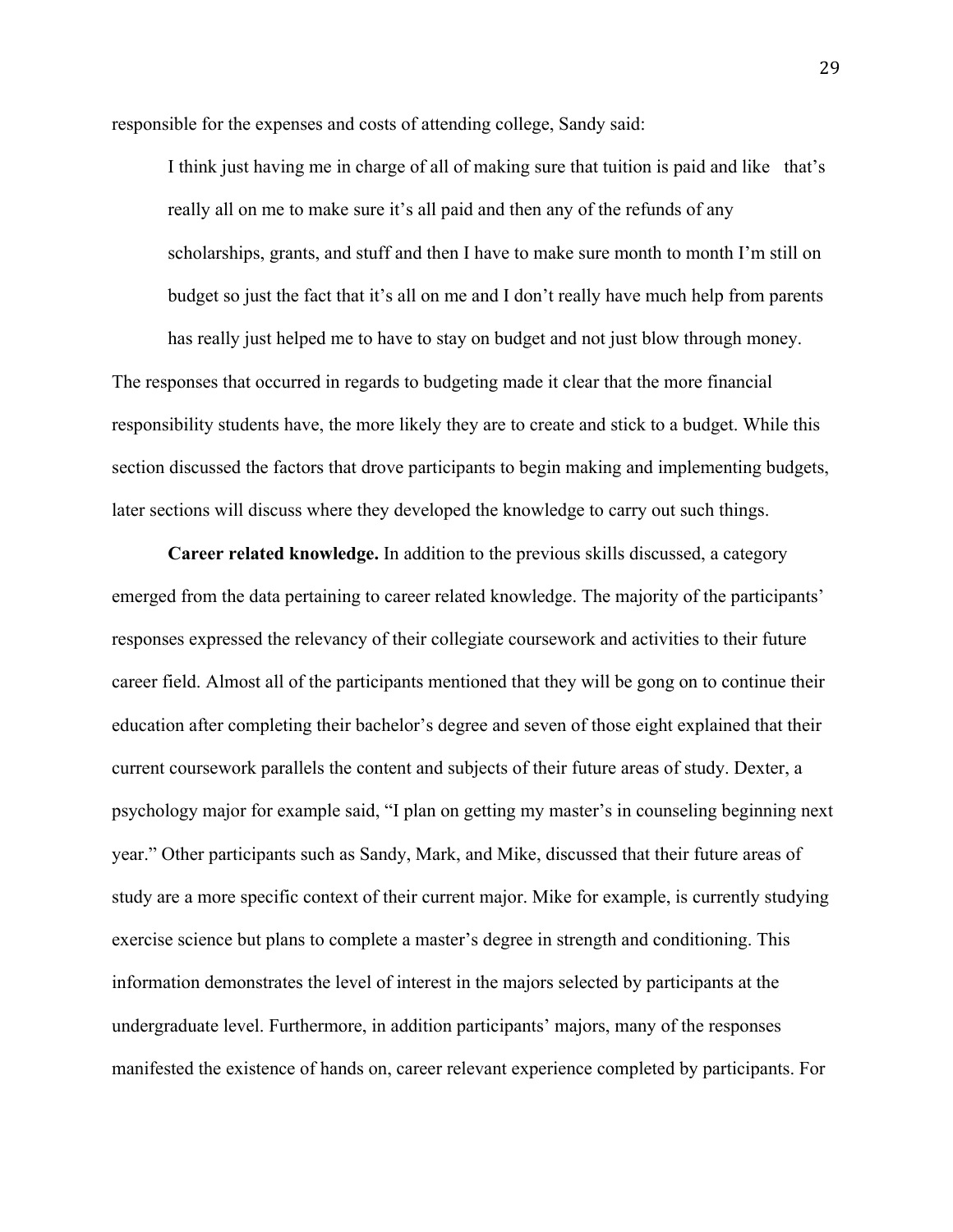responsible for the expenses and costs of attending college, Sandy said:

> I think just having me in charge of all of making sure that tuition is paid and like that's really all on me to make sure it's all paid and then any of the refunds of any scholarships, grants, and stuff and then I have to make sure month to month I'm still on budget so just the fact that it's all on me and I don't really have much help from parents has really just helped me to have to stay on budget and not just blow through money.

The responses that occurred in regards to budgeting made it clear that the more financial responsibility students have, the more likely they are to create and stick to a budget. While this section discussed the factors that drove participants to begin making and implementing budgets, later sections will discuss where they developed the knowledge to carry out such things.

**Career related knowledge.** In addition to the previous skills discussed, a category emerged from the data pertaining to career related knowledge. The majority of the participants' responses expressed the relevancy of their collegiate coursework and activities to their future career field. Almost all of the participants mentioned that they will be gong on to continue their education after completing their bachelor's degree and seven of those eight explained that their current coursework parallels the content and subjects of their future areas of study. Dexter, a psychology major for example said, "I plan on getting my master's in counseling beginning next year." Other participants such as Sandy, Mark, and Mike, discussed that their future areas of study are a more specific context of their current major. Mike for example, is currently studying exercise science but plans to complete a master's degree in strength and conditioning. This information demonstrates the level of interest in the majors selected by participants at the undergraduate level. Furthermore, in addition participants' majors, many of the responses manifested the existence of hands on, career relevant experience completed by participants. For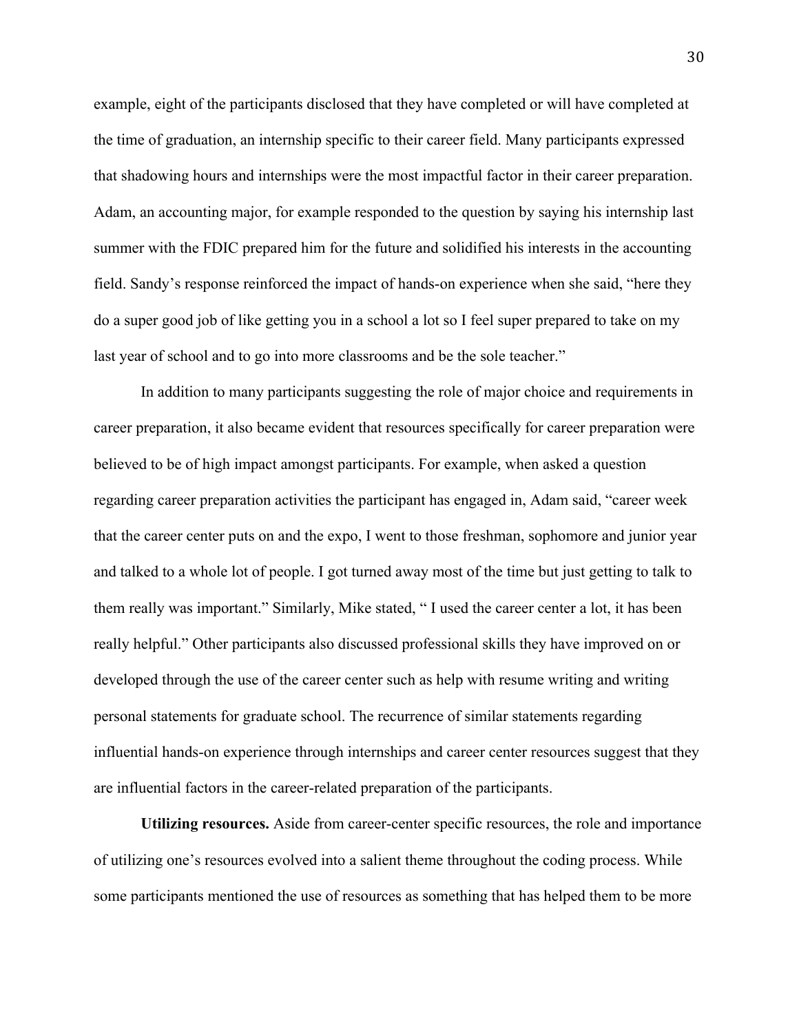example, eight of the participants disclosed that they have completed or will have completed at the time of graduation, an internship specific to their career field. Many participants expressed that shadowing hours and internships were the most impactful factor in their career preparation. Adam, an accounting major, for example responded to the question by saying his internship last summer with the FDIC prepared him for the future and solidified his interests in the accounting field. Sandy's response reinforced the impact of hands-on experience when she said, "here they do a super good job of like getting you in a school a lot so I feel super prepared to take on my last year of school and to go into more classrooms and be the sole teacher."

In addition to many participants suggesting the role of major choice and requirements in career preparation, it also became evident that resources specifically for career preparation were believed to be of high impact amongst participants. For example, when asked a question regarding career preparation activities the participant has engaged in, Adam said, "career week that the career center puts on and the expo, I went to those freshman, sophomore and junior year and talked to a whole lot of people. I got turned away most of the time but just getting to talk to them really was important." Similarly, Mike stated, " I used the career center a lot, it has been really helpful." Other participants also discussed professional skills they have improved on or developed through the use of the career center such as help with resume writing and writing personal statements for graduate school. The recurrence of similar statements regarding influential hands-on experience through internships and career center resources suggest that they are influential factors in the career-related preparation of the participants.

**Utilizing resources.** Aside from career-center specific resources, the role and importance of utilizing one's resources evolved into a salient theme throughout the coding process. While some participants mentioned the use of resources as something that has helped them to be more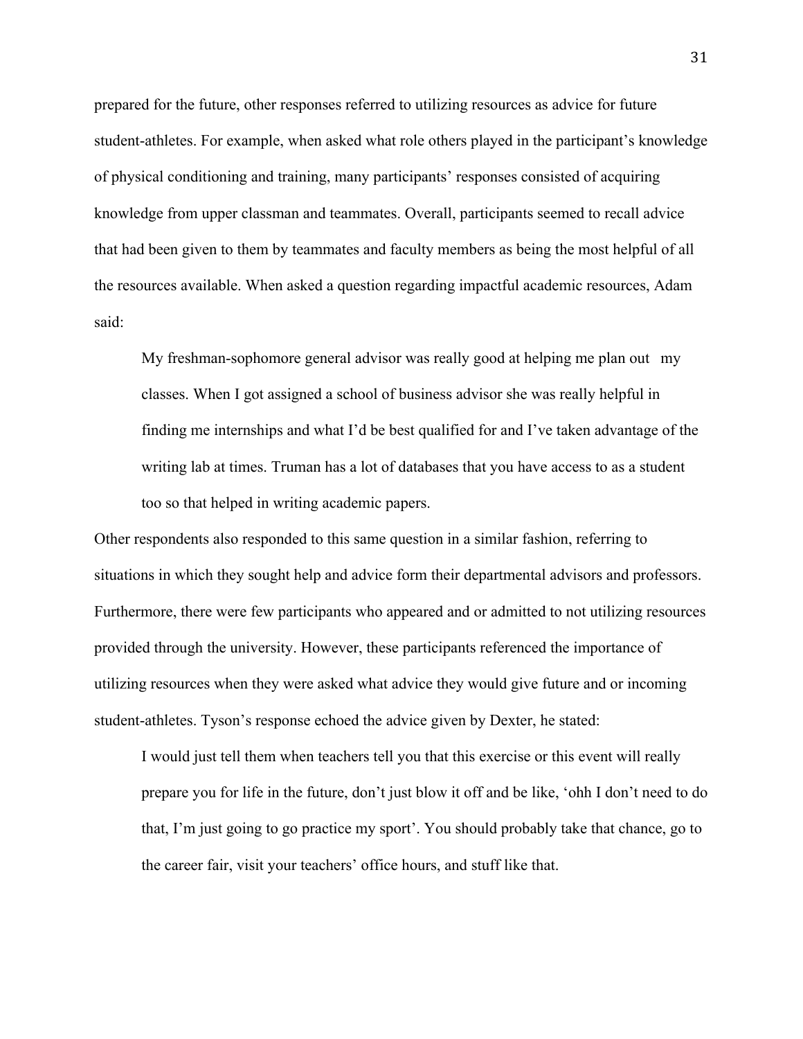prepared for the future, other responses referred to utilizing resources as advice for future student-athletes. For example, when asked what role others played in the participant's knowledge of physical conditioning and training, many participants' responses consisted of acquiring knowledge from upper classman and teammates. Overall, participants seemed to recall advice that had been given to them by teammates and faculty members as being the most helpful of all the resources available. When asked a question regarding impactful academic resources, Adam said:

> My freshman-sophomore general advisor was really good at helping me plan out my classes. When I got assigned a school of business advisor she was really helpful in finding me internships and what I'd be best qualified for and I've taken advantage of the writing lab at times. Truman has a lot of databases that you have access to as a student too so that helped in writing academic papers.

Other respondents also responded to this same question in a similar fashion, referring to situations in which they sought help and advice form their departmental advisors and professors. Furthermore, there were few participants who appeared and or admitted to not utilizing resources provided through the university. However, these participants referenced the importance of utilizing resources when they were asked what advice they would give future and or incoming student-athletes. Tyson's response echoed the advice given by Dexter, he stated:

> I would just tell them when teachers tell you that this exercise or this event will really prepare you for life in the future, don't just blow it off and be like, 'ohh I don't need to do that, I'm just going to go practice my sport'. You should probably take that chance, go to the career fair, visit your teachers' office hours, and stuff like that.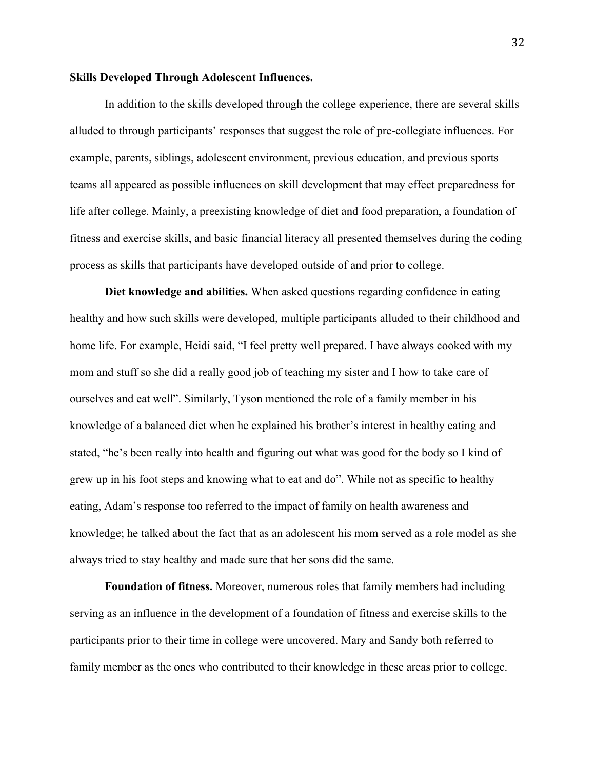**Skills Developed Through Adolescent Influences.**

In addition to the skills developed through the college experience, there are several skills alluded to through participants' responses that suggest the role of pre-collegiate influences. For example, parents, siblings, adolescent environment, previous education, and previous sports teams all appeared as possible influences on skill development that may effect preparedness for life after college. Mainly, a preexisting knowledge of diet and food preparation, a foundation of fitness and exercise skills, and basic financial literacy all presented themselves during the coding process as skills that participants have developed outside of and prior to college.

**Diet knowledge and abilities.** When asked questions regarding confidence in eating healthy and how such skills were developed, multiple participants alluded to their childhood and home life. For example, Heidi said, "I feel pretty well prepared. I have always cooked with my mom and stuff so she did a really good job of teaching my sister and I how to take care of ourselves and eat well". Similarly, Tyson mentioned the role of a family member in his knowledge of a balanced diet when he explained his brother's interest in healthy eating and stated, "he's been really into health and figuring out what was good for the body so I kind of grew up in his foot steps and knowing what to eat and do". While not as specific to healthy eating, Adam's response too referred to the impact of family on health awareness and knowledge; he talked about the fact that as an adolescent his mom served as a role model as she always tried to stay healthy and made sure that her sons did the same.

**Foundation of fitness.** Moreover, numerous roles that family members had including serving as an influence in the development of a foundation of fitness and exercise skills to the participants prior to their time in college were uncovered. Mary and Sandy both referred to family member as the ones who contributed to their knowledge in these areas prior to college.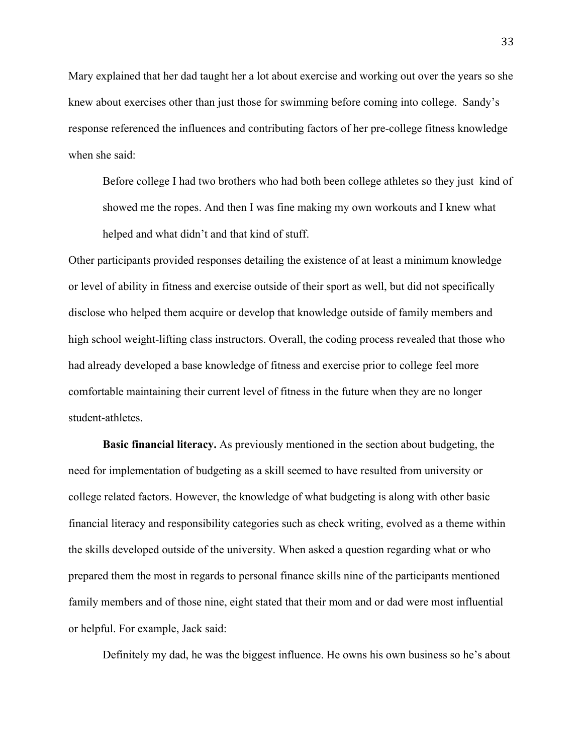Mary explained that her dad taught her a lot about exercise and working out over the years so she knew about exercises other than just those for swimming before coming into college. Sandy's response referenced the influences and contributing factors of her pre-college fitness knowledge when she said:

> Before college I had two brothers who had both been college athletes so they just kind of showed me the ropes. And then I was fine making my own workouts and I knew what helped and what didn't and that kind of stuff.

Other participants provided responses detailing the existence of at least a minimum knowledge or level of ability in fitness and exercise outside of their sport as well, but did not specifically disclose who helped them acquire or develop that knowledge outside of family members and high school weight-lifting class instructors. Overall, the coding process revealed that those who had already developed a base knowledge of fitness and exercise prior to college feel more comfortable maintaining their current level of fitness in the future when they are no longer student-athletes.

**Basic financial literacy.** As previously mentioned in the section about budgeting, the need for implementation of budgeting as a skill seemed to have resulted from university or college related factors. However, the knowledge of what budgeting is along with other basic financial literacy and responsibility categories such as check writing, evolved as a theme within the skills developed outside of the university. When asked a question regarding what or who prepared them the most in regards to personal finance skills nine of the participants mentioned family members and of those nine, eight stated that their mom and or dad were most influential or helpful. For example, Jack said:

> Definitely my dad, he was the biggest influence. He owns his own business so he's about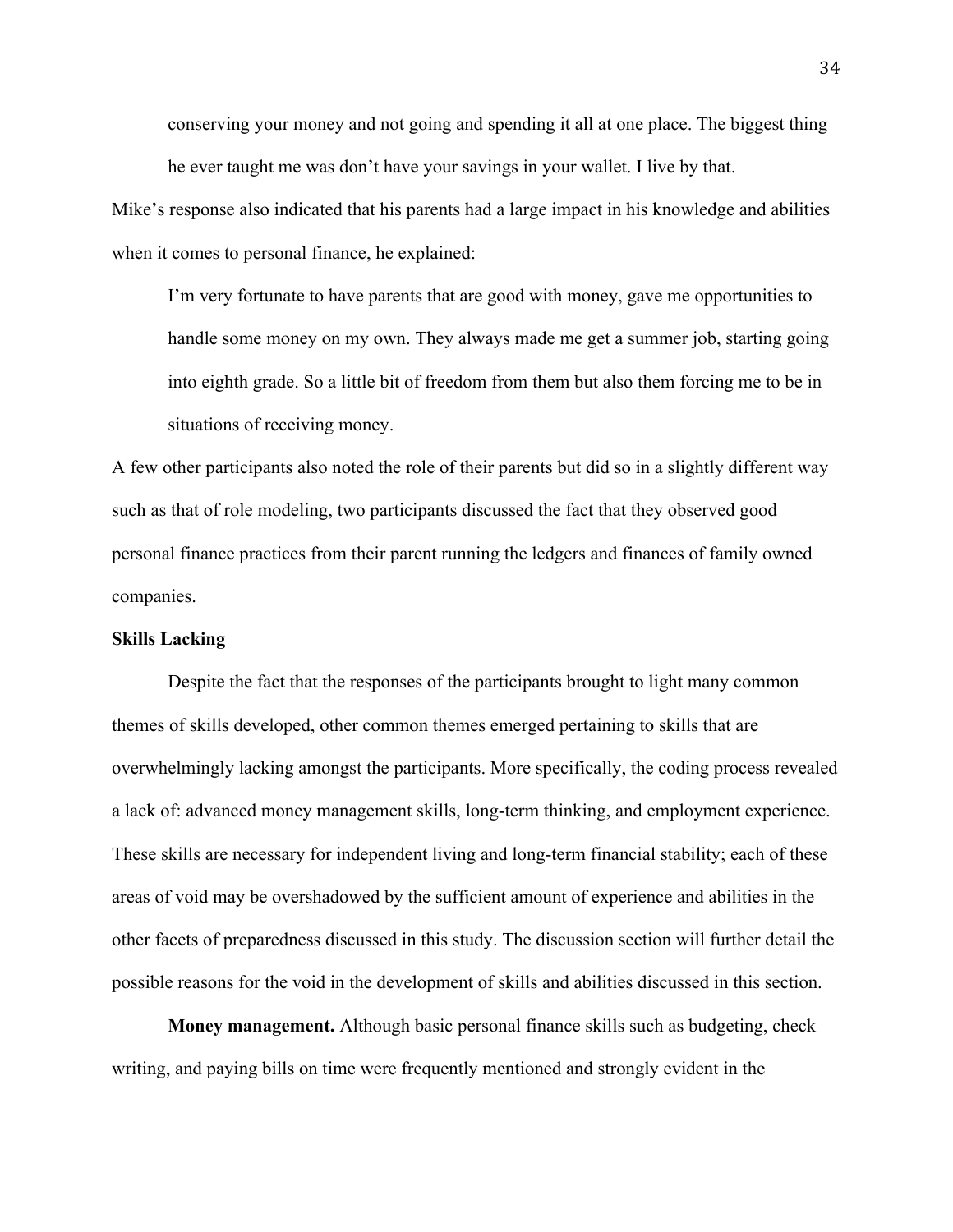> conserving your money and not going and spending it all at one place. The biggest thing he ever taught me was don't have your savings in your wallet. I live by that.

Mike's response also indicated that his parents had a large impact in his knowledge and abilities when it comes to personal finance, he explained:

> I'm very fortunate to have parents that are good with money, gave me opportunities to handle some money on my own. They always made me get a summer job, starting going into eighth grade. So a little bit of freedom from them but also them forcing me to be in situations of receiving money.

A few other participants also noted the role of their parents but did so in a slightly different way such as that of role modeling, two participants discussed the fact that they observed good personal finance practices from their parent running the ledgers and finances of family owned companies.

### Skills Lacking

Despite the fact that the responses of the participants brought to light many common themes of skills developed, other common themes emerged pertaining to skills that are overwhelmingly lacking amongst the participants. More specifically, the coding process revealed a lack of: advanced money management skills, long-term thinking, and employment experience. These skills are necessary for independent living and long-term financial stability; each of these areas of void may be overshadowed by the sufficient amount of experience and abilities in the other facets of preparedness discussed in this study. The discussion section will further detail the possible reasons for the void in the development of skills and abilities discussed in this section.

**Money management.** Although basic personal finance skills such as budgeting, check writing, and paying bills on time were frequently mentioned and strongly evident in the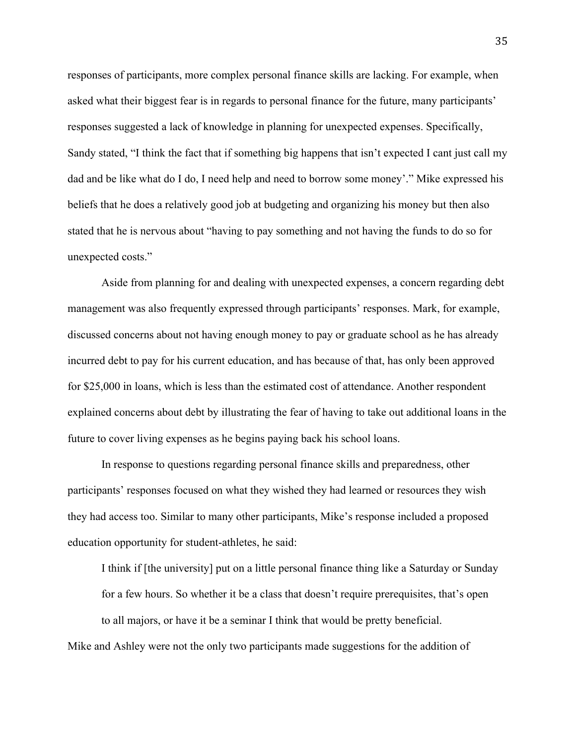responses of participants, more complex personal finance skills are lacking. For example, when asked what their biggest fear is in regards to personal finance for the future, many participants' responses suggested a lack of knowledge in planning for unexpected expenses. Specifically, Sandy stated, "I think the fact that if something big happens that isn't expected I cant just call my dad and be like what do I do, I need help and need to borrow some money'." Mike expressed his beliefs that he does a relatively good job at budgeting and organizing his money but then also stated that he is nervous about "having to pay something and not having the funds to do so for unexpected costs."

Aside from planning for and dealing with unexpected expenses, a concern regarding debt management was also frequently expressed through participants' responses. Mark, for example, discussed concerns about not having enough money to pay or graduate school as he has already incurred debt to pay for his current education, and has because of that, has only been approved for $25,000 in loans, which is less than the estimated cost of attendance. Another respondent explained concerns about debt by illustrating the fear of having to take out additional loans in the future to cover living expenses as he begins paying back his school loans.

In response to questions regarding personal finance skills and preparedness, other participants' responses focused on what they wished they had learned or resources they wish they had access too. Similar to many other participants, Mike's response included a proposed education opportunity for student-athletes, he said:

> I think if [the university] put on a little personal finance thing like a Saturday or Sunday for a few hours. So whether it be a class that doesn't require prerequisites, that's open to all majors, or have it be a seminar I think that would be pretty beneficial.

Mike and Ashley were not the only two participants made suggestions for the addition of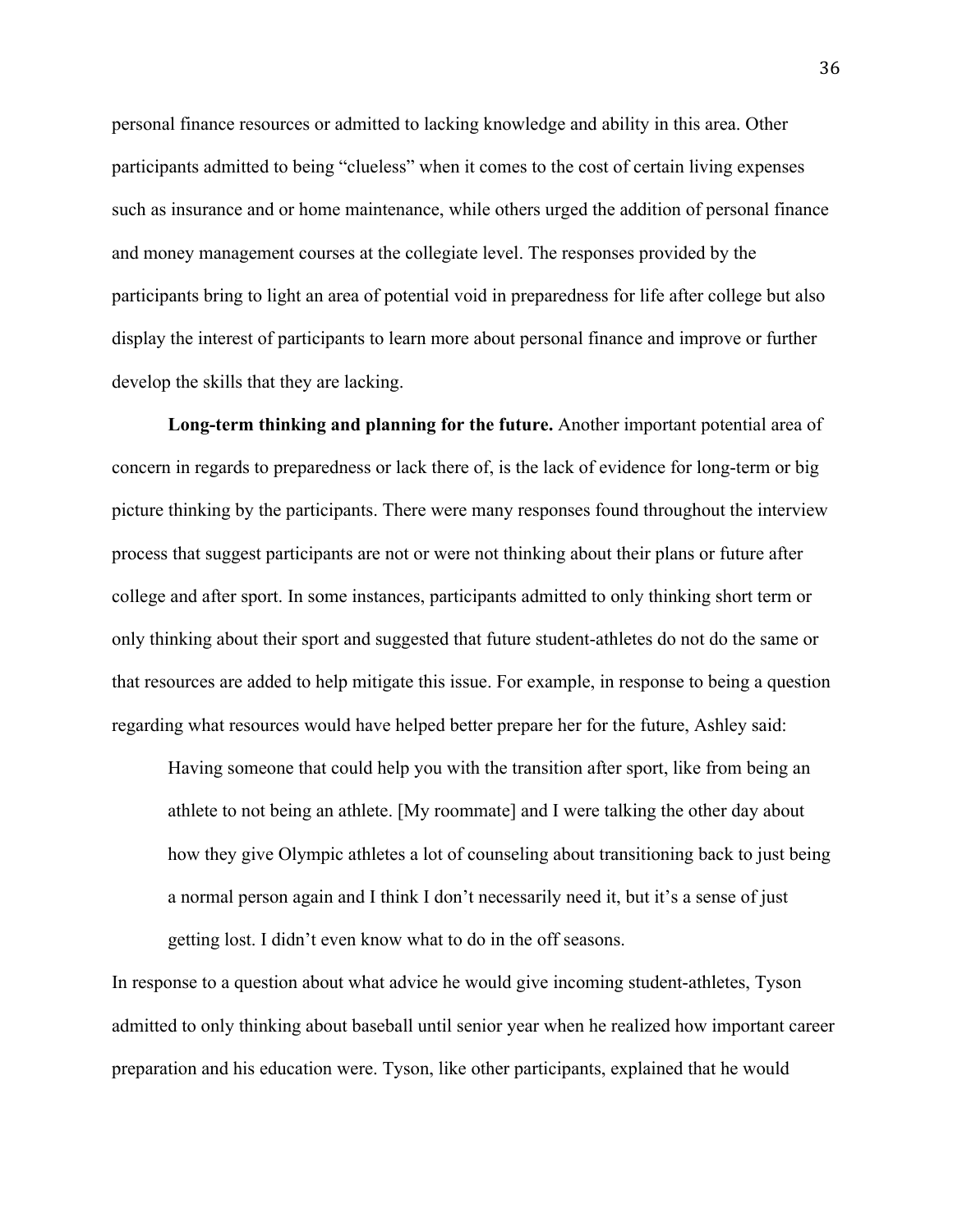personal finance resources or admitted to lacking knowledge and ability in this area. Other participants admitted to being "clueless" when it comes to the cost of certain living expenses such as insurance and or home maintenance, while others urged the addition of personal finance and money management courses at the collegiate level. The responses provided by the participants bring to light an area of potential void in preparedness for life after college but also display the interest of participants to learn more about personal finance and improve or further develop the skills that they are lacking.

**Long-term thinking and planning for the future.** Another important potential area of concern in regards to preparedness or lack there of, is the lack of evidence for long-term or big picture thinking by the participants. There were many responses found throughout the interview process that suggest participants are not or were not thinking about their plans or future after college and after sport. In some instances, participants admitted to only thinking short term or only thinking about their sport and suggested that future student-athletes do not do the same or that resources are added to help mitigate this issue. For example, in response to being a question regarding what resources would have helped better prepare her for the future, Ashley said:

> Having someone that could help you with the transition after sport, like from being an athlete to not being an athlete. [My roommate] and I were talking the other day about how they give Olympic athletes a lot of counseling about transitioning back to just being a normal person again and I think I don't necessarily need it, but it's a sense of just getting lost. I didn't even know what to do in the off seasons.

In response to a question about what advice he would give incoming student-athletes, Tyson admitted to only thinking about baseball until senior year when he realized how important career preparation and his education were. Tyson, like other participants, explained that he would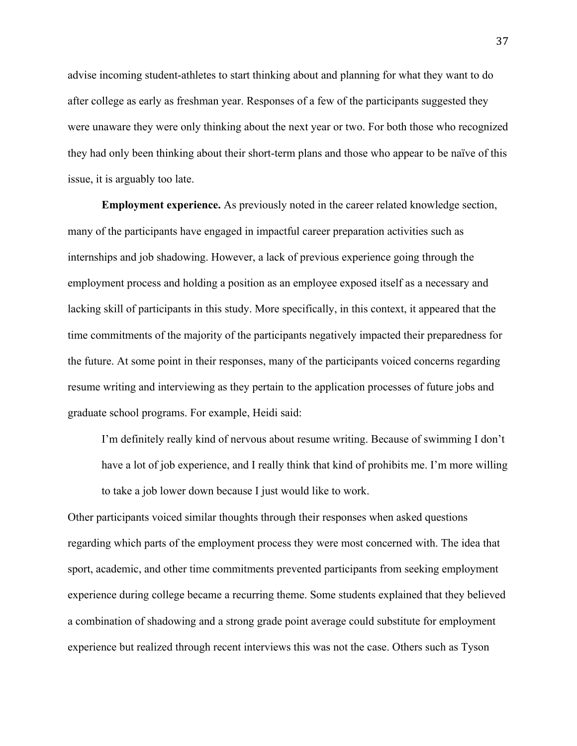advise incoming student-athletes to start thinking about and planning for what they want to do after college as early as freshman year. Responses of a few of the participants suggested they were unaware they were only thinking about the next year or two. For both those who recognized they had only been thinking about their short-term plans and those who appear to be naïve of this issue, it is arguably too late.

**Employment experience.** As previously noted in the career related knowledge section, many of the participants have engaged in impactful career preparation activities such as internships and job shadowing. However, a lack of previous experience going through the employment process and holding a position as an employee exposed itself as a necessary and lacking skill of participants in this study. More specifically, in this context, it appeared that the time commitments of the majority of the participants negatively impacted their preparedness for the future. At some point in their responses, many of the participants voiced concerns regarding resume writing and interviewing as they pertain to the application processes of future jobs and graduate school programs. For example, Heidi said:

> I'm definitely really kind of nervous about resume writing. Because of swimming I don't have a lot of job experience, and I really think that kind of prohibits me. I'm more willing to take a job lower down because I just would like to work.

Other participants voiced similar thoughts through their responses when asked questions regarding which parts of the employment process they were most concerned with. The idea that sport, academic, and other time commitments prevented participants from seeking employment experience during college became a recurring theme. Some students explained that they believed a combination of shadowing and a strong grade point average could substitute for employment experience but realized through recent interviews this was not the case. Others such as Tyson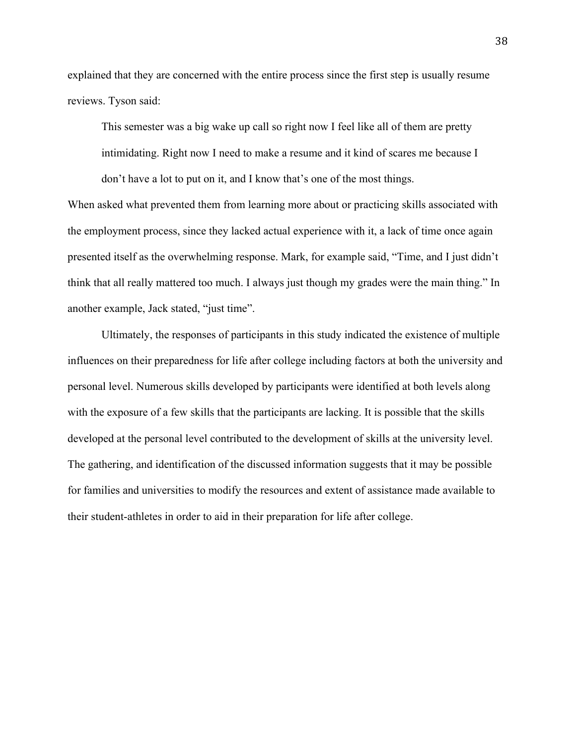explained that they are concerned with the entire process since the first step is usually resume reviews. Tyson said:

> This semester was a big wake up call so right now I feel like all of them are pretty intimidating. Right now I need to make a resume and it kind of scares me because I don't have a lot to put on it, and I know that's one of the most things.

When asked what prevented them from learning more about or practicing skills associated with the employment process, since they lacked actual experience with it, a lack of time once again presented itself as the overwhelming response. Mark, for example said, "Time, and I just didn't think that all really mattered too much. I always just though my grades were the main thing." In another example, Jack stated, "just time".

Ultimately, the responses of participants in this study indicated the existence of multiple influences on their preparedness for life after college including factors at both the university and personal level. Numerous skills developed by participants were identified at both levels along with the exposure of a few skills that the participants are lacking. It is possible that the skills developed at the personal level contributed to the development of skills at the university level. The gathering, and identification of the discussed information suggests that it may be possible for families and universities to modify the resources and extent of assistance made available to their student-athletes in order to aid in their preparation for life after college.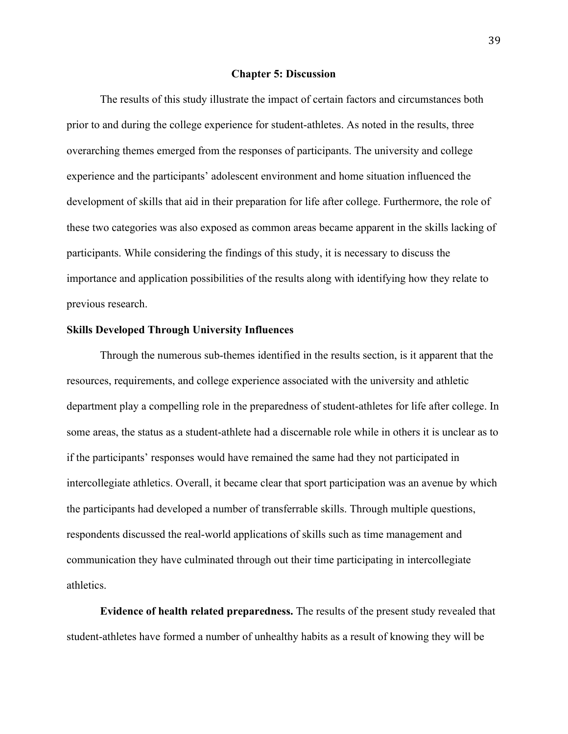# Chapter 5: Discussion

The results of this study illustrate the impact of certain factors and circumstances both prior to and during the college experience for student-athletes. As noted in the results, three overarching themes emerged from the responses of participants. The university and college experience and the participants' adolescent environment and home situation influenced the development of skills that aid in their preparation for life after college. Furthermore, the role of these two categories was also exposed as common areas became apparent in the skills lacking of participants. While considering the findings of this study, it is necessary to discuss the importance and application possibilities of the results along with identifying how they relate to previous research.

## Skills Developed Through University Influences

Through the numerous sub-themes identified in the results section, is it apparent that the resources, requirements, and college experience associated with the university and athletic department play a compelling role in the preparedness of student-athletes for life after college. In some areas, the status as a student-athlete had a discernable role while in others it is unclear as to if the participants' responses would have remained the same had they not participated in intercollegiate athletics. Overall, it became clear that sport participation was an avenue by which the participants had developed a number of transferrable skills. Through multiple questions, respondents discussed the real-world applications of skills such as time management and communication they have culminated through out their time participating in intercollegiate athletics.

**Evidence of health related preparedness.** The results of the present study revealed that student-athletes have formed a number of unhealthy habits as a result of knowing they will be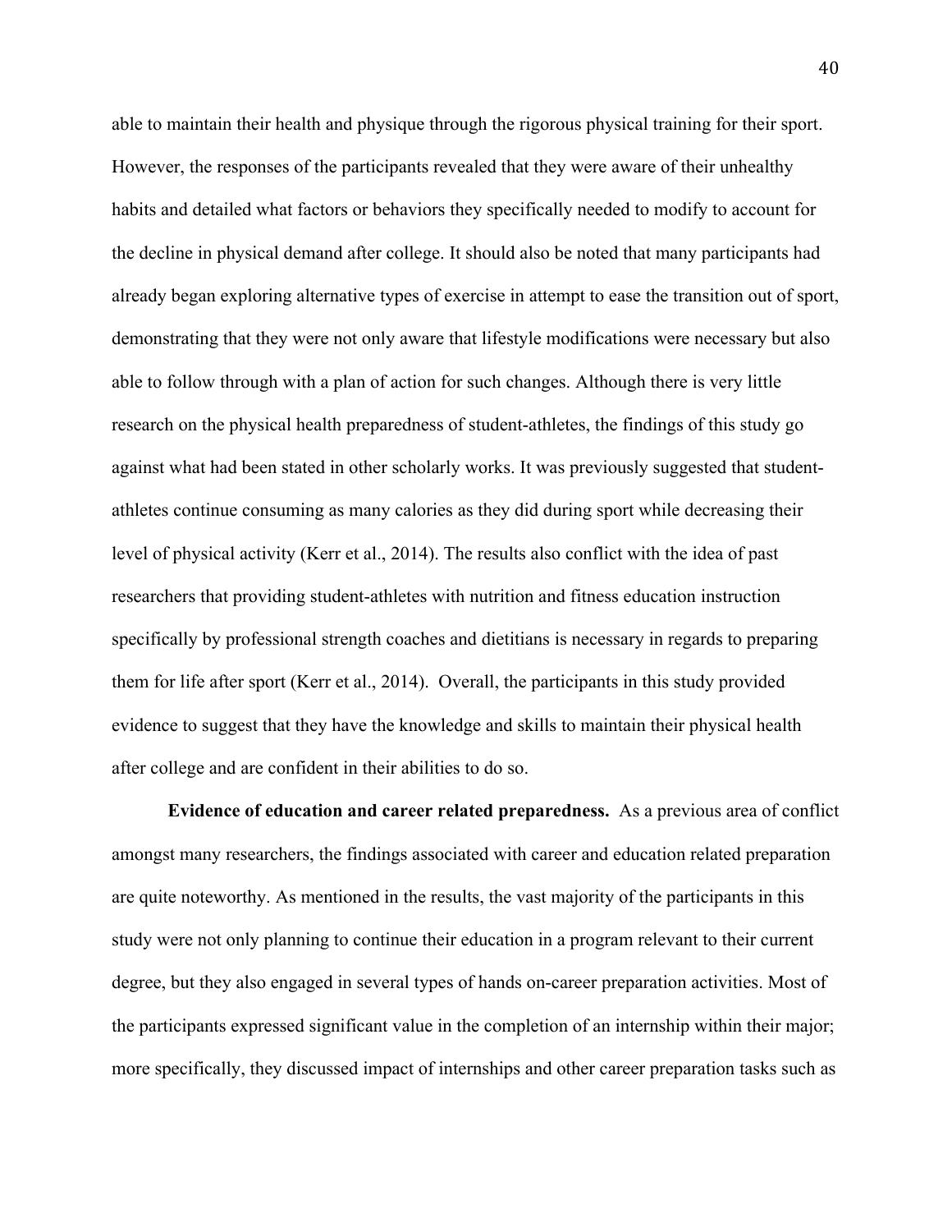able to maintain their health and physique through the rigorous physical training for their sport. However, the responses of the participants revealed that they were aware of their unhealthy habits and detailed what factors or behaviors they specifically needed to modify to account for the decline in physical demand after college. It should also be noted that many participants had already began exploring alternative types of exercise in attempt to ease the transition out of sport, demonstrating that they were not only aware that lifestyle modifications were necessary but also able to follow through with a plan of action for such changes. Although there is very little research on the physical health preparedness of student-athletes, the findings of this study go against what had been stated in other scholarly works. It was previously suggested that student-athletes continue consuming as many calories as they did during sport while decreasing their level of physical activity (Kerr et al., 2014). The results also conflict with the idea of past researchers that providing student-athletes with nutrition and fitness education instruction specifically by professional strength coaches and dietitians is necessary in regards to preparing them for life after sport (Kerr et al., 2014). Overall, the participants in this study provided evidence to suggest that they have the knowledge and skills to maintain their physical health after college and are confident in their abilities to do so.

**Evidence of education and career related preparedness.** As a previous area of conflict amongst many researchers, the findings associated with career and education related preparation are quite noteworthy. As mentioned in the results, the vast majority of the participants in this study were not only planning to continue their education in a program relevant to their current degree, but they also engaged in several types of hands on-career preparation activities. Most of the participants expressed significant value in the completion of an internship within their major; more specifically, they discussed impact of internships and other career preparation tasks such as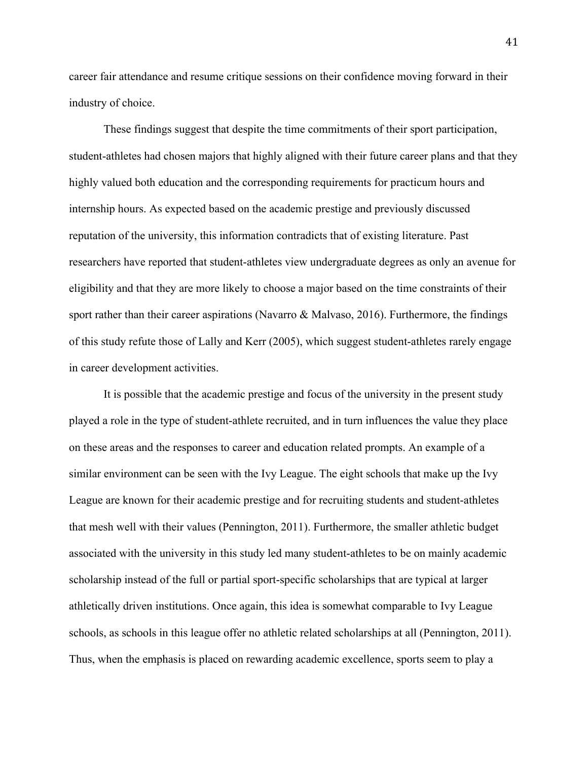career fair attendance and resume critique sessions on their confidence moving forward in their industry of choice.

These findings suggest that despite the time commitments of their sport participation, student-athletes had chosen majors that highly aligned with their future career plans and that they highly valued both education and the corresponding requirements for practicum hours and internship hours. As expected based on the academic prestige and previously discussed reputation of the university, this information contradicts that of existing literature. Past researchers have reported that student-athletes view undergraduate degrees as only an avenue for eligibility and that they are more likely to choose a major based on the time constraints of their sport rather than their career aspirations (Navarro & Malvaso, 2016). Furthermore, the findings of this study refute those of Lally and Kerr (2005), which suggest student-athletes rarely engage in career development activities.

It is possible that the academic prestige and focus of the university in the present study played a role in the type of student-athlete recruited, and in turn influences the value they place on these areas and the responses to career and education related prompts. An example of a similar environment can be seen with the Ivy League. The eight schools that make up the Ivy League are known for their academic prestige and for recruiting students and student-athletes that mesh well with their values (Pennington, 2011). Furthermore, the smaller athletic budget associated with the university in this study led many student-athletes to be on mainly academic scholarship instead of the full or partial sport-specific scholarships that are typical at larger athletically driven institutions. Once again, this idea is somewhat comparable to Ivy League schools, as schools in this league offer no athletic related scholarships at all (Pennington, 2011). Thus, when the emphasis is placed on rewarding academic excellence, sports seem to play a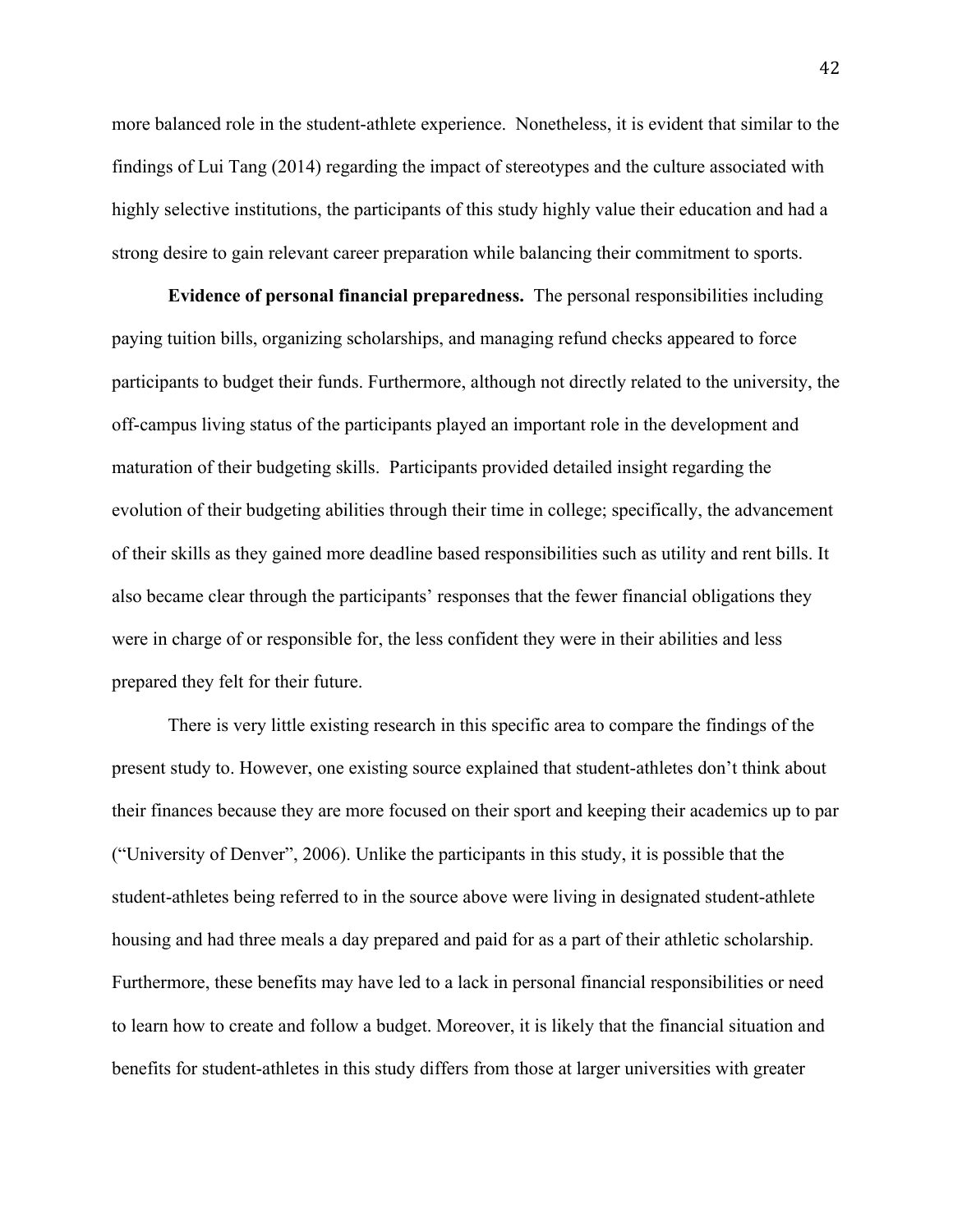more balanced role in the student-athlete experience. Nonetheless, it is evident that similar to the findings of Lui Tang (2014) regarding the impact of stereotypes and the culture associated with highly selective institutions, the participants of this study highly value their education and had a strong desire to gain relevant career preparation while balancing their commitment to sports.

**Evidence of personal financial preparedness.** The personal responsibilities including paying tuition bills, organizing scholarships, and managing refund checks appeared to force participants to budget their funds. Furthermore, although not directly related to the university, the off-campus living status of the participants played an important role in the development and maturation of their budgeting skills. Participants provided detailed insight regarding the evolution of their budgeting abilities through their time in college; specifically, the advancement of their skills as they gained more deadline based responsibilities such as utility and rent bills. It also became clear through the participants' responses that the fewer financial obligations they were in charge of or responsible for, the less confident they were in their abilities and less prepared they felt for their future.

There is very little existing research in this specific area to compare the findings of the present study to. However, one existing source explained that student-athletes don't think about their finances because they are more focused on their sport and keeping their academics up to par ("University of Denver", 2006). Unlike the participants in this study, it is possible that the student-athletes being referred to in the source above were living in designated student-athlete housing and had three meals a day prepared and paid for as a part of their athletic scholarship. Furthermore, these benefits may have led to a lack in personal financial responsibilities or need to learn how to create and follow a budget. Moreover, it is likely that the financial situation and benefits for student-athletes in this study differs from those at larger universities with greater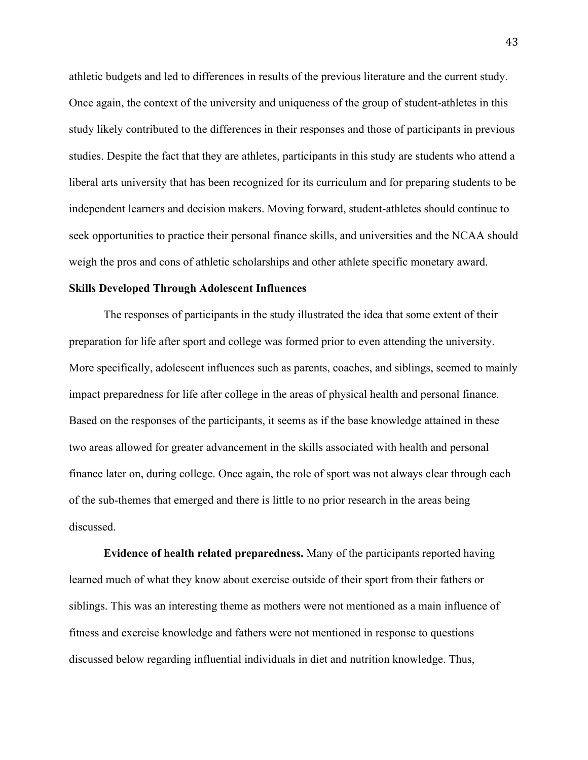athletic budgets and led to differences in results of the previous literature and the current study. Once again, the context of the university and uniqueness of the group of student-athletes in this study likely contributed to the differences in their responses and those of participants in previous studies. Despite the fact that they are athletes, participants in this study are students who attend a liberal arts university that has been recognized for its curriculum and for preparing students to be independent learners and decision makers. Moving forward, student-athletes should continue to seek opportunities to practice their personal finance skills, and universities and the NCAA should weigh the pros and cons of athletic scholarships and other athlete specific monetary award.

### Skills Developed Through Adolescent Influences

The responses of participants in the study illustrated the idea that some extent of their preparation for life after sport and college was formed prior to even attending the university. More specifically, adolescent influences such as parents, coaches, and siblings, seemed to mainly impact preparedness for life after college in the areas of physical health and personal finance. Based on the responses of the participants, it seems as if the base knowledge attained in these two areas allowed for greater advancement in the skills associated with health and personal finance later on, during college. Once again, the role of sport was not always clear through each of the sub-themes that emerged and there is little to no prior research in the areas being discussed.

**Evidence of health related preparedness.** Many of the participants reported having learned much of what they know about exercise outside of their sport from their fathers or siblings. This was an interesting theme as mothers were not mentioned as a main influence of fitness and exercise knowledge and fathers were not mentioned in response to questions discussed below regarding influential individuals in diet and nutrition knowledge. Thus,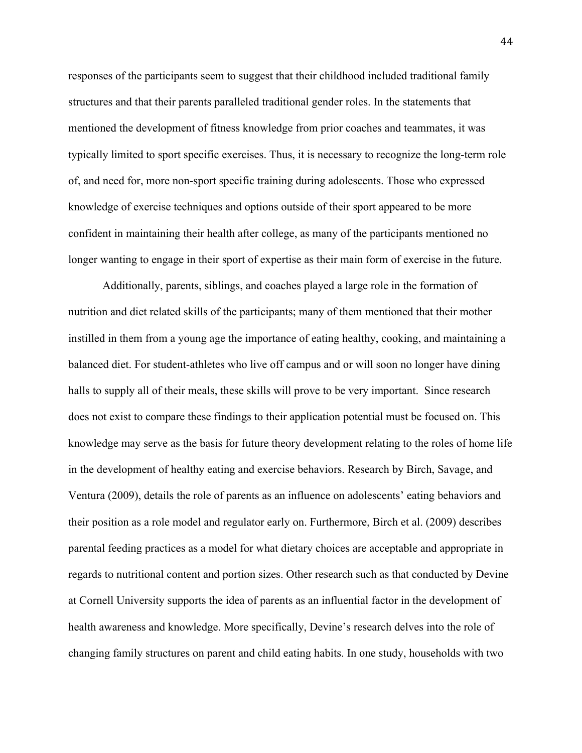responses of the participants seem to suggest that their childhood included traditional family structures and that their parents paralleled traditional gender roles. In the statements that mentioned the development of fitness knowledge from prior coaches and teammates, it was typically limited to sport specific exercises. Thus, it is necessary to recognize the long-term role of, and need for, more non-sport specific training during adolescents. Those who expressed knowledge of exercise techniques and options outside of their sport appeared to be more confident in maintaining their health after college, as many of the participants mentioned no longer wanting to engage in their sport of expertise as their main form of exercise in the future.

Additionally, parents, siblings, and coaches played a large role in the formation of nutrition and diet related skills of the participants; many of them mentioned that their mother instilled in them from a young age the importance of eating healthy, cooking, and maintaining a balanced diet. For student-athletes who live off campus and or will soon no longer have dining halls to supply all of their meals, these skills will prove to be very important. Since research does not exist to compare these findings to their application potential must be focused on. This knowledge may serve as the basis for future theory development relating to the roles of home life in the development of healthy eating and exercise behaviors. Research by Birch, Savage, and Ventura (2009), details the role of parents as an influence on adolescents' eating behaviors and their position as a role model and regulator early on. Furthermore, Birch et al. (2009) describes parental feeding practices as a model for what dietary choices are acceptable and appropriate in regards to nutritional content and portion sizes. Other research such as that conducted by Devine at Cornell University supports the idea of parents as an influential factor in the development of health awareness and knowledge. More specifically, Devine's research delves into the role of changing family structures on parent and child eating habits. In one study, households with two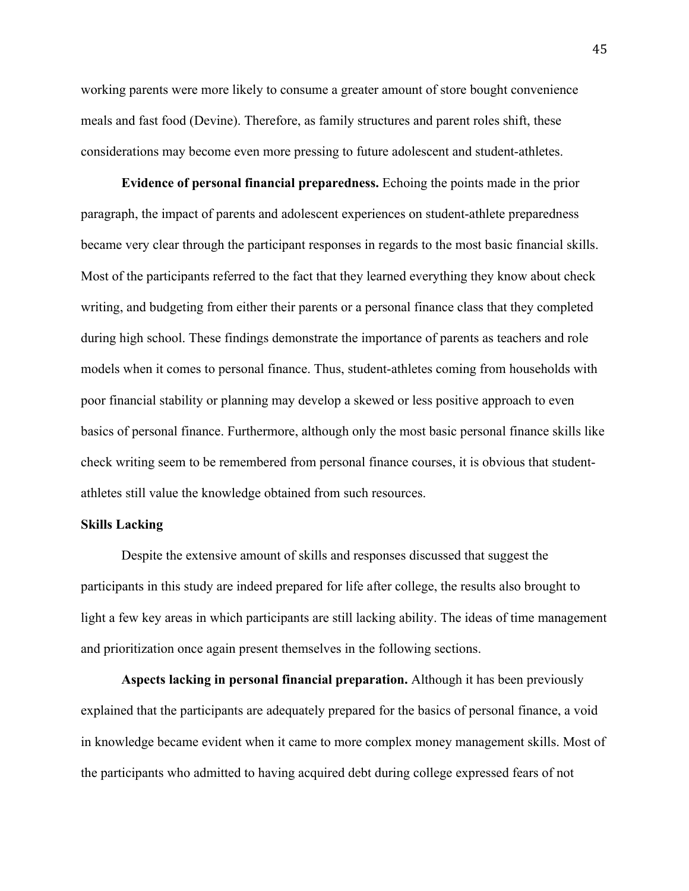working parents were more likely to consume a greater amount of store bought convenience meals and fast food (Devine). Therefore, as family structures and parent roles shift, these considerations may become even more pressing to future adolescent and student-athletes.

**Evidence of personal financial preparedness.** Echoing the points made in the prior paragraph, the impact of parents and adolescent experiences on student-athlete preparedness became very clear through the participant responses in regards to the most basic financial skills. Most of the participants referred to the fact that they learned everything they know about check writing, and budgeting from either their parents or a personal finance class that they completed during high school. These findings demonstrate the importance of parents as teachers and role models when it comes to personal finance. Thus, student-athletes coming from households with poor financial stability or planning may develop a skewed or less positive approach to even basics of personal finance. Furthermore, although only the most basic personal finance skills like check writing seem to be remembered from personal finance courses, it is obvious that student-athletes still value the knowledge obtained from such resources.

**Skills Lacking**

Despite the extensive amount of skills and responses discussed that suggest the participants in this study are indeed prepared for life after college, the results also brought to light a few key areas in which participants are still lacking ability. The ideas of time management and prioritization once again present themselves in the following sections.

**Aspects lacking in personal financial preparation.** Although it has been previously explained that the participants are adequately prepared for the basics of personal finance, a void in knowledge became evident when it came to more complex money management skills. Most of the participants who admitted to having acquired debt during college expressed fears of not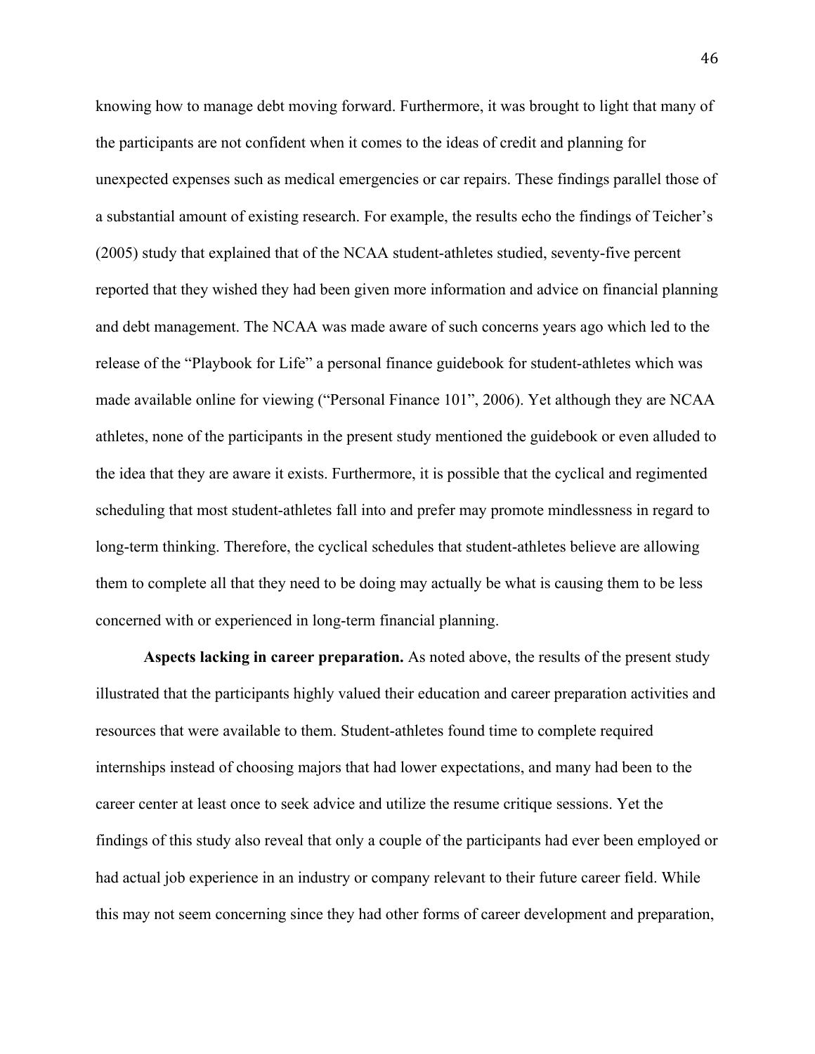knowing how to manage debt moving forward. Furthermore, it was brought to light that many of the participants are not confident when it comes to the ideas of credit and planning for unexpected expenses such as medical emergencies or car repairs. These findings parallel those of a substantial amount of existing research. For example, the results echo the findings of Teicher's (2005) study that explained that of the NCAA student-athletes studied, seventy-five percent reported that they wished they had been given more information and advice on financial planning and debt management. The NCAA was made aware of such concerns years ago which led to the release of the "Playbook for Life" a personal finance guidebook for student-athletes which was made available online for viewing ("Personal Finance 101", 2006). Yet although they are NCAA athletes, none of the participants in the present study mentioned the guidebook or even alluded to the idea that they are aware it exists. Furthermore, it is possible that the cyclical and regimented scheduling that most student-athletes fall into and prefer may promote mindlessness in regard to long-term thinking. Therefore, the cyclical schedules that student-athletes believe are allowing them to complete all that they need to be doing may actually be what is causing them to be less concerned with or experienced in long-term financial planning.

**Aspects lacking in career preparation.** As noted above, the results of the present study illustrated that the participants highly valued their education and career preparation activities and resources that were available to them. Student-athletes found time to complete required internships instead of choosing majors that had lower expectations, and many had been to the career center at least once to seek advice and utilize the resume critique sessions. Yet the findings of this study also reveal that only a couple of the participants had ever been employed or had actual job experience in an industry or company relevant to their future career field. While this may not seem concerning since they had other forms of career development and preparation,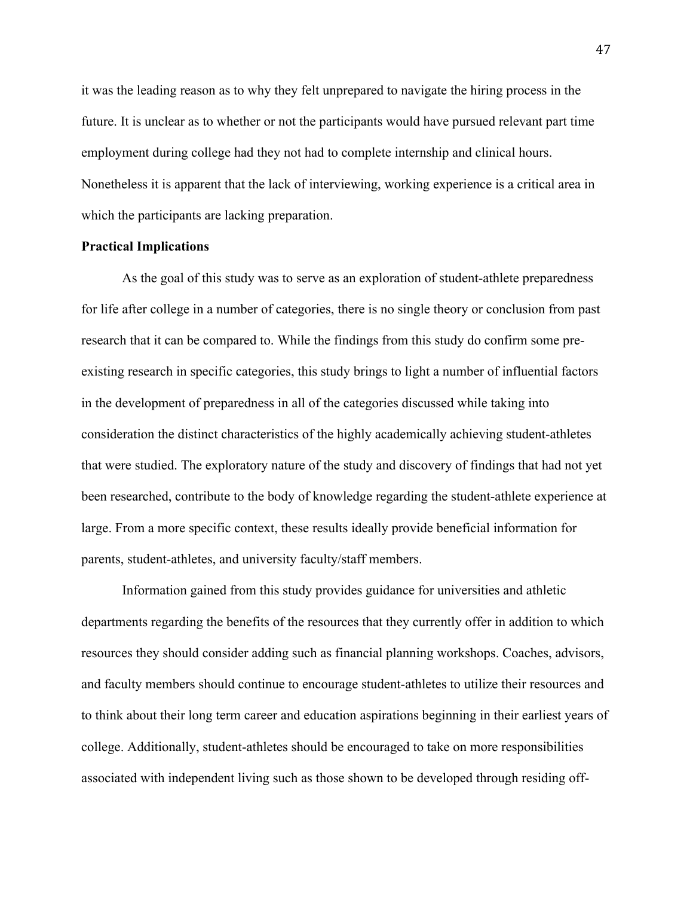it was the leading reason as to why they felt unprepared to navigate the hiring process in the future. It is unclear as to whether or not the participants would have pursued relevant part time employment during college had they not had to complete internship and clinical hours. Nonetheless it is apparent that the lack of interviewing, working experience is a critical area in which the participants are lacking preparation.

**Practical Implications**

As the goal of this study was to serve as an exploration of student-athlete preparedness for life after college in a number of categories, there is no single theory or conclusion from past research that it can be compared to. While the findings from this study do confirm some pre-existing research in specific categories, this study brings to light a number of influential factors in the development of preparedness in all of the categories discussed while taking into consideration the distinct characteristics of the highly academically achieving student-athletes that were studied. The exploratory nature of the study and discovery of findings that had not yet been researched, contribute to the body of knowledge regarding the student-athlete experience at large. From a more specific context, these results ideally provide beneficial information for parents, student-athletes, and university faculty/staff members.

Information gained from this study provides guidance for universities and athletic departments regarding the benefits of the resources that they currently offer in addition to which resources they should consider adding such as financial planning workshops. Coaches, advisors, and faculty members should continue to encourage student-athletes to utilize their resources and to think about their long term career and education aspirations beginning in their earliest years of college. Additionally, student-athletes should be encouraged to take on more responsibilities associated with independent living such as those shown to be developed through residing off-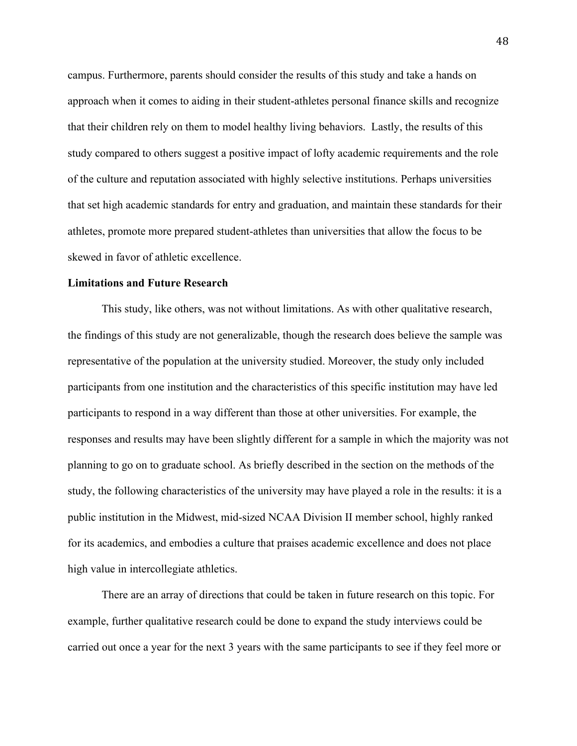campus. Furthermore, parents should consider the results of this study and take a hands on approach when it comes to aiding in their student-athletes personal finance skills and recognize that their children rely on them to model healthy living behaviors. Lastly, the results of this study compared to others suggest a positive impact of lofty academic requirements and the role of the culture and reputation associated with highly selective institutions. Perhaps universities that set high academic standards for entry and graduation, and maintain these standards for their athletes, promote more prepared student-athletes than universities that allow the focus to be skewed in favor of athletic excellence.

**Limitations and Future Research**

This study, like others, was not without limitations. As with other qualitative research, the findings of this study are not generalizable, though the research does believe the sample was representative of the population at the university studied. Moreover, the study only included participants from one institution and the characteristics of this specific institution may have led participants to respond in a way different than those at other universities. For example, the responses and results may have been slightly different for a sample in which the majority was not planning to go on to graduate school. As briefly described in the section on the methods of the study, the following characteristics of the university may have played a role in the results: it is a public institution in the Midwest, mid-sized NCAA Division II member school, highly ranked for its academics, and embodies a culture that praises academic excellence and does not place high value in intercollegiate athletics.

There are an array of directions that could be taken in future research on this topic. For example, further qualitative research could be done to expand the study interviews could be carried out once a year for the next 3 years with the same participants to see if they feel more or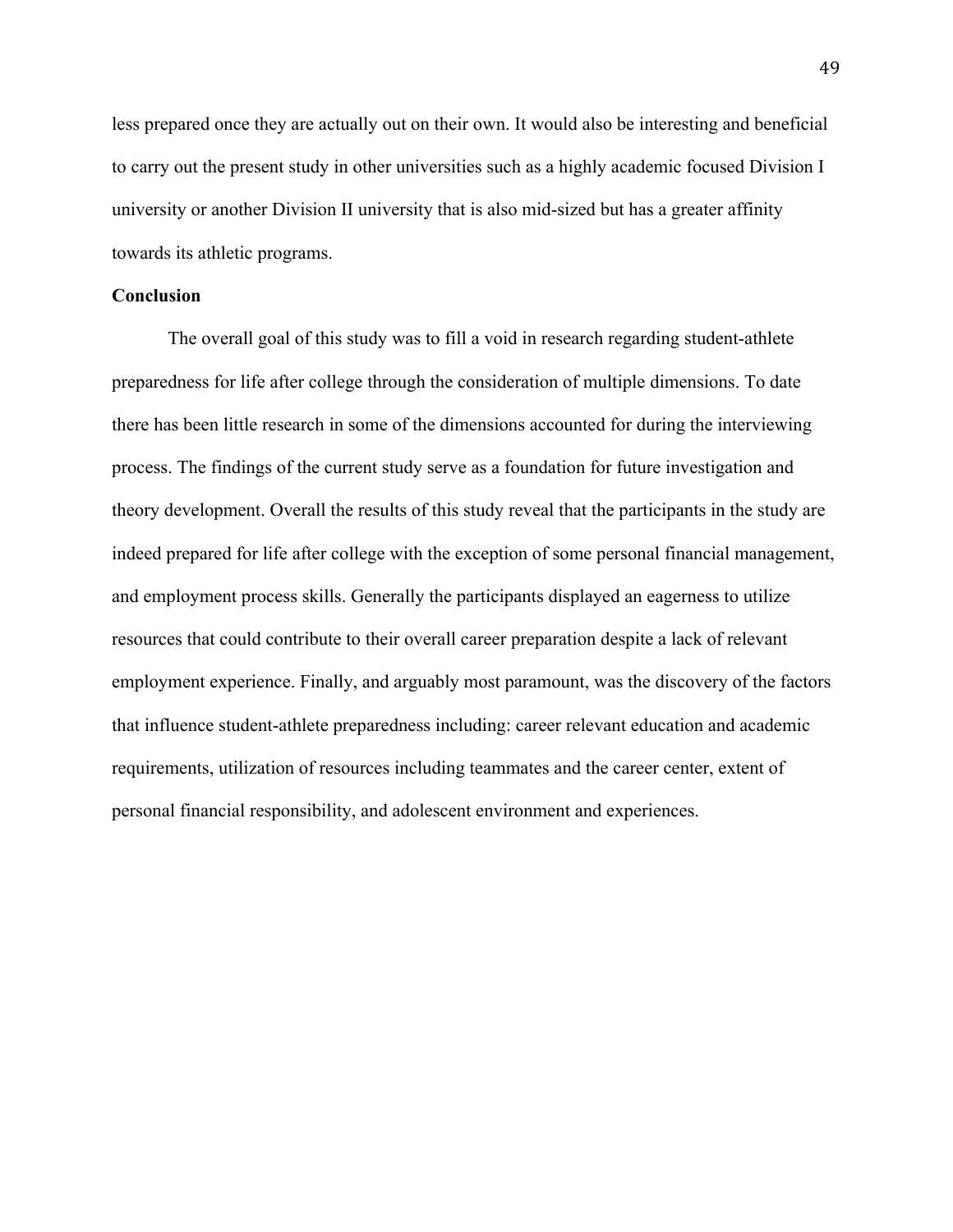less prepared once they are actually out on their own. It would also be interesting and beneficial to carry out the present study in other universities such as a highly academic focused Division I university or another Division II university that is also mid-sized but has a greater affinity towards its athletic programs.

**Conclusion**

The overall goal of this study was to fill a void in research regarding student-athlete preparedness for life after college through the consideration of multiple dimensions. To date there has been little research in some of the dimensions accounted for during the interviewing process. The findings of the current study serve as a foundation for future investigation and theory development. Overall the results of this study reveal that the participants in the study are indeed prepared for life after college with the exception of some personal financial management, and employment process skills. Generally the participants displayed an eagerness to utilize resources that could contribute to their overall career preparation despite a lack of relevant employment experience. Finally, and arguably most paramount, was the discovery of the factors that influence student-athlete preparedness including: career relevant education and academic requirements, utilization of resources including teammates and the career center, extent of personal financial responsibility, and adolescent environment and experiences.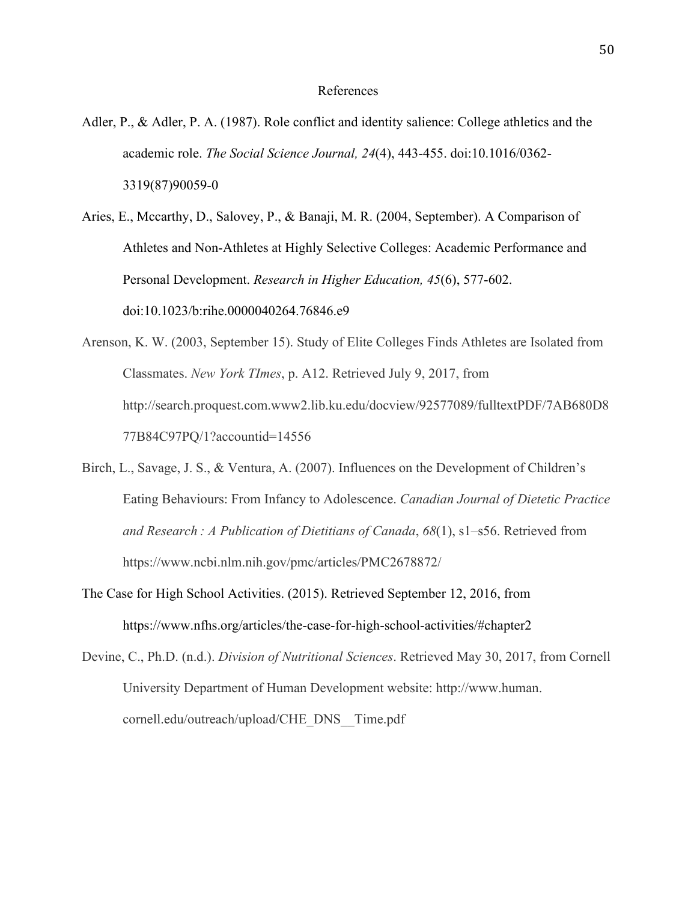# References

Adler, P., & Adler, P. A. (1987). Role conflict and identity salience: College athletics and the academic role. *The Social Science Journal, 24*(4), 443-455. doi:10.1016/0362-3319(87)90059-0

Aries, E., Mccarthy, D., Salovey, P., & Banaji, M. R. (2004, September). A Comparison of Athletes and Non-Athletes at Highly Selective Colleges: Academic Performance and Personal Development. *Research in Higher Education, 45*(6), 577-602. doi:10.1023/b:rihe.0000040264.76846.e9

Arenson, K. W. (2003, September 15). Study of Elite Colleges Finds Athletes are Isolated from Classmates. *New York TImes*, p. A12. Retrieved July 9, 2017, from http://search.proquest.com.www2.lib.ku.edu/docview/92577089/fulltextPDF/7AB680D877B84C97PQ/1?accountid=14556

Birch, L., Savage, J. S., & Ventura, A. (2007). Influences on the Development of Children's Eating Behaviours: From Infancy to Adolescence. *Canadian Journal of Dietetic Practice and Research : A Publication of Dietitians of Canada*, *68*(1), s1–s56. Retrieved from https://www.ncbi.nlm.nih.gov/pmc/articles/PMC2678872/

The Case for High School Activities. (2015). Retrieved September 12, 2016, from https://www.nfhs.org/articles/the-case-for-high-school-activities/#chapter2

Devine, C., Ph.D. (n.d.). *Division of Nutritional Sciences*. Retrieved May 30, 2017, from Cornell University Department of Human Development website: http://www.human.cornell.edu/outreach/upload/CHE_DNS__Time.pdf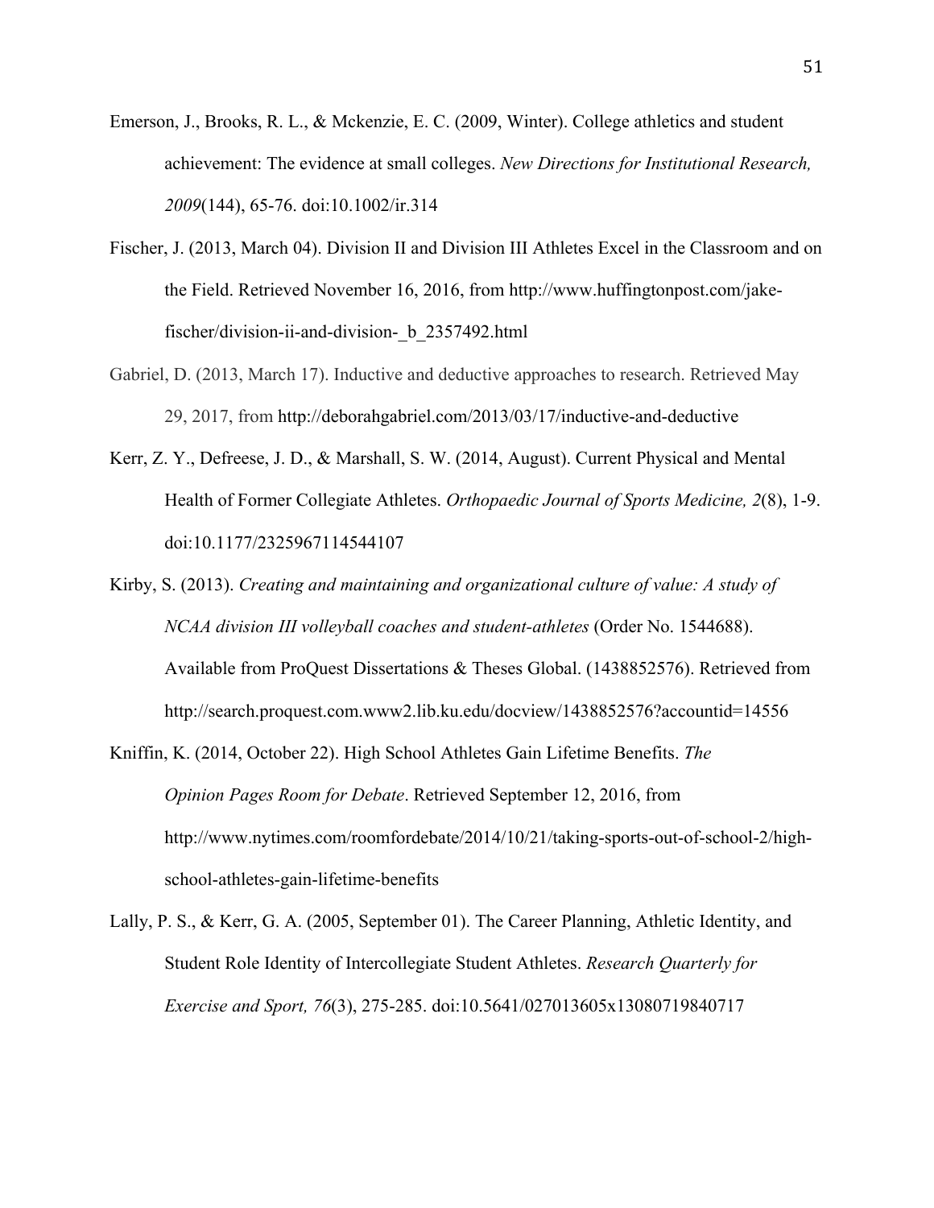Emerson, J., Brooks, R. L., & Mckenzie, E. C. (2009, Winter). College athletics and student achievement: The evidence at small colleges. *New Directions for Institutional Research, 2009*(144), 65-76. doi:10.1002/ir.314

Fischer, J. (2013, March 04). Division II and Division III Athletes Excel in the Classroom and on the Field. Retrieved November 16, 2016, from http://www.huffingtonpost.com/jake-fischer/division-ii-and-division-_b_2357492.html

Gabriel, D. (2013, March 17). Inductive and deductive approaches to research. Retrieved May 29, 2017, from http://deborahgabriel.com/2013/03/17/inductive-and-deductive

Kerr, Z. Y., Defreese, J. D., & Marshall, S. W. (2014, August). Current Physical and Mental Health of Former Collegiate Athletes. *Orthopaedic Journal of Sports Medicine, 2*(8), 1-9. doi:10.1177/2325967114544107

Kirby, S. (2013). *Creating and maintaining and organizational culture of value: A study of NCAA division III volleyball coaches and student-athletes* (Order No. 1544688). Available from ProQuest Dissertations & Theses Global. (1438852576). Retrieved from http://search.proquest.com.www2.lib.ku.edu/docview/1438852576?accountid=14556

Kniffin, K. (2014, October 22). High School Athletes Gain Lifetime Benefits. *The Opinion Pages Room for Debate*. Retrieved September 12, 2016, from http://www.nytimes.com/roomfordebate/2014/10/21/taking-sports-out-of-school-2/high-school-athletes-gain-lifetime-benefits

Lally, P. S., & Kerr, G. A. (2005, September 01). The Career Planning, Athletic Identity, and Student Role Identity of Intercollegiate Student Athletes. *Research Quarterly for Exercise and Sport, 76*(3), 275-285. doi:10.5641/027013605x13080719840717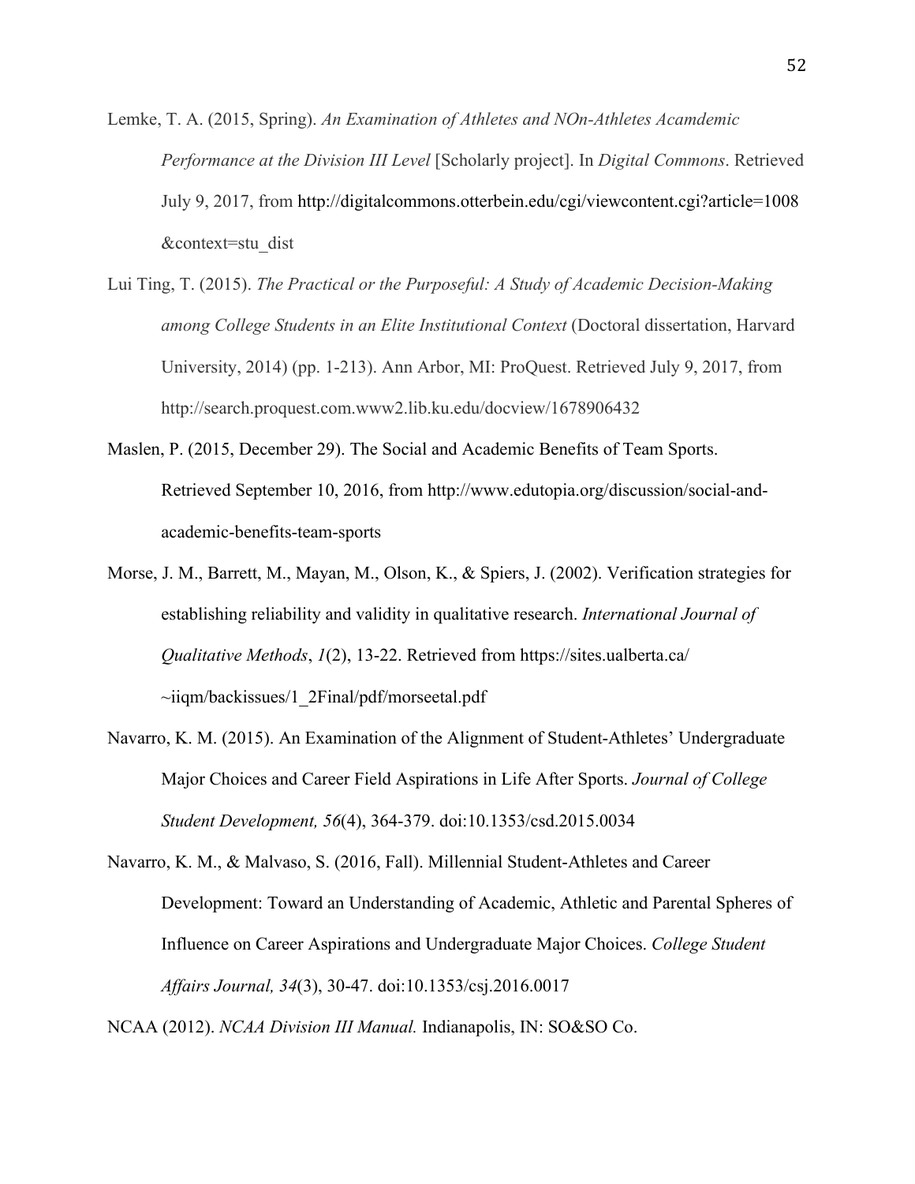Lemke, T. A. (2015, Spring). *An Examination of Athletes and NOn-Athletes Acamdemic Performance at the Division III Level* [Scholarly project]. In *Digital Commons*. Retrieved July 9, 2017, from http://digitalcommons.otterbein.edu/cgi/viewcontent.cgi?article=1008&context=stu_dist

Lui Ting, T. (2015). *The Practical or the Purposeful: A Study of Academic Decision-Making among College Students in an Elite Institutional Context* (Doctoral dissertation, Harvard University, 2014) (pp. 1-213). Ann Arbor, MI: ProQuest. Retrieved July 9, 2017, from http://search.proquest.com.www2.lib.ku.edu/docview/1678906432

Maslen, P. (2015, December 29). The Social and Academic Benefits of Team Sports. Retrieved September 10, 2016, from http://www.edutopia.org/discussion/social-and-academic-benefits-team-sports

Morse, J. M., Barrett, M., Mayan, M., Olson, K., & Spiers, J. (2002). Verification strategies for establishing reliability and validity in qualitative research. *International Journal of Qualitative Methods*, *1*(2), 13-22. Retrieved from https://sites.ualberta.ca/~iiqm/backissues/1_2Final/pdf/morseetal.pdf

Navarro, K. M. (2015). An Examination of the Alignment of Student-Athletes' Undergraduate Major Choices and Career Field Aspirations in Life After Sports. *Journal of College Student Development, 56*(4), 364-379. doi:10.1353/csd.2015.0034

Navarro, K. M., & Malvaso, S. (2016, Fall). Millennial Student-Athletes and Career Development: Toward an Understanding of Academic, Athletic and Parental Spheres of Influence on Career Aspirations and Undergraduate Major Choices. *College Student Affairs Journal, 34*(3), 30-47. doi:10.1353/csj.2016.0017

NCAA (2012). *NCAA Division III Manual.* Indianapolis, IN: SO&SO Co.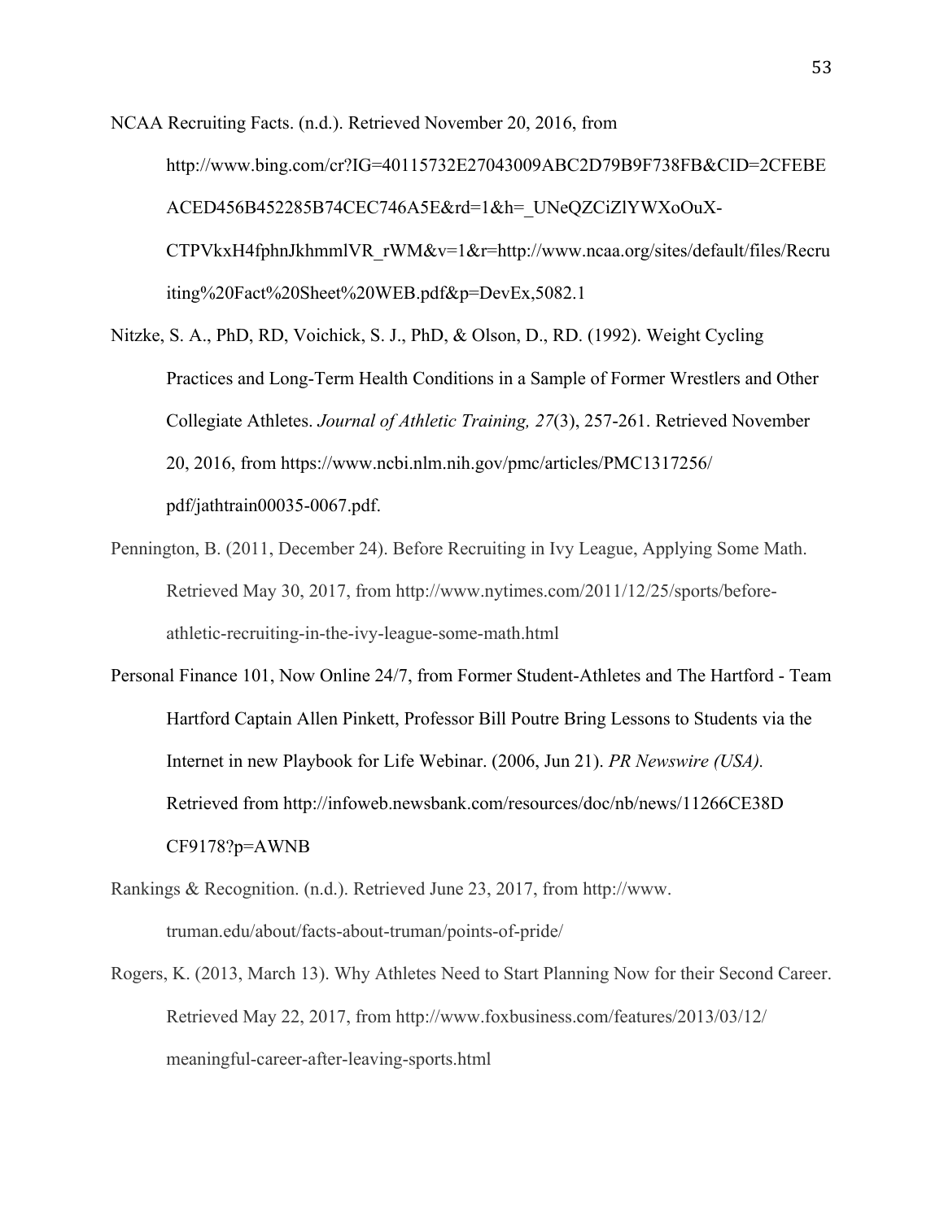NCAA Recruiting Facts. (n.d.). Retrieved November 20, 2016, from http://www.bing.com/cr?IG=40115732E27043009ABC2D79B9F738FB&CID=2CFEBEACED456B452285B74CEC746A5E&rd=1&h=_UNeQZCiZlYWXoOuX-CTPVkxH4fphnJkhmmlVR_rWM&v=1&r=http://www.ncaa.org/sites/default/files/Recruiting%20Fact%20Sheet%20WEB.pdf&p=DevEx,5082.1

Nitzke, S. A., PhD, RD, Voichick, S. J., PhD, & Olson, D., RD. (1992). Weight Cycling Practices and Long-Term Health Conditions in a Sample of Former Wrestlers and Other Collegiate Athletes. *Journal of Athletic Training, 27*(3), 257-261. Retrieved November 20, 2016, from https://www.ncbi.nlm.nih.gov/pmc/articles/PMC1317256/pdf/jathtrain00035-0067.pdf.

Pennington, B. (2011, December 24). Before Recruiting in Ivy League, Applying Some Math. Retrieved May 30, 2017, from http://www.nytimes.com/2011/12/25/sports/before-athletic-recruiting-in-the-ivy-league-some-math.html

Personal Finance 101, Now Online 24/7, from Former Student-Athletes and The Hartford - Team Hartford Captain Allen Pinkett, Professor Bill Poutre Bring Lessons to Students via the Internet in new Playbook for Life Webinar. (2006, Jun 21). *PR Newswire (USA).* Retrieved from http://infoweb.newsbank.com/resources/doc/nb/news/11266CE38DCF9178?p=AWNB

Rankings & Recognition. (n.d.). Retrieved June 23, 2017, from http://www.truman.edu/about/facts-about-truman/points-of-pride/

Rogers, K. (2013, March 13). Why Athletes Need to Start Planning Now for their Second Career. Retrieved May 22, 2017, from http://www.foxbusiness.com/features/2013/03/12/meaningful-career-after-leaving-sports.html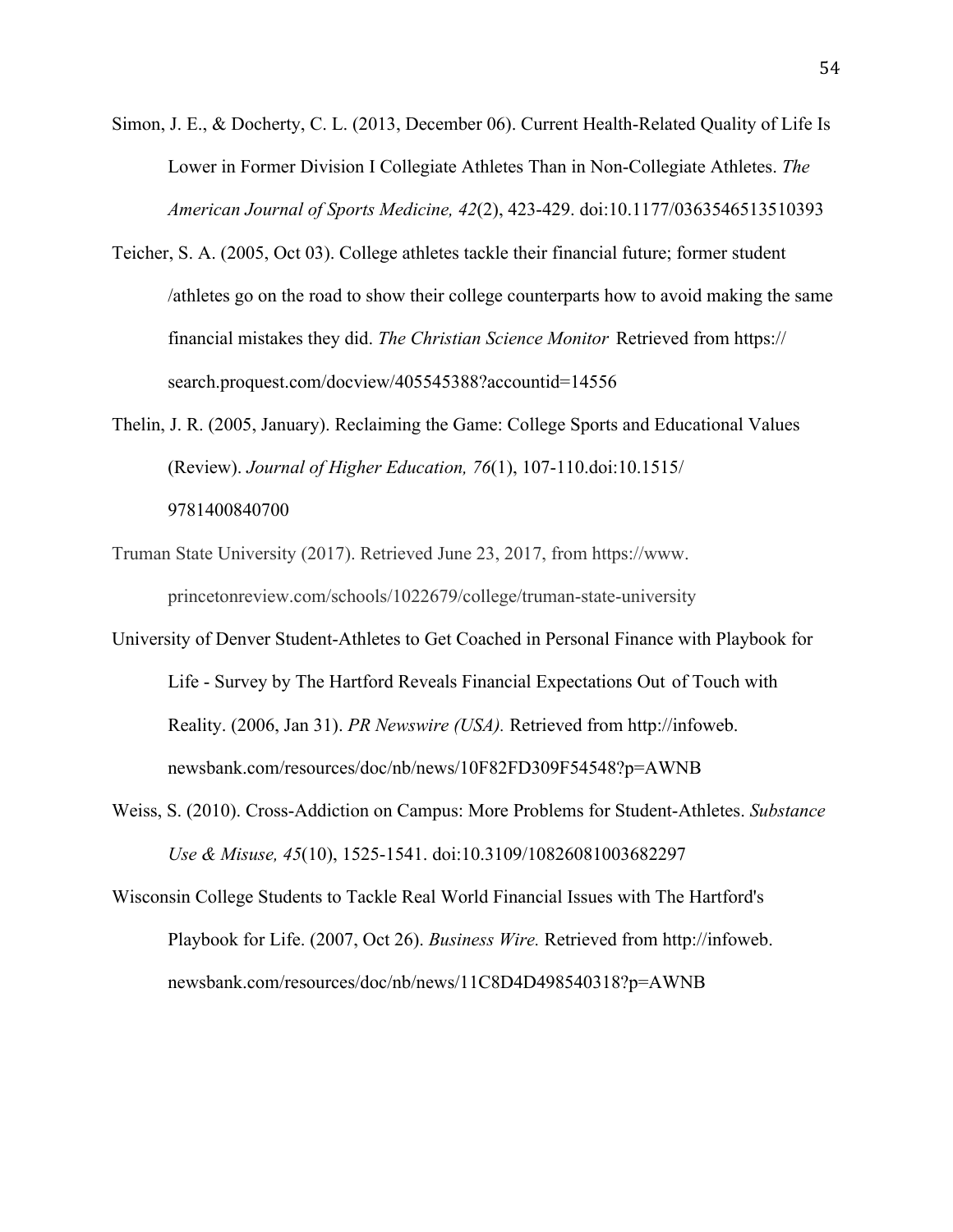Simon, J. E., & Docherty, C. L. (2013, December 06). Current Health-Related Quality of Life Is Lower in Former Division I Collegiate Athletes Than in Non-Collegiate Athletes. *The American Journal of Sports Medicine, 42*(2), 423-429. doi:10.1177/0363546513510393

Teicher, S. A. (2005, Oct 03). College athletes tackle their financial future; former student /athletes go on the road to show their college counterparts how to avoid making the same financial mistakes they did. *The Christian Science Monitor* Retrieved from https://search.proquest.com/docview/405545388?accountid=14556

Thelin, J. R. (2005, January). Reclaiming the Game: College Sports and Educational Values (Review). *Journal of Higher Education, 76*(1), 107-110.doi:10.1515/9781400840700

Truman State University (2017). Retrieved June 23, 2017, from https://www.princetonreview.com/schools/1022679/college/truman-state-university

University of Denver Student-Athletes to Get Coached in Personal Finance with Playbook for Life - Survey by The Hartford Reveals Financial Expectations Out of Touch with Reality. (2006, Jan 31). *PR Newswire (USA).* Retrieved from http://infoweb.newsbank.com/resources/doc/nb/news/10F82FD309F54548?p=AWNB

Weiss, S. (2010). Cross-Addiction on Campus: More Problems for Student-Athletes. *Substance Use & Misuse, 45*(10), 1525-1541. doi:10.3109/10826081003682297

Wisconsin College Students to Tackle Real World Financial Issues with The Hartford's Playbook for Life. (2007, Oct 26). *Business Wire.* Retrieved from http://infoweb.newsbank.com/resources/doc/nb/news/11C8D4D498540318?p=AWNB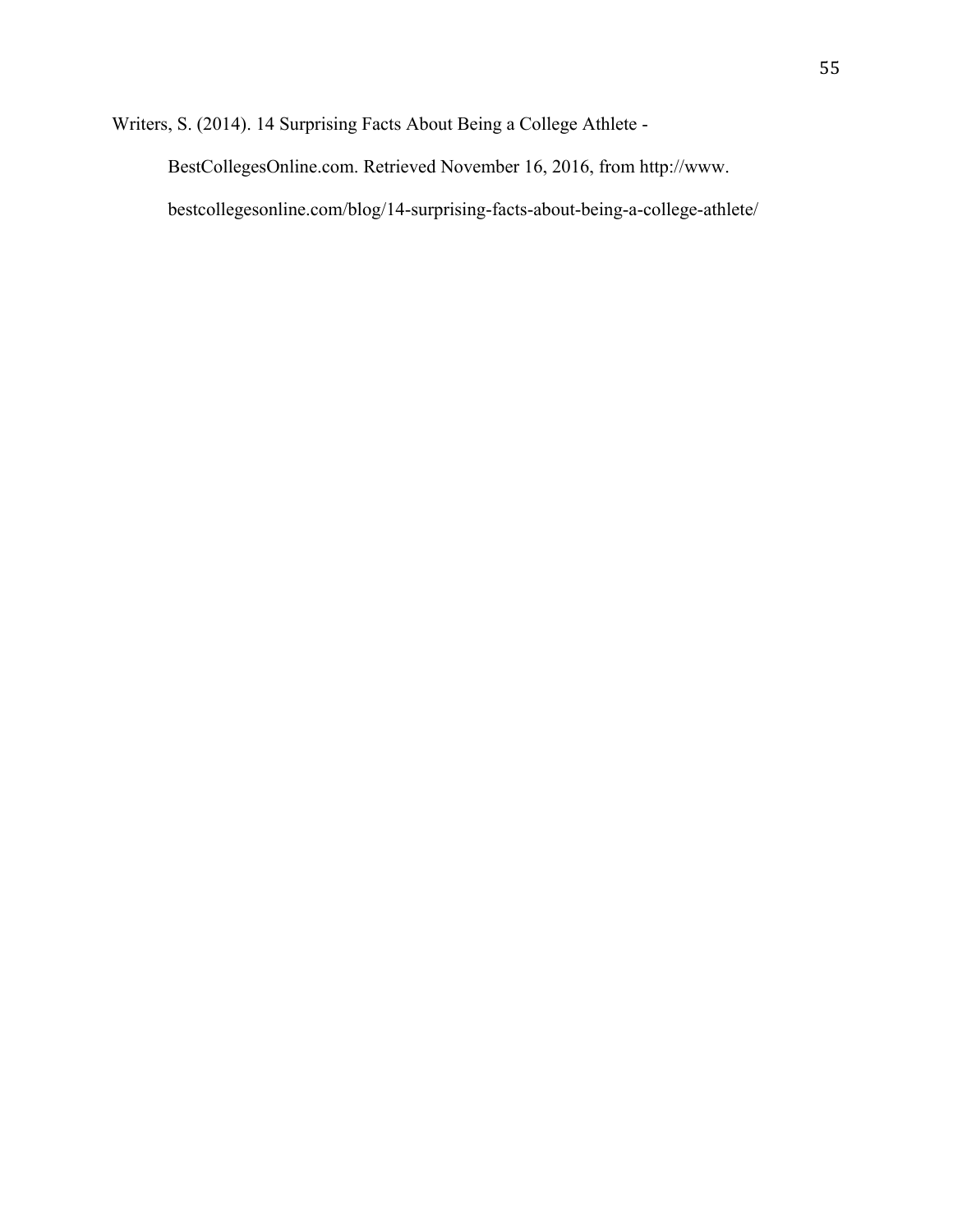Writers, S. (2014). 14 Surprising Facts About Being a College Athlete - BestCollegesOnline.com. Retrieved November 16, 2016, from http://www.bestcollegesonline.com/blog/14-surprising-facts-about-being-a-college-athlete/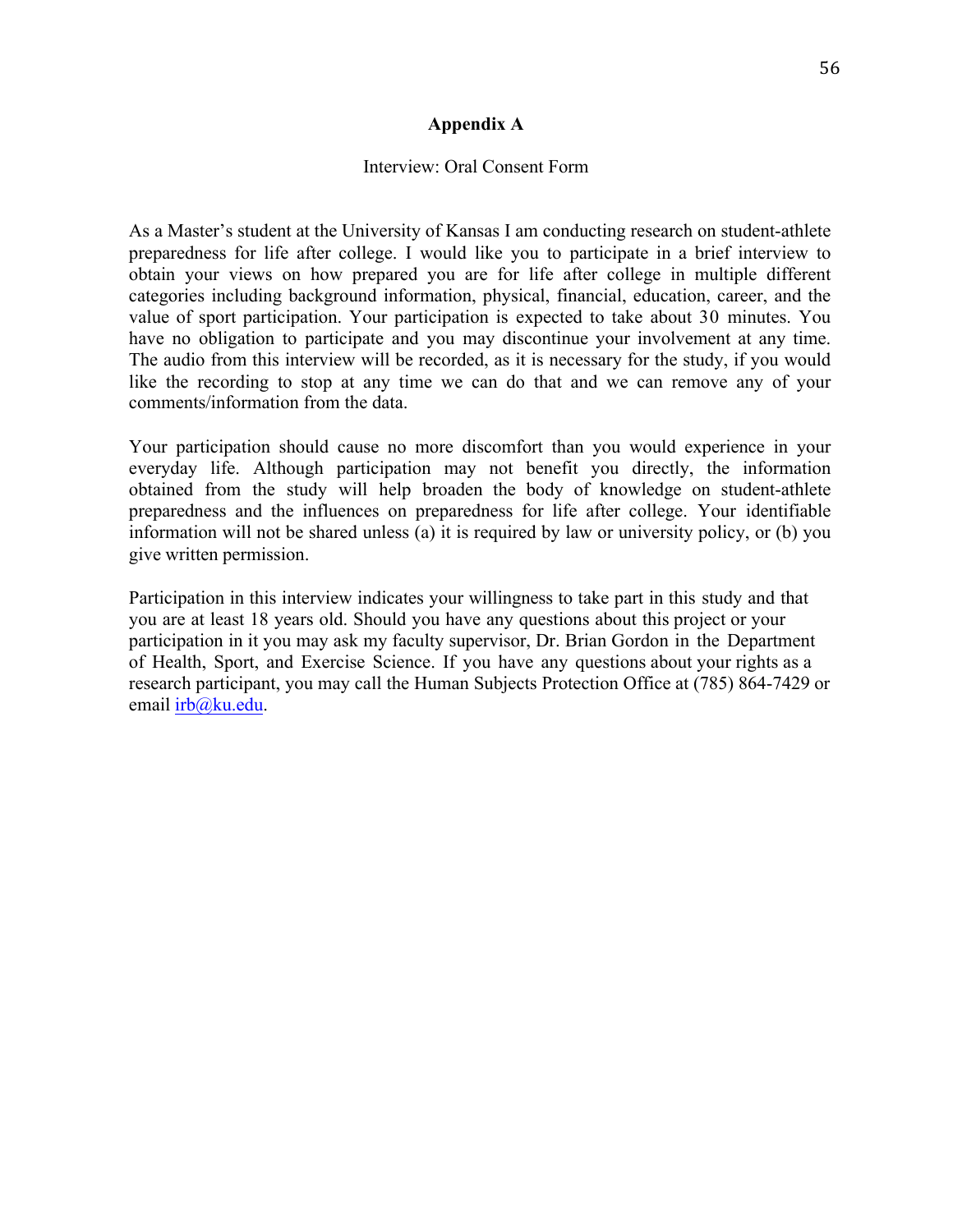# Appendix A

Interview: Oral Consent Form

As a Master's student at the University of Kansas I am conducting research on student-athlete preparedness for life after college. I would like you to participate in a brief interview to obtain your views on how prepared you are for life after college in multiple different categories including background information, physical, financial, education, career, and the value of sport participation. Your participation is expected to take about 30 minutes. You have no obligation to participate and you may discontinue your involvement at any time. The audio from this interview will be recorded, as it is necessary for the study, if you would like the recording to stop at any time we can do that and we can remove any of your comments/information from the data.

Your participation should cause no more discomfort than you would experience in your everyday life. Although participation may not benefit you directly, the information obtained from the study will help broaden the body of knowledge on student-athlete preparedness and the influences on preparedness for life after college. Your identifiable information will not be shared unless (a) it is required by law or university policy, or (b) you give written permission.

Participation in this interview indicates your willingness to take part in this study and that you are at least 18 years old. Should you have any questions about this project or your participation in it you may ask my faculty supervisor, Dr. Brian Gordon in the Department of Health, Sport, and Exercise Science. If you have any questions about your rights as a research participant, you may call the Human Subjects Protection Office at (785) 864-7429 or email irb@ku.edu.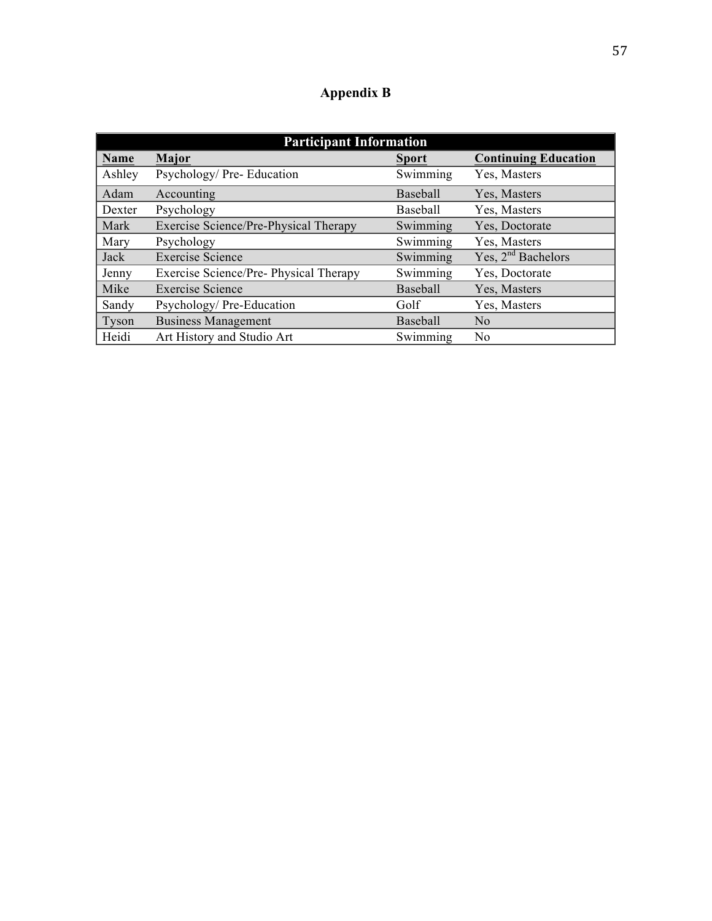# Appendix B

| Participant Information | | | |
|---|---|---|---|
| **Name** | **Major** | **Sport** | **Continuing Education** |
| Ashley | Psychology/ Pre- Education | Swimming | Yes, Masters |
| Adam | Accounting | Baseball | Yes, Masters |
| Dexter | Psychology | Baseball | Yes, Masters |
| Mark | Exercise Science/Pre-Physical Therapy | Swimming | Yes, Doctorate |
| Mary | Psychology | Swimming | Yes, Masters |
| Jack | Exercise Science | Swimming | Yes, 2nd Bachelors |
| Jenny | Exercise Science/Pre- Physical Therapy | Swimming | Yes, Doctorate |
| Mike | Exercise Science | Baseball | Yes, Masters |
| Sandy | Psychology/ Pre-Education | Golf | Yes, Masters |
| Tyson | Business Management | Baseball | No |
| Heidi | Art History and Studio Art | Swimming | No |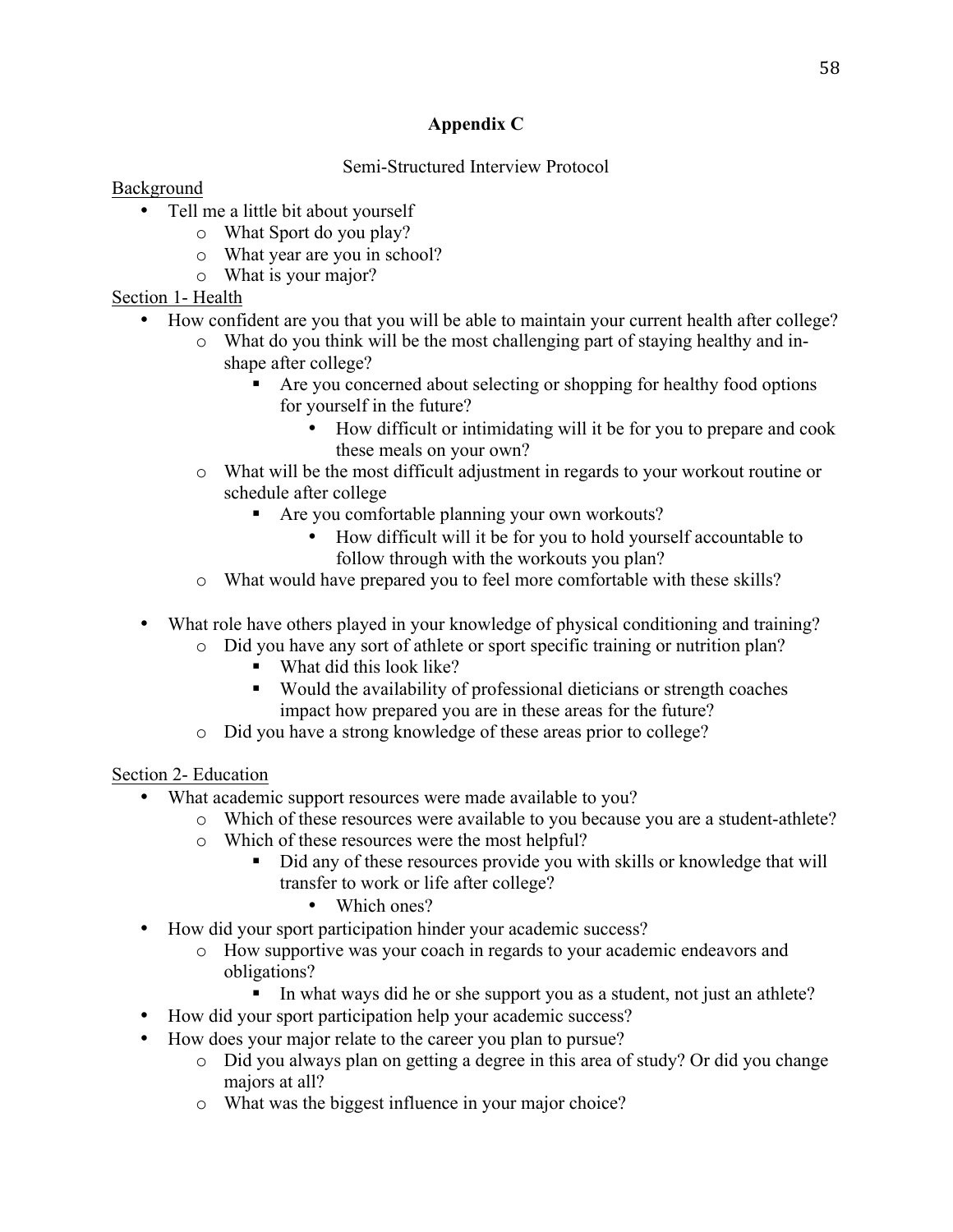# Appendix C

Semi-Structured Interview Protocol

Background

- Tell me a little bit about yourself
    - What Sport do you play?
    - What year are you in school?
    - What is your major?

Section 1- Health

- How confident are you that you will be able to maintain your current health after college?
    - What do you think will be the most challenging part of staying healthy and in-shape after college?
        - Are you concerned about selecting or shopping for healthy food options for yourself in the future?
            - How difficult or intimidating will it be for you to prepare and cook these meals on your own?
    - What will be the most difficult adjustment in regards to your workout routine or schedule after college
        - Are you comfortable planning your own workouts?
            - How difficult will it be for you to hold yourself accountable to follow through with the workouts you plan?
    - What would have prepared you to feel more comfortable with these skills?

- What role have others played in your knowledge of physical conditioning and training?
    - Did you have any sort of athlete or sport specific training or nutrition plan?
        - What did this look like?
        - Would the availability of professional dieticians or strength coaches impact how prepared you are in these areas for the future?
    - Did you have a strong knowledge of these areas prior to college?

Section 2- Education

- What academic support resources were made available to you?
    - Which of these resources were available to you because you are a student-athlete?
    - Which of these resources were the most helpful?
        - Did any of these resources provide you with skills or knowledge that will transfer to work or life after college?
            - Which ones?
- How did your sport participation hinder your academic success?
    - How supportive was your coach in regards to your academic endeavors and obligations?
        - In what ways did he or she support you as a student, not just an athlete?
- How did your sport participation help your academic success?
- How does your major relate to the career you plan to pursue?
    - Did you always plan on getting a degree in this area of study? Or did you change majors at all?
    - What was the biggest influence in your major choice?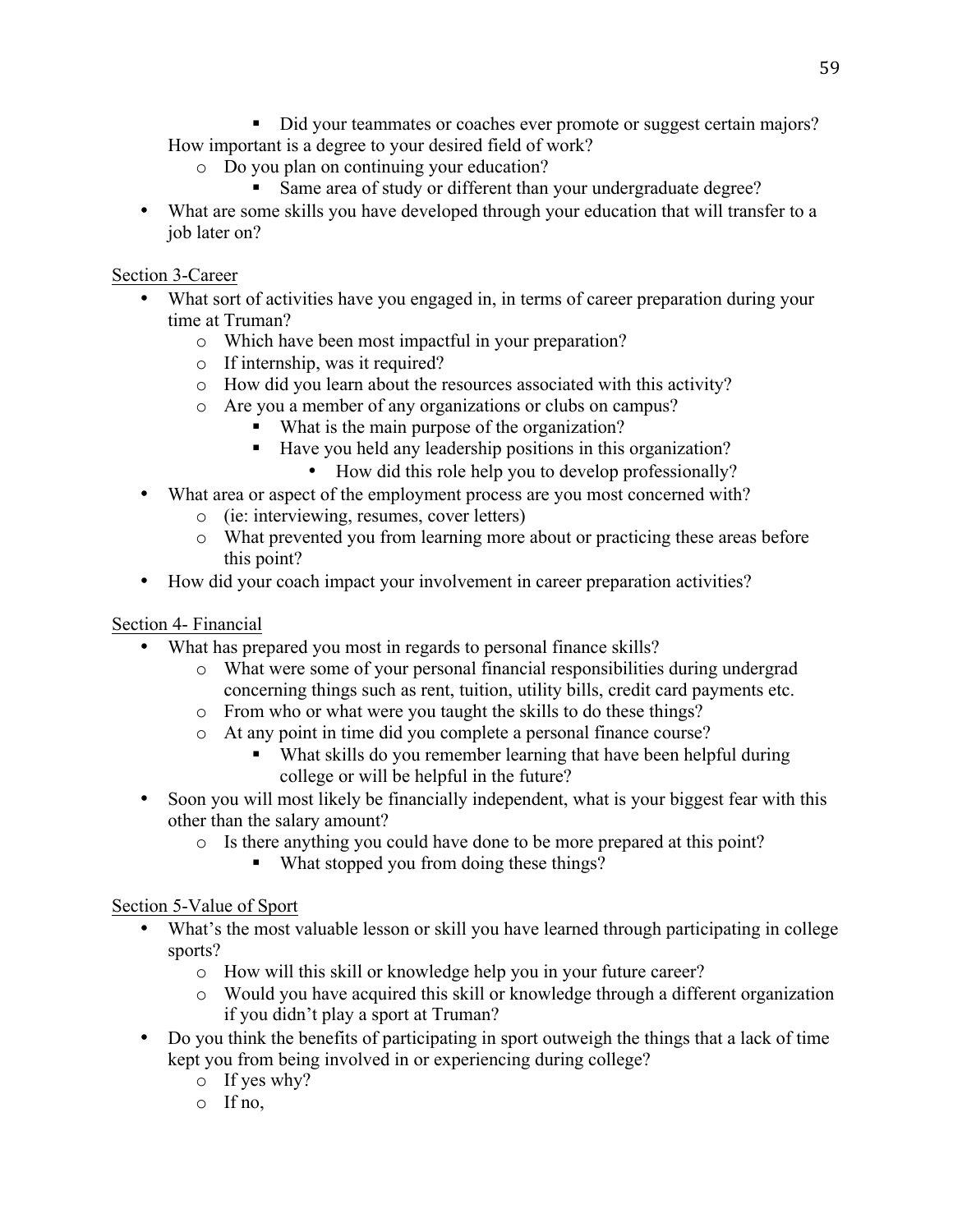- Did your teammates or coaches ever promote or suggest certain majors?

  How important is a degree to your desired field of work?
    - Do you plan on continuing your education?
      - Same area of study or different than your undergraduate degree?
- What are some skills you have developed through your education that will transfer to a job later on?

<u>Section 3-Career</u>

- What sort of activities have you engaged in, in terms of career preparation during your time at Truman?
    - Which have been most impactful in your preparation?
    - If internship, was it required?
    - How did you learn about the resources associated with this activity?
    - Are you a member of any organizations or clubs on campus?
      - What is the main purpose of the organization?
      - Have you held any leadership positions in this organization?
        - How did this role help you to develop professionally?
- What area or aspect of the employment process are you most concerned with?
    - (ie: interviewing, resumes, cover letters)
    - What prevented you from learning more about or practicing these areas before this point?
- How did your coach impact your involvement in career preparation activities?

<u>Section 4- Financial</u>

- What has prepared you most in regards to personal finance skills?
    - What were some of your personal financial responsibilities during undergrad concerning things such as rent, tuition, utility bills, credit card payments etc.
    - From who or what were you taught the skills to do these things?
    - At any point in time did you complete a personal finance course?
      - What skills do you remember learning that have been helpful during college or will be helpful in the future?
- Soon you will most likely be financially independent, what is your biggest fear with this other than the salary amount?
    - Is there anything you could have done to be more prepared at this point?
      - What stopped you from doing these things?

<u>Section 5-Value of Sport</u>

- What's the most valuable lesson or skill you have learned through participating in college sports?
    - How will this skill or knowledge help you in your future career?
    - Would you have acquired this skill or knowledge through a different organization if you didn't play a sport at Truman?
- Do you think the benefits of participating in sport outweigh the things that a lack of time kept you from being involved in or experiencing during college?
    - If yes why?
    - If no,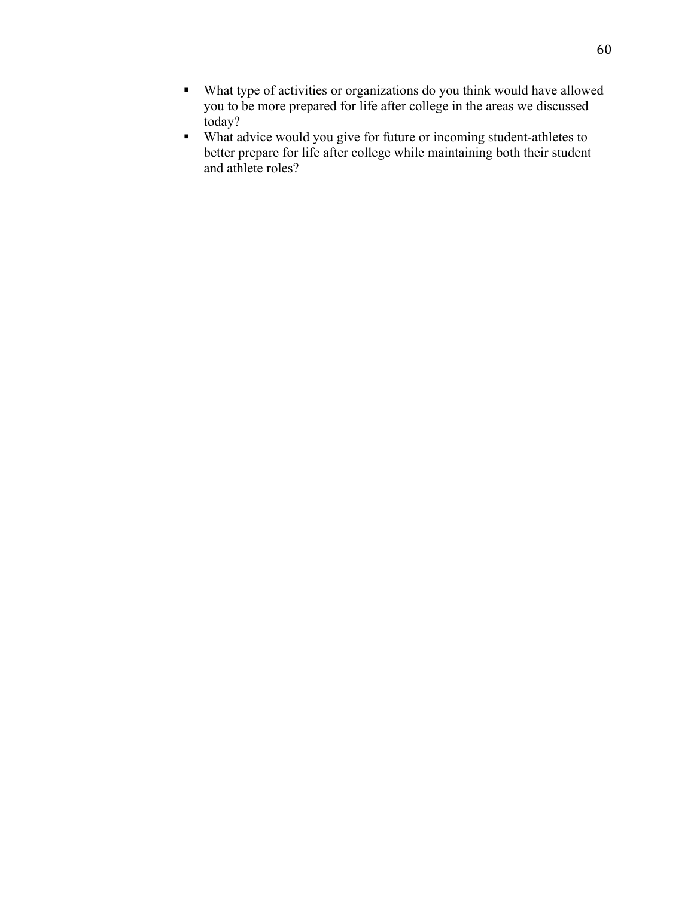- What type of activities or organizations do you think would have allowed you to be more prepared for life after college in the areas we discussed today?
- What advice would you give for future or incoming student-athletes to better prepare for life after college while maintaining both their student and athlete roles?